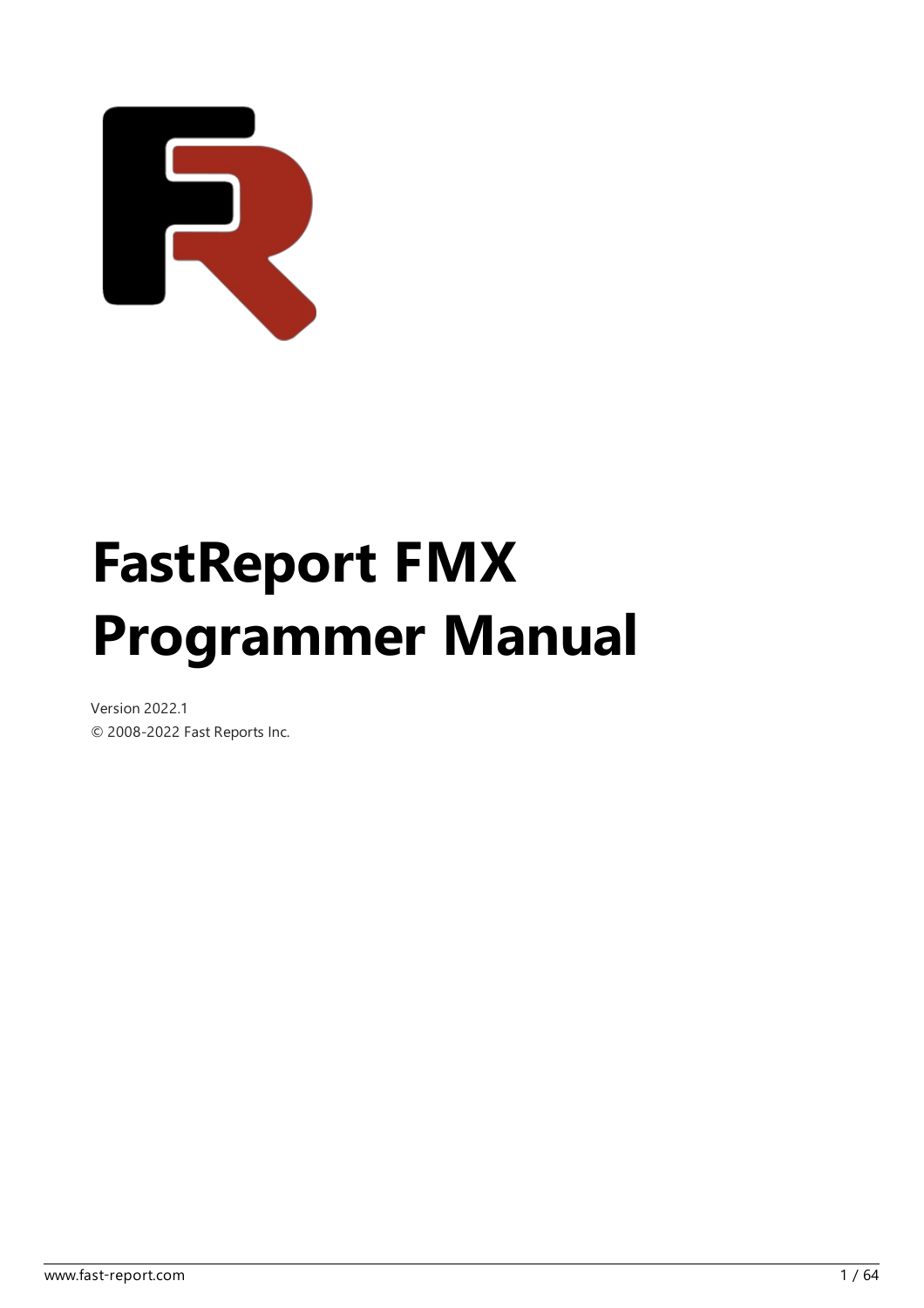# FastReport FMX Programmer Manual

Version 2022.1

© 2008-2022 Fast Reports Inc.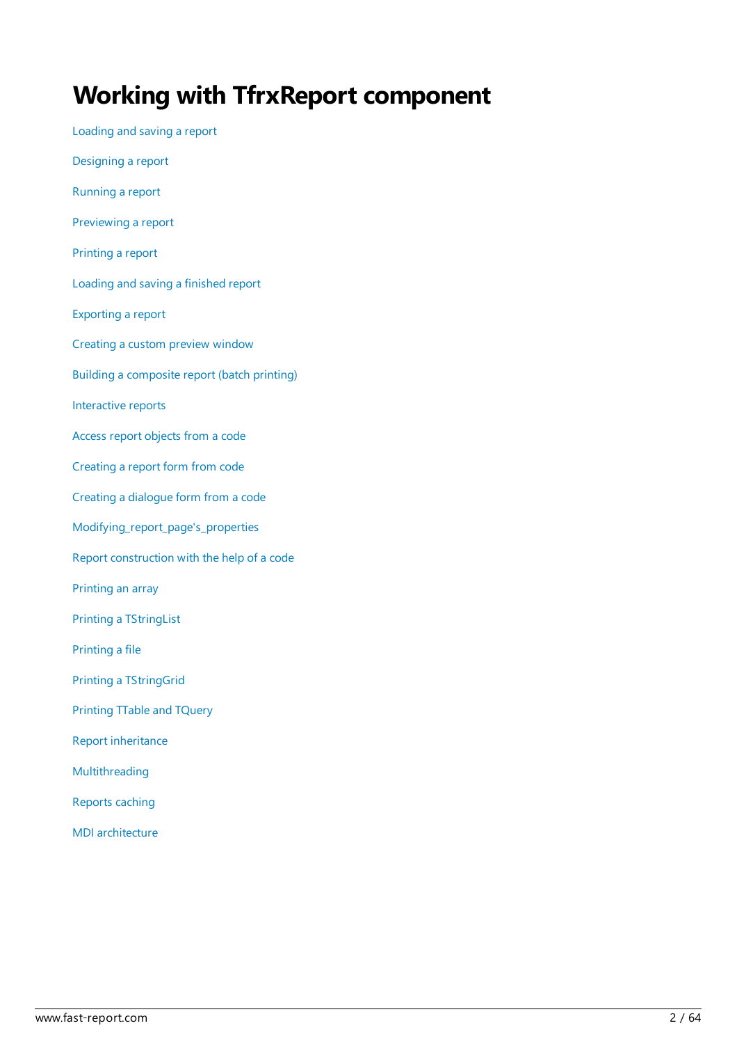# Working with TfrxReport component

Loading and saving a report

Designing a report

Running a report

Previewing a report

Printing a report

Loading and saving a finished report

Exporting a report

Creating a custom preview window

Building a composite report (batch printing)

Interactive reports

Access report objects from a code

Creating a report form from code

Creating a dialogue form from a code

Modifying_report_page's_properties

Report construction with the help of a code

Printing an array

Printing a TStringList

Printing a file

Printing a TStringGrid

Printing TTable and TQuery

Report inheritance

Multithreading

Reports caching

MDI architecture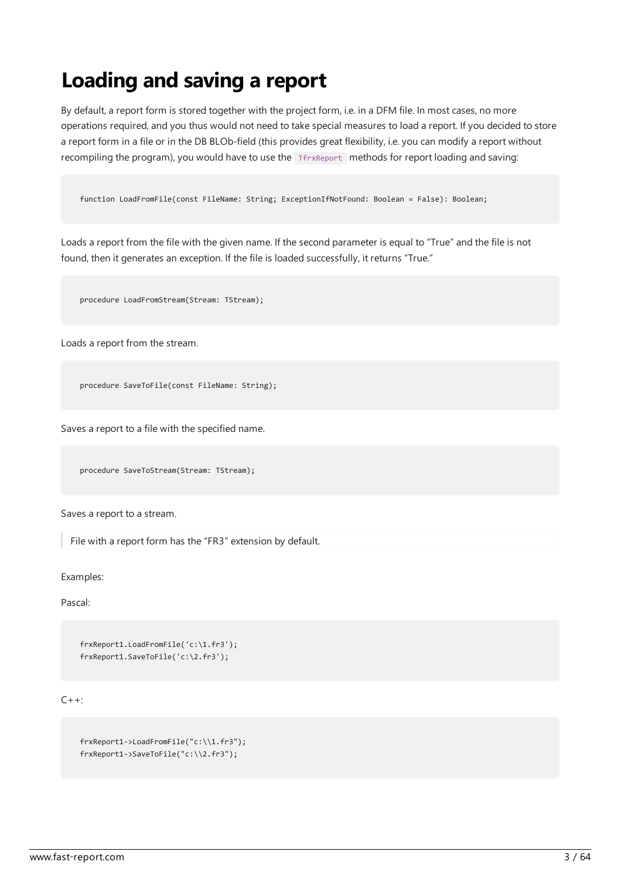# Loading and saving a report

By default, a report form is stored together with the project form, i.e. in a DFM file. In most cases, no more operations required, and you thus would not need to take special measures to load a report. If you decided to store a report form in a file or in the DB BLOb-field (this provides great flexibility, i.e. you can modify a report without recompiling the program), you would have to use the `TfrxReport` methods for report loading and saving:

```
function LoadFromFile(const FileName: String; ExceptionIfNotFound: Boolean = False): Boolean;
```

Loads a report from the file with the given name. If the second parameter is equal to "True" and the file is not found, then it generates an exception. If the file is loaded successfully, it returns "True."

```
procedure LoadFromStream(Stream: TStream);
```

Loads a report from the stream.

```
procedure SaveToFile(const FileName: String);
```

Saves a report to a file with the specified name.

```
procedure SaveToStream(Stream: TStream);
```

Saves a report to a stream.

> File with a report form has the "FR3" extension by default.

Examples:

Pascal:

```
frxReport1.LoadFromFile('c:\1.fr3');
frxReport1.SaveToFile('c:\2.fr3');
```

C++:

```
frxReport1->LoadFromFile("c:\\1.fr3");
frxReport1->SaveToFile("c:\\2.fr3");
```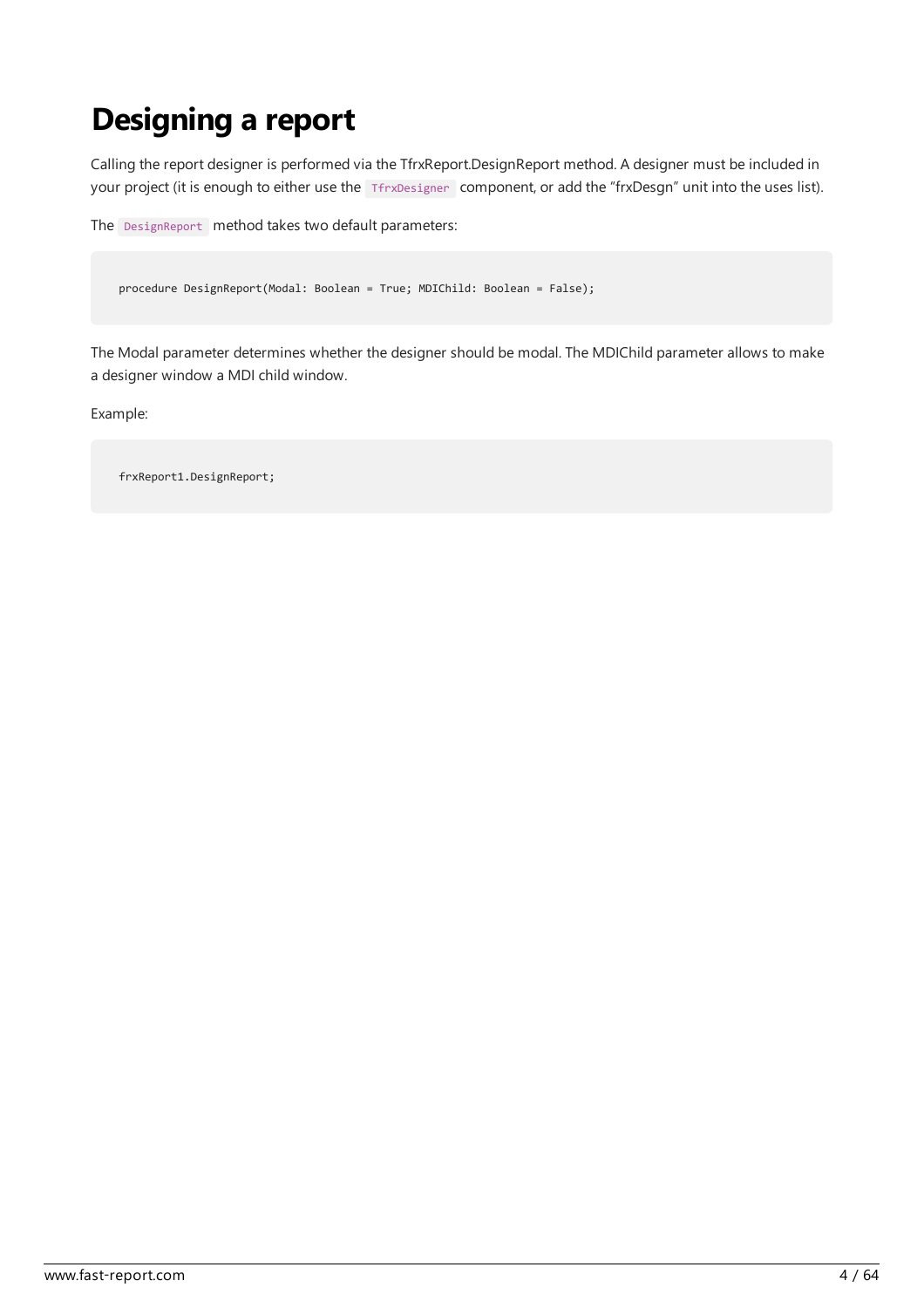# Designing a report

Calling the report designer is performed via the TfrxReport.DesignReport method. A designer must be included in your project (it is enough to either use the `TfrxDesigner` component, or add the "frxDesgn" unit into the uses list).

The `DesignReport` method takes two default parameters:

```
procedure DesignReport(Modal: Boolean = True; MDIChild: Boolean = False);
```

The Modal parameter determines whether the designer should be modal. The MDIChild parameter allows to make a designer window a MDI child window.

Example:

```
frxReport1.DesignReport;
```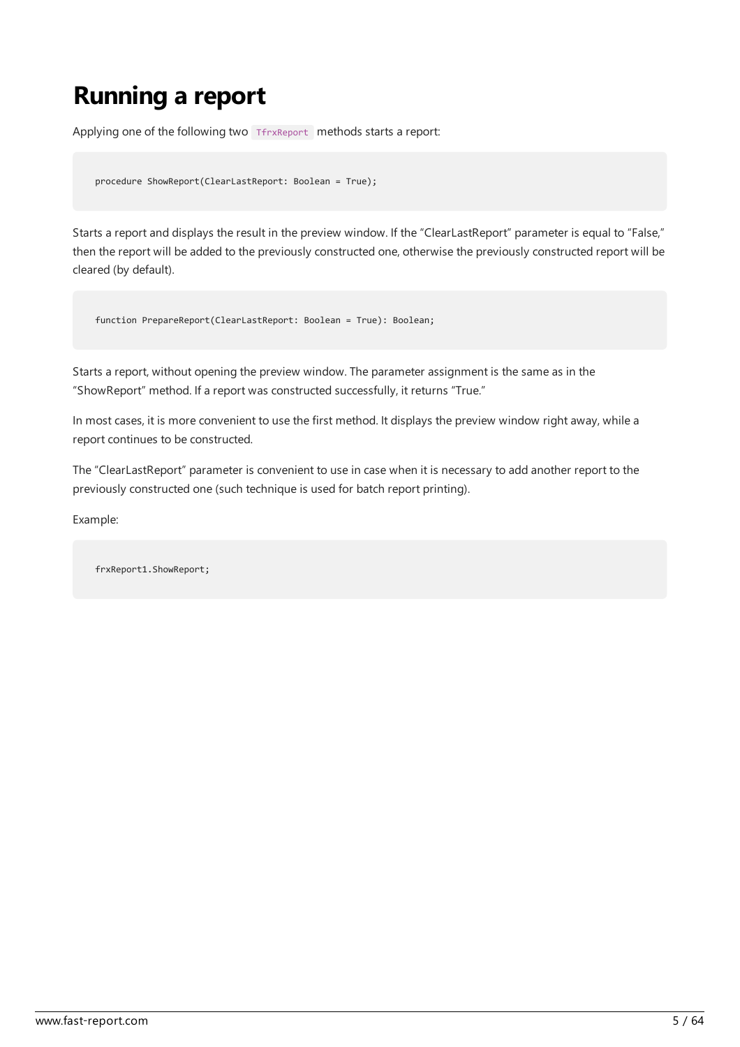# Running a report

Applying one of the following two `TfrxReport` methods starts a report:

```
procedure ShowReport(ClearLastReport: Boolean = True);
```

Starts a report and displays the result in the preview window. If the “ClearLastReport” parameter is equal to “False,” then the report will be added to the previously constructed one, otherwise the previously constructed report will be cleared (by default).

```
function PrepareReport(ClearLastReport: Boolean = True): Boolean;
```

Starts a report, without opening the preview window. The parameter assignment is the same as in the “ShowReport” method. If a report was constructed successfully, it returns “True.”

In most cases, it is more convenient to use the first method. It displays the preview window right away, while a report continues to be constructed.

The “ClearLastReport” parameter is convenient to use in case when it is necessary to add another report to the previously constructed one (such technique is used for batch report printing).

Example:

```
frxReport1.ShowReport;
```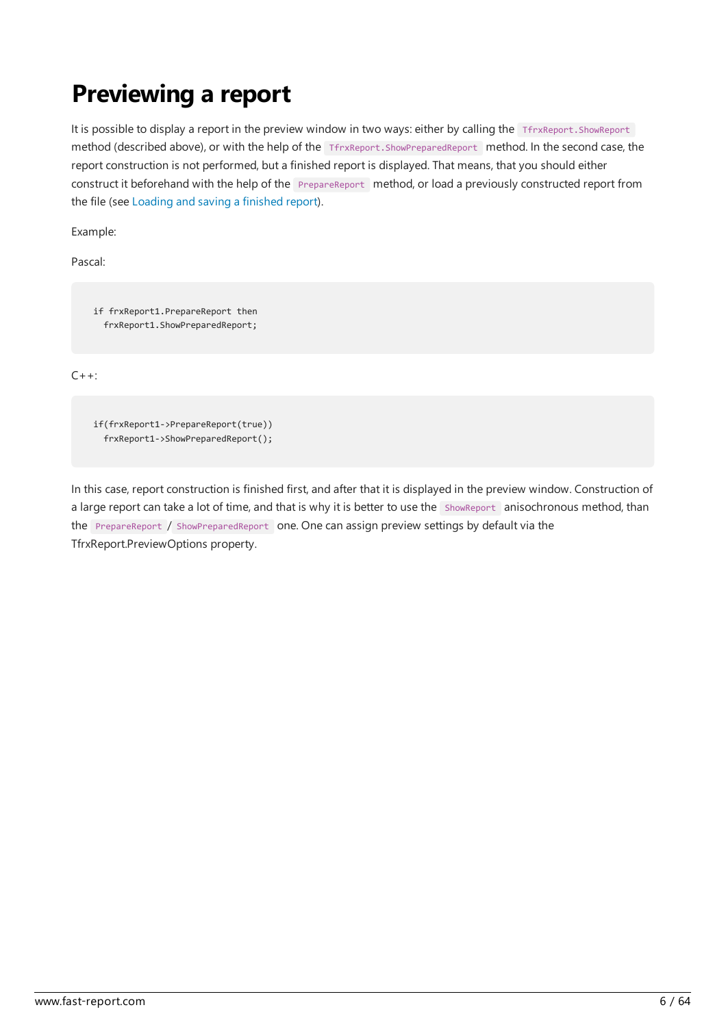# Previewing a report

It is possible to display a report in the preview window in two ways: either by calling the `TfrxReport.ShowReport` method (described above), or with the help of the `TfrxReport.ShowPreparedReport` method. In the second case, the report construction is not performed, but a finished report is displayed. That means, that you should either construct it beforehand with the help of the `PrepareReport` method, or load a previously constructed report from the file (see Loading and saving a finished report).

Example:

Pascal:

```
if frxReport1.PrepareReport then
  frxReport1.ShowPreparedReport;
```

C++:

```
if(frxReport1->PrepareReport(true))
  frxReport1->ShowPreparedReport();
```

In this case, report construction is finished first, and after that it is displayed in the preview window. Construction of a large report can take a lot of time, and that is why it is better to use the `ShowReport` anisochronous method, than the `PrepareReport` / `ShowPreparedReport` one. One can assign preview settings by default via the TfrxReport.PreviewOptions property.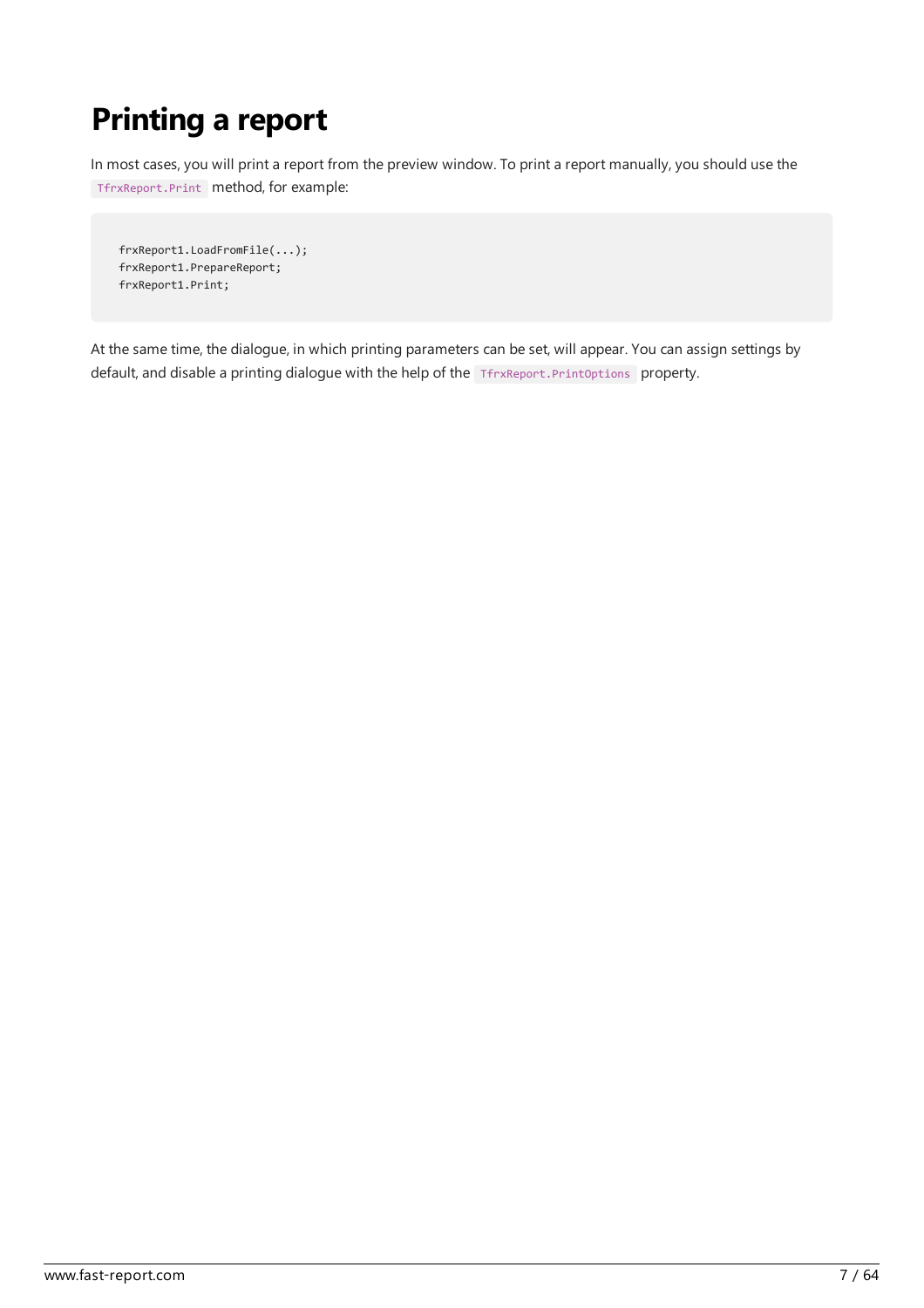# Printing a report

In most cases, you will print a report from the preview window. To print a report manually, you should use the `TfrxReport.Print` method, for example:

```
frxReport1.LoadFromFile(...);
frxReport1.PrepareReport;
frxReport1.Print;
```

At the same time, the dialogue, in which printing parameters can be set, will appear. You can assign settings by default, and disable a printing dialogue with the help of the `TfrxReport.PrintOptions` property.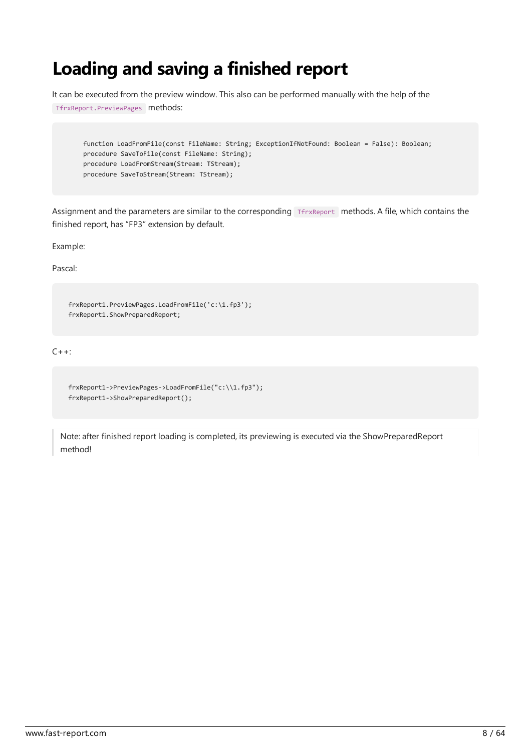# Loading and saving a finished report

It can be executed from the preview window. This also can be performed manually with the help of the `TfrxReport.PreviewPages` methods:

```
function LoadFromFile(const FileName: String; ExceptionIfNotFound: Boolean = False): Boolean;
procedure SaveToFile(const FileName: String);
procedure LoadFromStream(Stream: TStream);
procedure SaveToStream(Stream: TStream);
```

Assignment and the parameters are similar to the corresponding `TfrxReport` methods. A file, which contains the finished report, has "FP3" extension by default.

Example:

Pascal:

```
frxReport1.PreviewPages.LoadFromFile('c:\1.fp3');
frxReport1.ShowPreparedReport;
```

C++:

```
frxReport1->PreviewPages->LoadFromFile("c:\\1.fp3");
frxReport1->ShowPreparedReport();
```

> Note: after finished report loading is completed, its previewing is executed via the ShowPreparedReport method!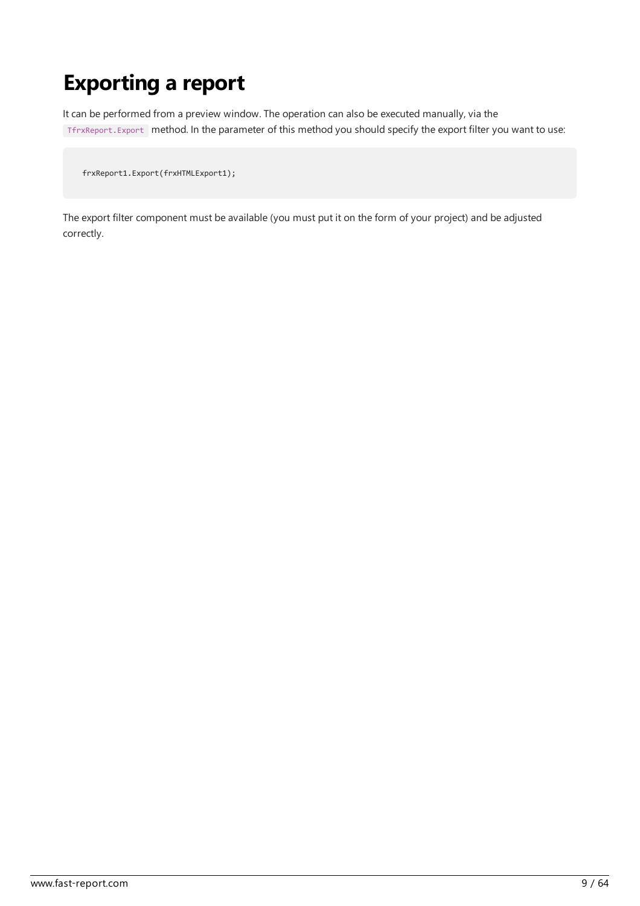# Exporting a report

It can be performed from a preview window. The operation can also be executed manually, via the `TfrxReport.Export` method. In the parameter of this method you should specify the export filter you want to use:

```
frxReport1.Export(frxHTMLExport1);
```

The export filter component must be available (you must put it on the form of your project) and be adjusted correctly.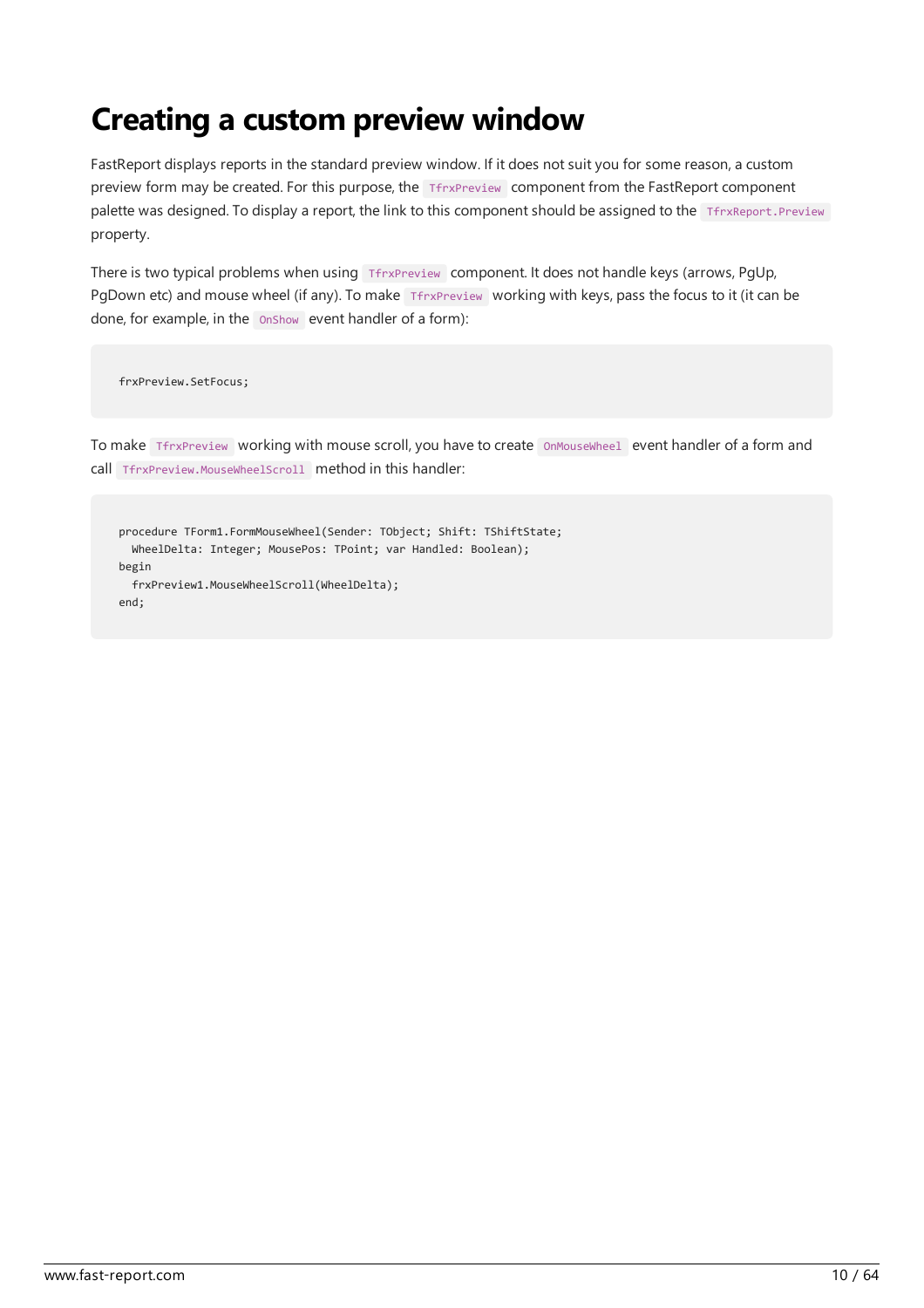# Creating a custom preview window

FastReport displays reports in the standard preview window. If it does not suit you for some reason, a custom preview form may be created. For this purpose, the `TfrxPreview` component from the FastReport component palette was designed. To display a report, the link to this component should be assigned to the `TfrxReport.Preview` property.

There is two typical problems when using `TfrxPreview` component. It does not handle keys (arrows, PgUp, PgDown etc) and mouse wheel (if any). To make `TfrxPreview` working with keys, pass the focus to it (it can be done, for example, in the `OnShow` event handler of a form):

```
frxPreview.SetFocus;
```

To make `TfrxPreview` working with mouse scroll, you have to create `OnMouseWheel` event handler of a form and call `TfrxPreview.MouseWheelScroll` method in this handler:

```
procedure TForm1.FormMouseWheel(Sender: TObject; Shift: TShiftState;
  WheelDelta: Integer; MousePos: TPoint; var Handled: Boolean);
begin
  frxPreview1.MouseWheelScroll(WheelDelta);
end;
```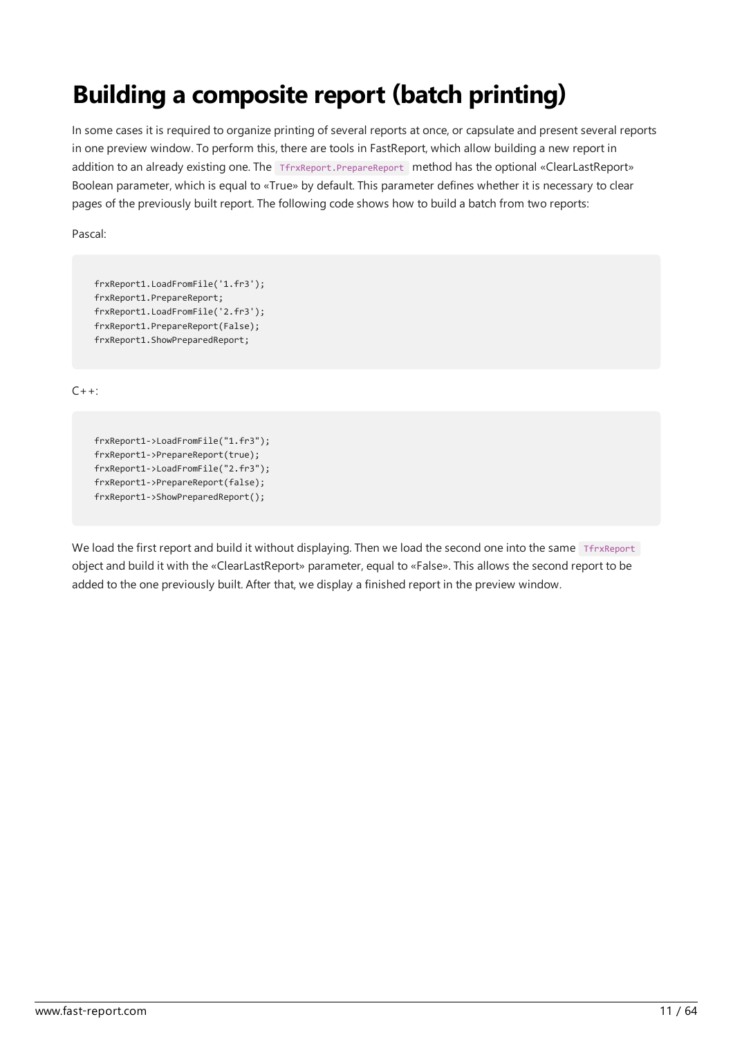# Building a composite report (batch printing)

In some cases it is required to organize printing of several reports at once, or capsulate and present several reports in one preview window. To perform this, there are tools in FastReport, which allow building a new report in addition to an already existing one. The `TfrxReport.PrepareReport` method has the optional «ClearLastReport» Boolean parameter, which is equal to «True» by default. This parameter defines whether it is necessary to clear pages of the previously built report. The following code shows how to build a batch from two reports:

Pascal:

```
frxReport1.LoadFromFile('1.fr3');
frxReport1.PrepareReport;
frxReport1.LoadFromFile('2.fr3');
frxReport1.PrepareReport(False);
frxReport1.ShowPreparedReport;
```

C++:

```
frxReport1->LoadFromFile("1.fr3");
frxReport1->PrepareReport(true);
frxReport1->LoadFromFile("2.fr3");
frxReport1->PrepareReport(false);
frxReport1->ShowPreparedReport();
```

We load the first report and build it without displaying. Then we load the second one into the same `TfrxReport` object and build it with the «ClearLastReport» parameter, equal to «False». This allows the second report to be added to the one previously built. After that, we display a finished report in the preview window.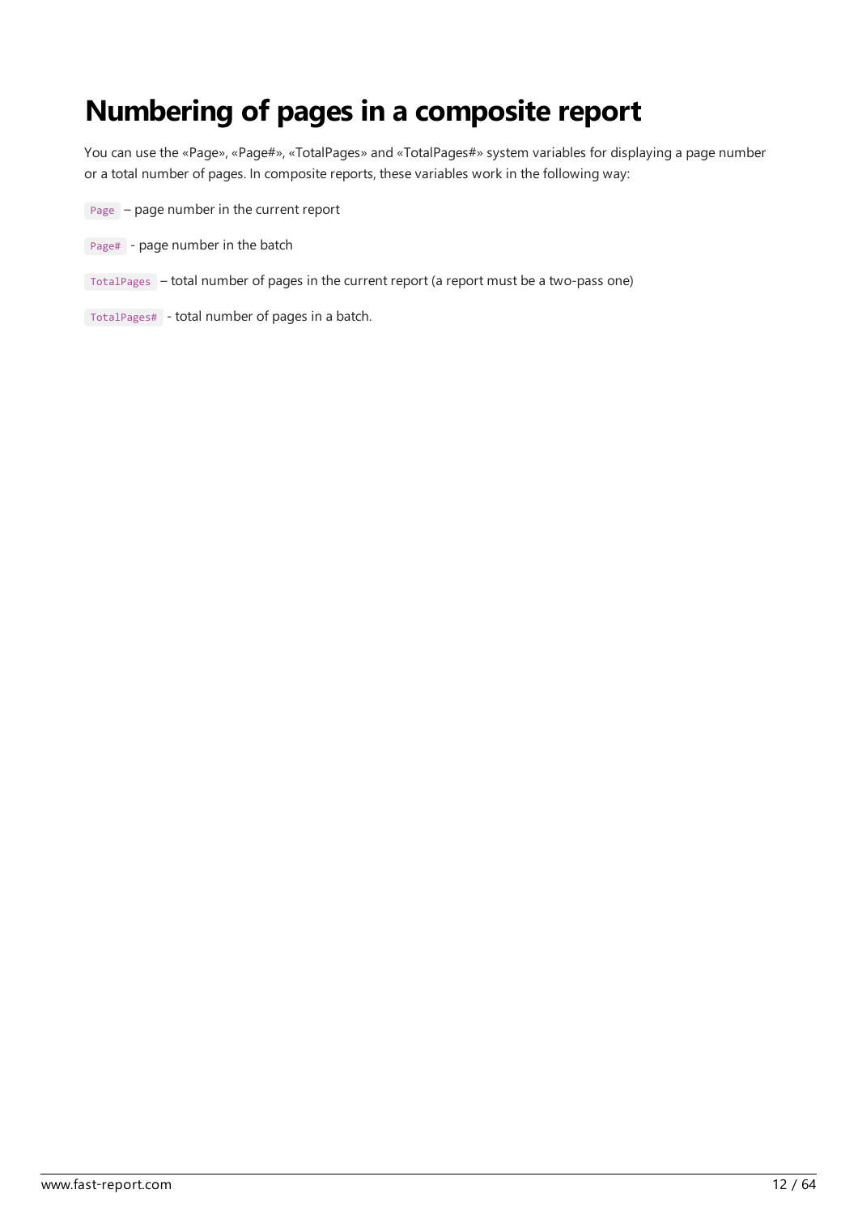# Numbering of pages in a composite report

You can use the «Page», «Page#», «TotalPages» and «TotalPages#» system variables for displaying a page number or a total number of pages. In composite reports, these variables work in the following way:

`Page` – page number in the current report

`Page#` - page number in the batch

`TotalPages` – total number of pages in the current report (a report must be a two-pass one)

`TotalPages#` - total number of pages in a batch.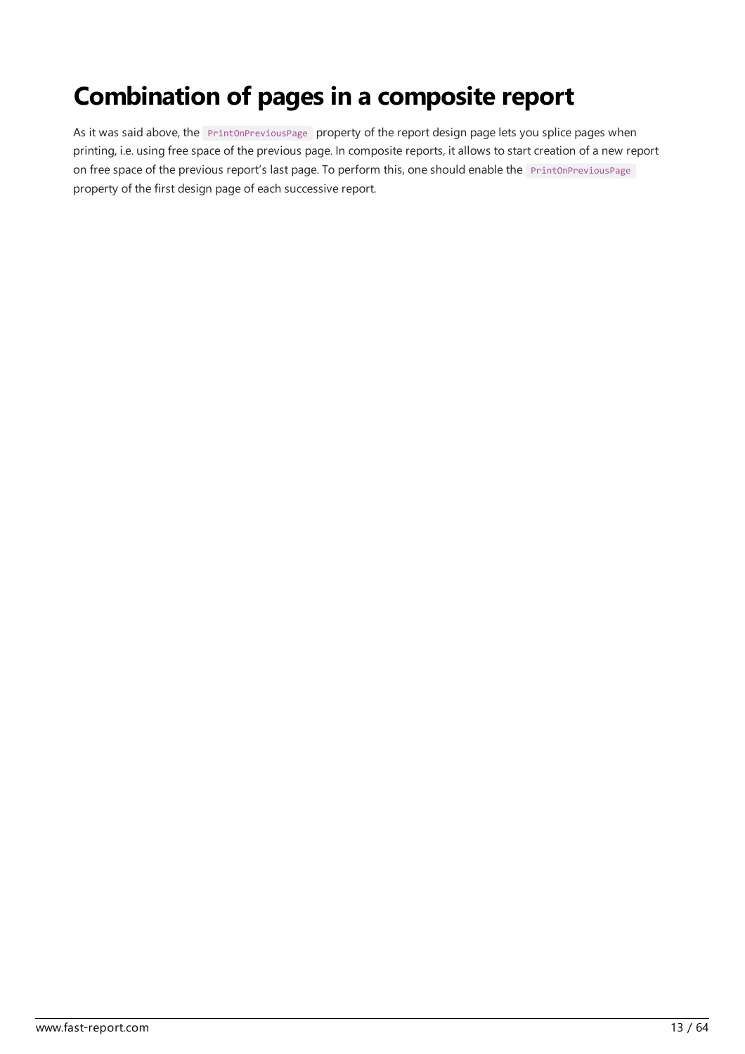# Combination of pages in a composite report

As it was said above, the `PrintOnPreviousPage` property of the report design page lets you splice pages when printing, i.e. using free space of the previous page. In composite reports, it allows to start creation of a new report on free space of the previous report's last page. To perform this, one should enable the `PrintOnPreviousPage` property of the first design page of each successive report.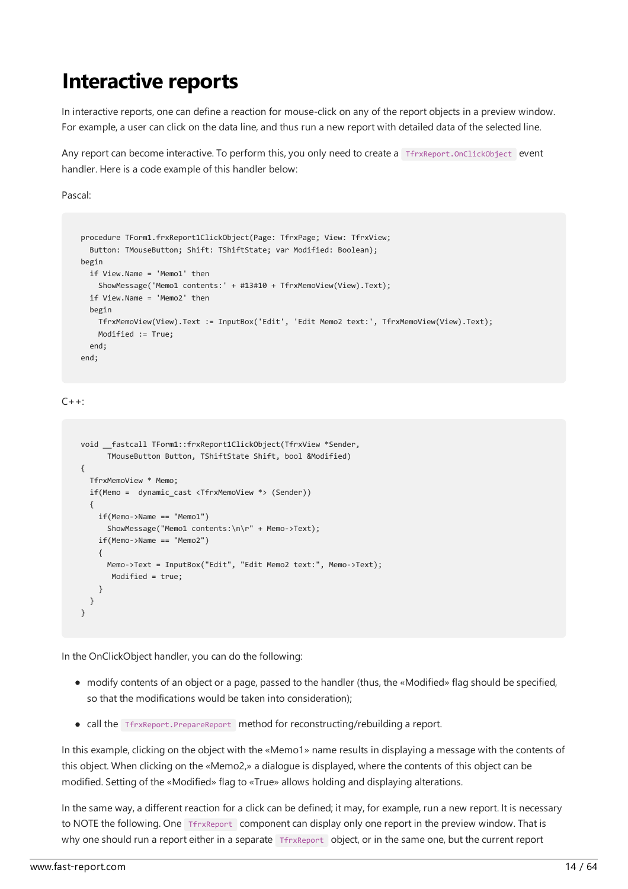# Interactive reports

In interactive reports, one can define a reaction for mouse-click on any of the report objects in a preview window. For example, a user can click on the data line, and thus run a new report with detailed data of the selected line.

Any report can become interactive. To perform this, you only need to create a `TfrxReport.OnClickObject` event handler. Here is a code example of this handler below:

Pascal:

```
procedure TForm1.frxReport1ClickObject(Page: TfrxPage; View: TfrxView;
  Button: TMouseButton; Shift: TShiftState; var Modified: Boolean);
begin
  if View.Name = 'Memo1' then
    ShowMessage('Memo1 contents:' + #13#10 + TfrxMemoView(View).Text);
  if View.Name = 'Memo2' then
  begin
    TfrxMemoView(View).Text := InputBox('Edit', 'Edit Memo2 text:', TfrxMemoView(View).Text);
    Modified := True;
  end;
end;
```

C++:

```
void __fastcall TForm1::frxReport1ClickObject(TfrxView *Sender,
      TMouseButton Button, TShiftState Shift, bool &Modified)
{
  TfrxMemoView * Memo;
  if(Memo =  dynamic_cast <TfrxMemoView *> (Sender))
  {
    if(Memo->Name == "Memo1")
      ShowMessage("Memo1 contents:\n\r" + Memo->Text);
    if(Memo->Name == "Memo2")
    {
      Memo->Text = InputBox("Edit", "Edit Memo2 text:", Memo->Text);
       Modified = true;
    }
  }
}
```

In the OnClickObject handler, you can do the following:

- modify contents of an object or a page, passed to the handler (thus, the «Modified» flag should be specified, so that the modifications would be taken into consideration);
- call the `TfrxReport.PrepareReport` method for reconstructing/rebuilding a report.

In this example, clicking on the object with the «Memo1» name results in displaying a message with the contents of this object. When clicking on the «Memo2,» a dialogue is displayed, where the contents of this object can be modified. Setting of the «Modified» flag to «True» allows holding and displaying alterations.

In the same way, a different reaction for a click can be defined; it may, for example, run a new report. It is necessary to NOTE the following. One `TfrxReport` component can display only one report in the preview window. That is why one should run a report either in a separate `TfrxReport` object, or in the same one, but the current report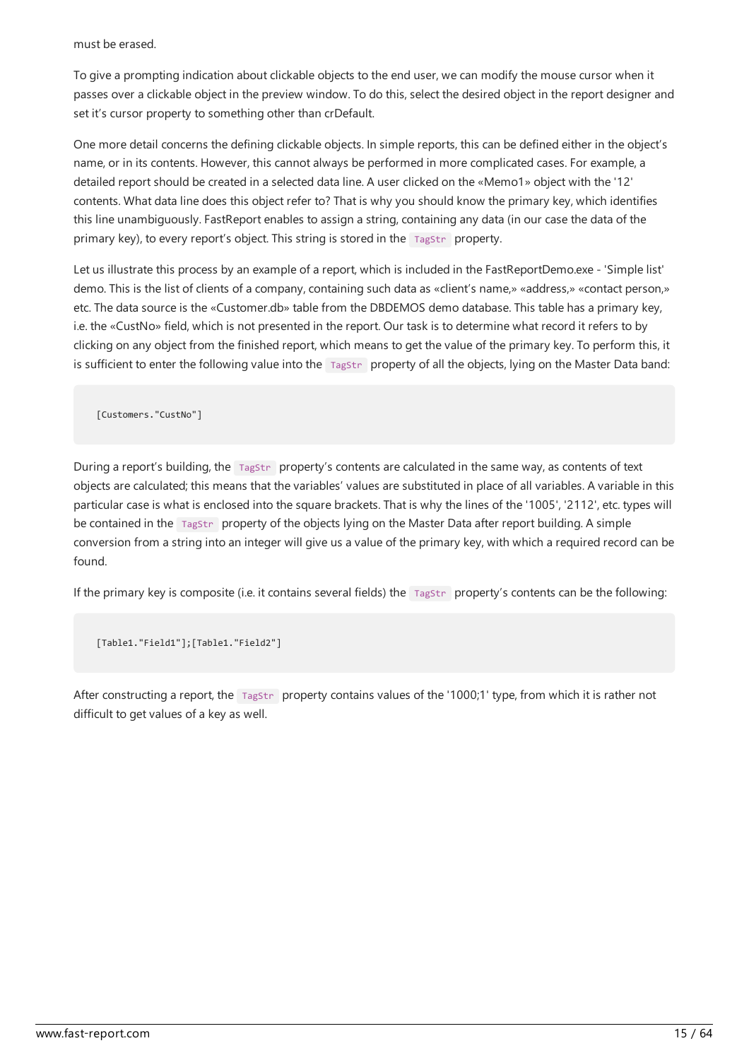must be erased.

To give a prompting indication about clickable objects to the end user, we can modify the mouse cursor when it passes over a clickable object in the preview window. To do this, select the desired object in the report designer and set it's cursor property to something other than crDefault.

One more detail concerns the defining clickable objects. In simple reports, this can be defined either in the object's name, or in its contents. However, this cannot always be performed in more complicated cases. For example, a detailed report should be created in a selected data line. A user clicked on the «Memo1» object with the '12' contents. What data line does this object refer to? That is why you should know the primary key, which identifies this line unambiguously. FastReport enables to assign a string, containing any data (in our case the data of the primary key), to every report's object. This string is stored in the `TagStr` property.

Let us illustrate this process by an example of a report, which is included in the FastReportDemo.exe - 'Simple list' demo. This is the list of clients of a company, containing such data as «client's name,» «address,» «contact person,» etc. The data source is the «Customer.db» table from the DBDEMOS demo database. This table has a primary key, i.e. the «CustNo» field, which is not presented in the report. Our task is to determine what record it refers to by clicking on any object from the finished report, which means to get the value of the primary key. To perform this, it is sufficient to enter the following value into the `TagStr` property of all the objects, lying on the Master Data band:

```
[Customers."CustNo"]
```

During a report's building, the `TagStr` property's contents are calculated in the same way, as contents of text objects are calculated; this means that the variables' values are substituted in place of all variables. A variable in this particular case is what is enclosed into the square brackets. That is why the lines of the '1005', '2112', etc. types will be contained in the `TagStr` property of the objects lying on the Master Data after report building. A simple conversion from a string into an integer will give us a value of the primary key, with which a required record can be found.

If the primary key is composite (i.e. it contains several fields) the `TagStr` property's contents can be the following:

```
[Table1."Field1"];[Table1."Field2"]
```

After constructing a report, the `TagStr` property contains values of the '1000;1' type, from which it is rather not difficult to get values of a key as well.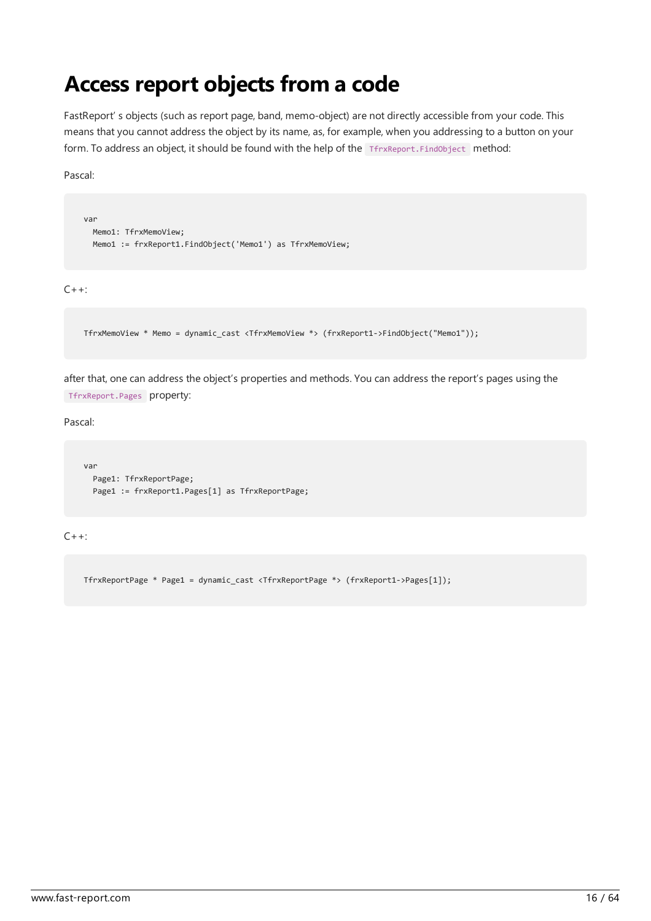# Access report objects from a code

FastReport' s objects (such as report page, band, memo-object) are not directly accessible from your code. This means that you cannot address the object by its name, as, for example, when you addressing to a button on your form. To address an object, it should be found with the help of the `TfrxReport.FindObject` method:

Pascal:

```
var
  Memo1: TfrxMemoView;
  Memo1 := frxReport1.FindObject('Memo1') as TfrxMemoView;
```

C++:

```
TfrxMemoView * Memo = dynamic_cast <TfrxMemoView *> (frxReport1->FindObject("Memo1"));
```

after that, one can address the object's properties and methods. You can address the report's pages using the `TfrxReport.Pages` property:

Pascal:

```
var
  Page1: TfrxReportPage;
  Page1 := frxReport1.Pages[1] as TfrxReportPage;
```

C++:

```
TfrxReportPage * Page1 = dynamic_cast <TfrxReportPage *> (frxReport1->Pages[1]);
```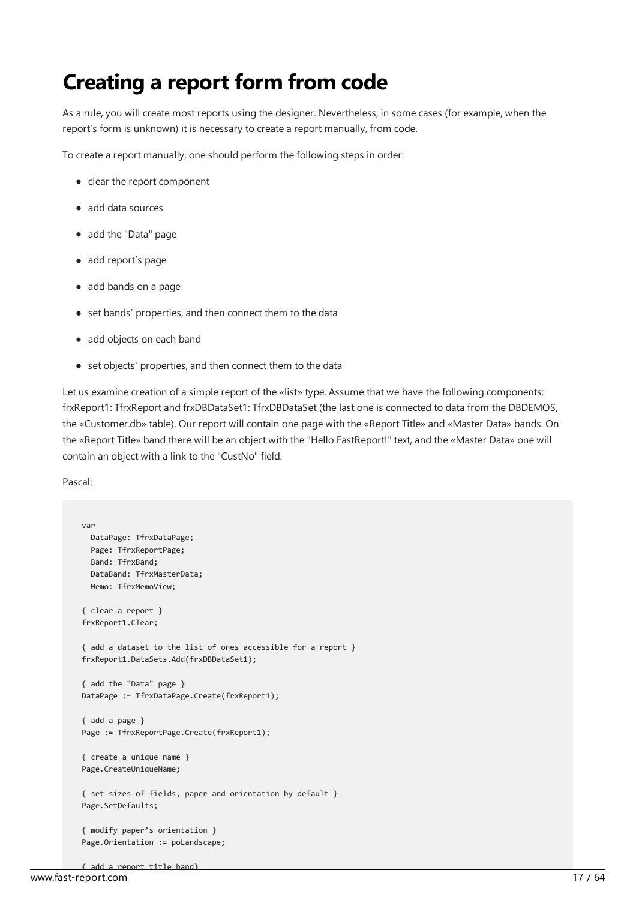# Creating a report form from code

As a rule, you will create most reports using the designer. Nevertheless, in some cases (for example, when the report's form is unknown) it is necessary to create a report manually, from code.

To create a report manually, one should perform the following steps in order:

- clear the report component
- add data sources
- add the "Data" page
- add report's page
- add bands on a page
- set bands' properties, and then connect them to the data
- add objects on each band
- set objects' properties, and then connect them to the data

Let us examine creation of a simple report of the «list» type. Assume that we have the following components: frxReport1: TfrxReport and frxDBDataSet1: TfrxDBDataSet (the last one is connected to data from the DBDEMOS, the «Customer.db» table). Our report will contain one page with the «Report Title» and «Master Data» bands. On the «Report Title» band there will be an object with the "Hello FastReport!" text, and the «Master Data» one will contain an object with a link to the "CustNo" field.

Pascal:

```
var
  DataPage: TfrxDataPage;
  Page: TfrxReportPage;
  Band: TfrxBand;
  DataBand: TfrxMasterData;
  Memo: TfrxMemoView;

{ clear a report }
frxReport1.Clear;

{ add a dataset to the list of ones accessible for a report }
frxReport1.DataSets.Add(frxDBDataSet1);

{ add the "Data" page }
DataPage := TfrxDataPage.Create(frxReport1);

{ add a page }
Page := TfrxReportPage.Create(frxReport1);

{ create a unique name }
Page.CreateUniqueName;

{ set sizes of fields, paper and orientation by default }
Page.SetDefaults;

{ modify paper's orientation }
Page.Orientation := poLandscape;

{ add a report title band}
```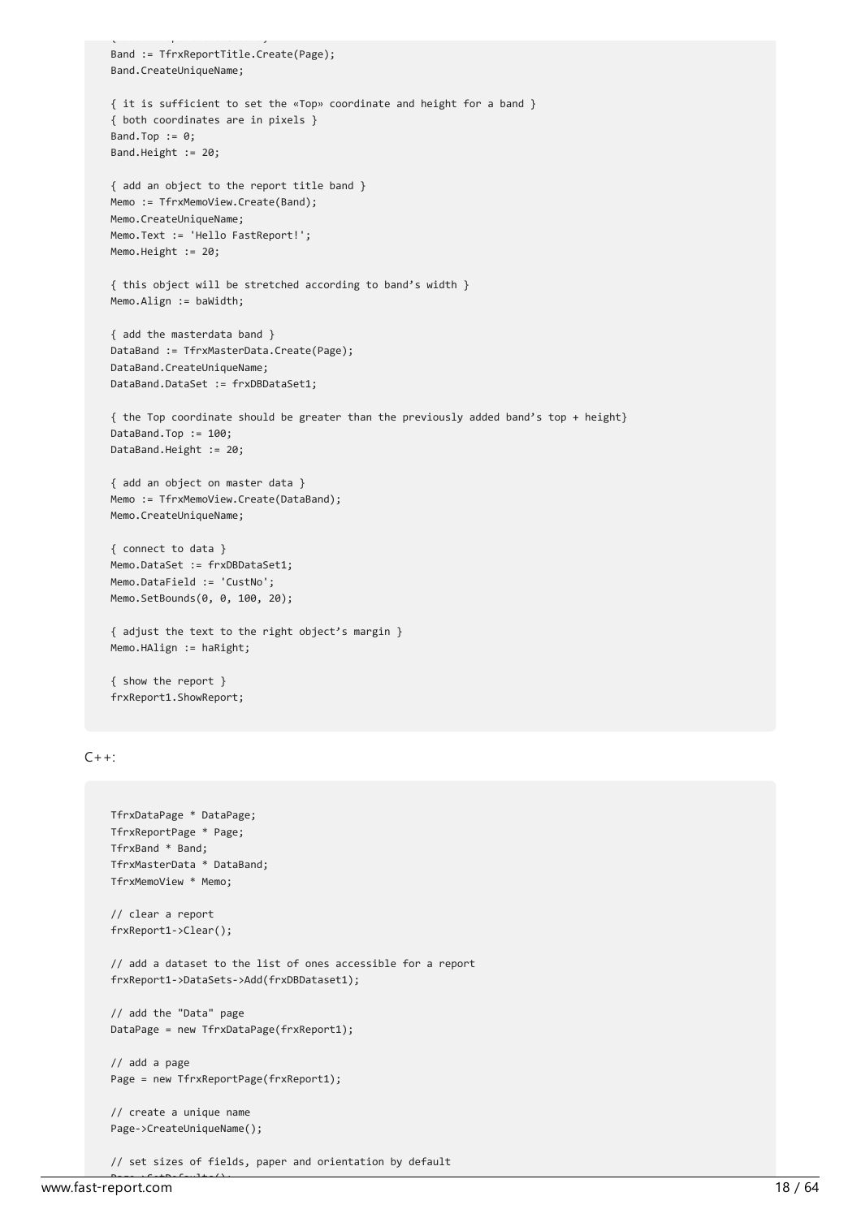```
Band := TfrxReportTitle.Create(Page);
Band.CreateUniqueName;

{ it is sufficient to set the «Top» coordinate and height for a band }
{ both coordinates are in pixels }
Band.Top := 0;
Band.Height := 20;

{ add an object to the report title band }
Memo := TfrxMemoView.Create(Band);
Memo.CreateUniqueName;
Memo.Text := 'Hello FastReport!';
Memo.Height := 20;

{ this object will be stretched according to band's width }
Memo.Align := baWidth;

{ add the masterdata band }
DataBand := TfrxMasterData.Create(Page);
DataBand.CreateUniqueName;
DataBand.DataSet := frxDBDataSet1;

{ the Top coordinate should be greater than the previously added band's top + height}
DataBand.Top := 100;
DataBand.Height := 20;

{ add an object on master data }
Memo := TfrxMemoView.Create(DataBand);
Memo.CreateUniqueName;

{ connect to data }
Memo.DataSet := frxDBDataSet1;
Memo.DataField := 'CustNo';
Memo.SetBounds(0, 0, 100, 20);

{ adjust the text to the right object's margin }
Memo.HAlign := haRight;

{ show the report }
frxReport1.ShowReport;
```

C++:

```
TfrxDataPage * DataPage;
TfrxReportPage * Page;
TfrxBand * Band;
TfrxMasterData * DataBand;
TfrxMemoView * Memo;

// clear a report
frxReport1->Clear();

// add a dataset to the list of ones accessible for a report
frxReport1->DataSets->Add(frxDBDataset1);

// add the "Data" page
DataPage = new TfrxDataPage(frxReport1);

// add a page
Page = new TfrxReportPage(frxReport1);

// create a unique name
Page->CreateUniqueName();

// set sizes of fields, paper and orientation by default
```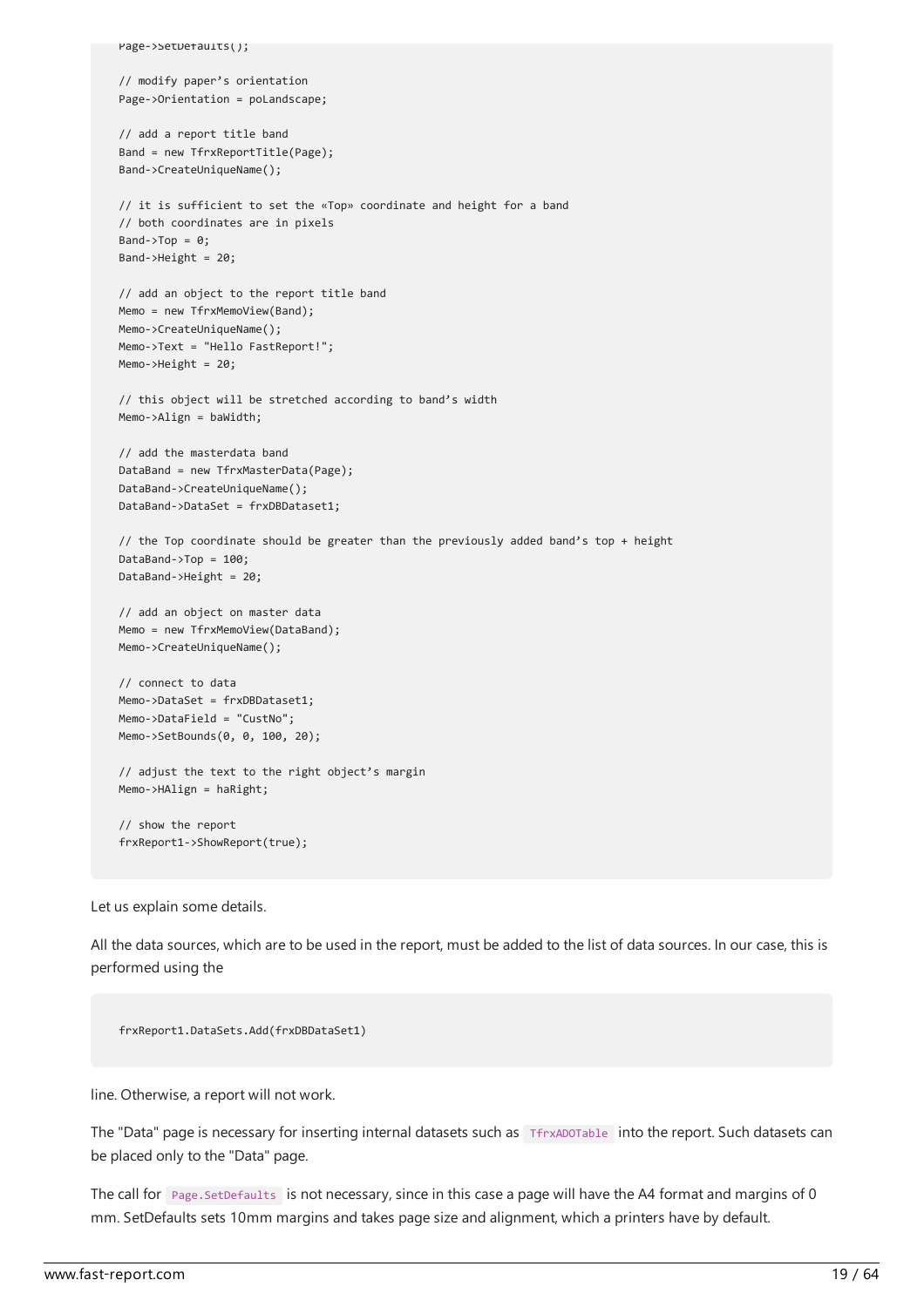```
Page->SetDefaults();

// modify paper's orientation
Page->Orientation = poLandscape;

// add a report title band
Band = new TfrxReportTitle(Page);
Band->CreateUniqueName();

// it is sufficient to set the «Top» coordinate and height for a band
// both coordinates are in pixels
Band->Top = 0;
Band->Height = 20;

// add an object to the report title band
Memo = new TfrxMemoView(Band);
Memo->CreateUniqueName();
Memo->Text = "Hello FastReport!";
Memo->Height = 20;

// this object will be stretched according to band's width
Memo->Align = baWidth;

// add the masterdata band
DataBand = new TfrxMasterData(Page);
DataBand->CreateUniqueName();
DataBand->DataSet = frxDBDataset1;

// the Top coordinate should be greater than the previously added band's top + height
DataBand->Top = 100;
DataBand->Height = 20;

// add an object on master data
Memo = new TfrxMemoView(DataBand);
Memo->CreateUniqueName();

// connect to data
Memo->DataSet = frxDBDataset1;
Memo->DataField = "CustNo";
Memo->SetBounds(0, 0, 100, 20);

// adjust the text to the right object's margin
Memo->HAlign = haRight;

// show the report
frxReport1->ShowReport(true);
```

Let us explain some details.

All the data sources, which are to be used in the report, must be added to the list of data sources. In our case, this is performed using the

```
frxReport1.DataSets.Add(frxDBDataSet1)
```

line. Otherwise, a report will not work.

The "Data" page is necessary for inserting internal datasets such as `TfrxADOTable` into the report. Such datasets can be placed only to the "Data" page.

The call for `Page.SetDefaults` is not necessary, since in this case a page will have the A4 format and margins of 0 mm. SetDefaults sets 10mm margins and takes page size and alignment, which a printers have by default.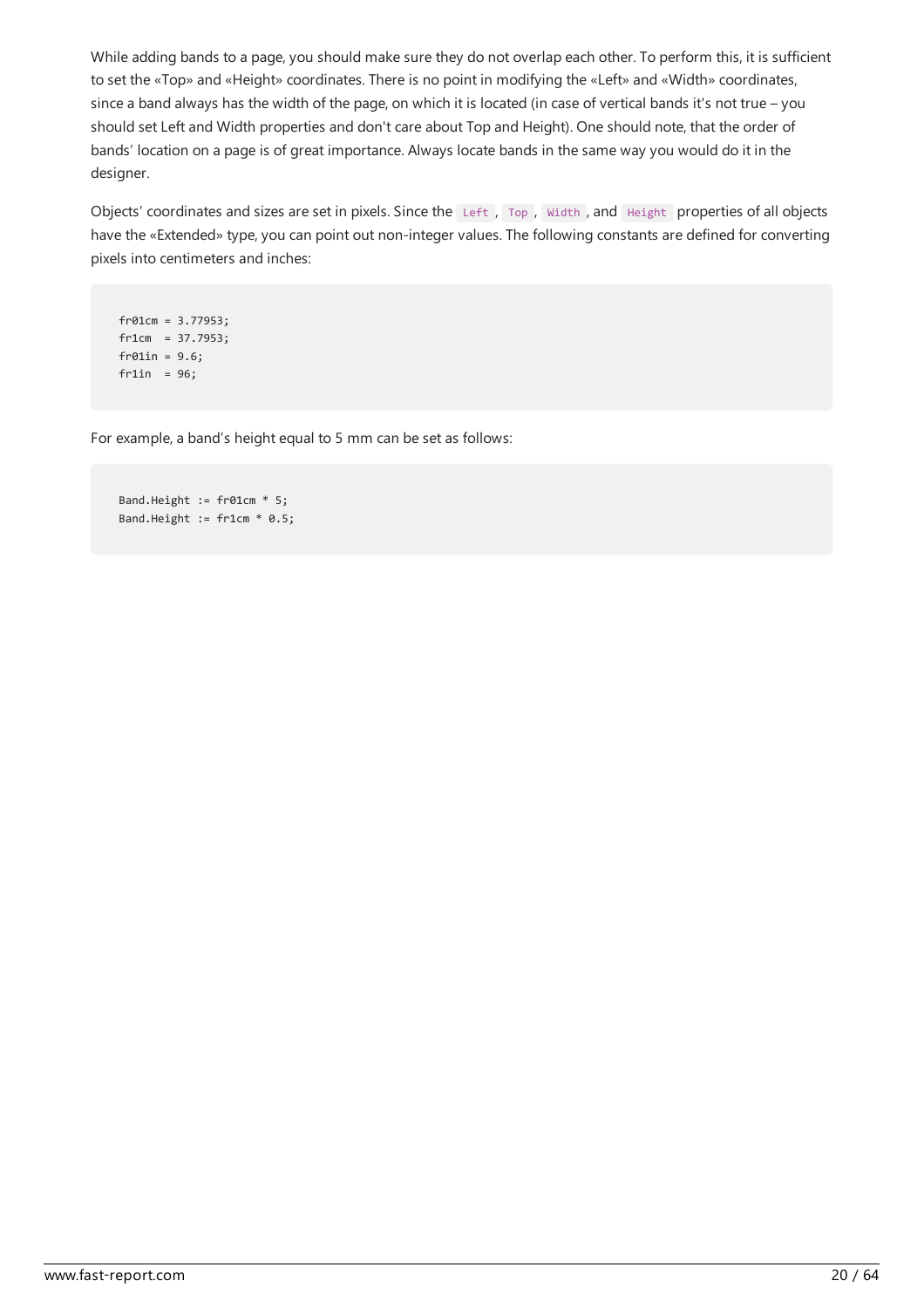While adding bands to a page, you should make sure they do not overlap each other. To perform this, it is sufficient to set the «Top» and «Height» coordinates. There is no point in modifying the «Left» and «Width» coordinates, since a band always has the width of the page, on which it is located (in case of vertical bands it's not true – you should set Left and Width properties and don't care about Top and Height). One should note, that the order of bands' location on a page is of great importance. Always locate bands in the same way you would do it in the designer.

Objects' coordinates and sizes are set in pixels. Since the `Left`, `Top`, `Width`, and `Height` properties of all objects have the «Extended» type, you can point out non-integer values. The following constants are defined for converting pixels into centimeters and inches:

```
fr01cm = 3.77953;
fr1cm  = 37.7953;
fr01in = 9.6;
fr1in  = 96;
```

For example, a band's height equal to 5 mm can be set as follows:

```
Band.Height := fr01cm * 5;
Band.Height := fr1cm * 0.5;
```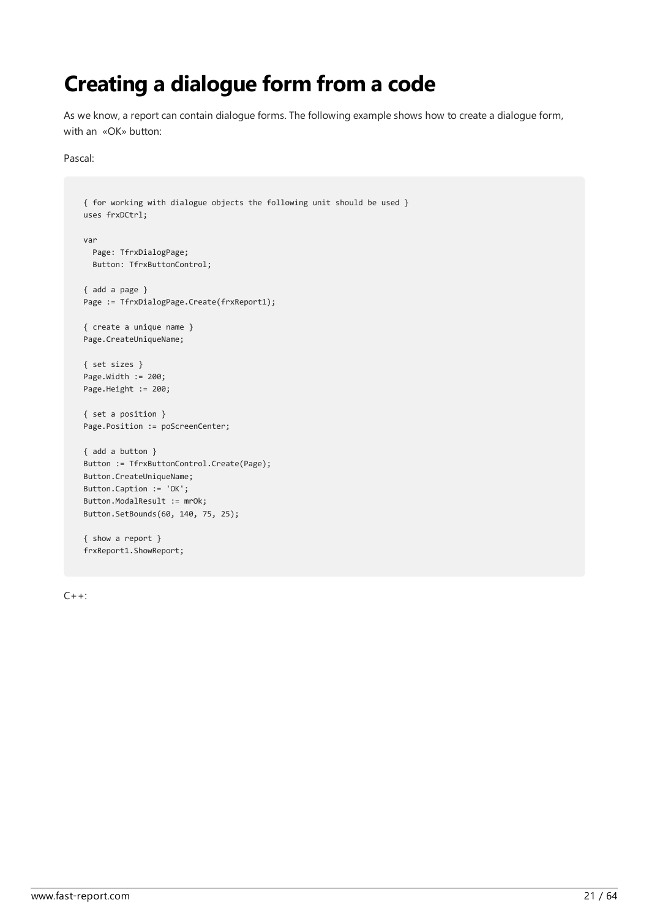# Creating a dialogue form from a code

As we know, a report can contain dialogue forms. The following example shows how to create a dialogue form, with an «OK» button:

Pascal:

```
{ for working with dialogue objects the following unit should be used }
uses frxDCtrl;

var
  Page: TfrxDialogPage;
  Button: TfrxButtonControl;

{ add a page }
Page := TfrxDialogPage.Create(frxReport1);

{ create a unique name }
Page.CreateUniqueName;

{ set sizes }
Page.Width := 200;
Page.Height := 200;

{ set a position }
Page.Position := poScreenCenter;

{ add a button }
Button := TfrxButtonControl.Create(Page);
Button.CreateUniqueName;
Button.Caption := 'OK';
Button.ModalResult := mrOk;
Button.SetBounds(60, 140, 75, 25);

{ show a report }
frxReport1.ShowReport;
```

C++: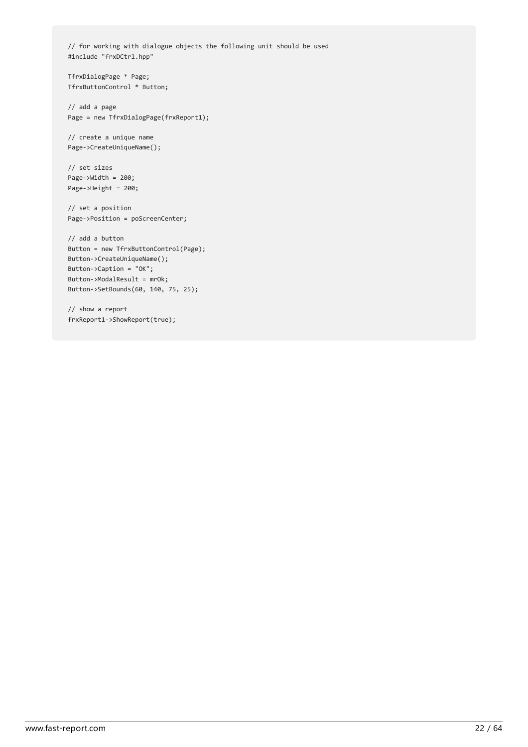```
// for working with dialogue objects the following unit should be used
#include "frxDCtrl.hpp"

TfrxDialogPage * Page;
TfrxButtonControl * Button;

// add a page
Page = new TfrxDialogPage(frxReport1);

// create a unique name
Page->CreateUniqueName();

// set sizes
Page->Width = 200;
Page->Height = 200;

// set a position
Page->Position = poScreenCenter;

// add a button
Button = new TfrxButtonControl(Page);
Button->CreateUniqueName();
Button->Caption = "OK";
Button->ModalResult = mrOk;
Button->SetBounds(60, 140, 75, 25);

// show a report
frxReport1->ShowReport(true);
```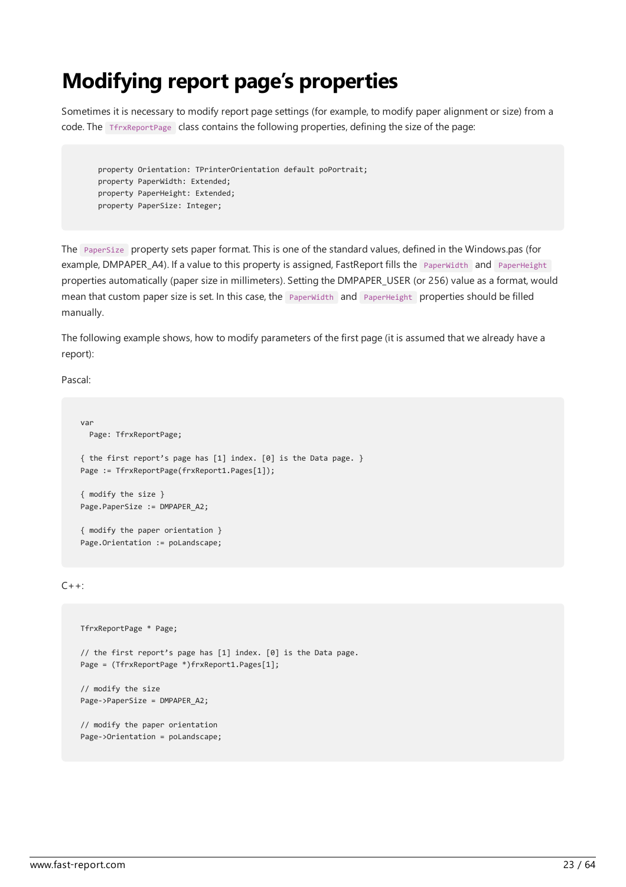# Modifying report page's properties

Sometimes it is necessary to modify report page settings (for example, to modify paper alignment or size) from a code. The `TfrxReportPage` class contains the following properties, defining the size of the page:

```
property Orientation: TPrinterOrientation default poPortrait;
property PaperWidth: Extended;
property PaperHeight: Extended;
property PaperSize: Integer;
```

The `PaperSize` property sets paper format. This is one of the standard values, defined in the Windows.pas (for example, DMPAPER_A4). If a value to this property is assigned, FastReport fills the `PaperWidth` and `PaperHeight` properties automatically (paper size in millimeters). Setting the DMPAPER_USER (or 256) value as a format, would mean that custom paper size is set. In this case, the `PaperWidth` and `PaperHeight` properties should be filled manually.

The following example shows, how to modify parameters of the first page (it is assumed that we already have a report):

Pascal:

```
var
  Page: TfrxReportPage;

{ the first report's page has [1] index. [0] is the Data page. }
Page := TfrxReportPage(frxReport1.Pages[1]);

{ modify the size }
Page.PaperSize := DMPAPER_A2;

{ modify the paper orientation }
Page.Orientation := poLandscape;
```

C++:

```
TfrxReportPage * Page;

// the first report's page has [1] index. [0] is the Data page.
Page = (TfrxReportPage *)frxReport1.Pages[1];

// modify the size
Page->PaperSize = DMPAPER_A2;

// modify the paper orientation
Page->Orientation = poLandscape;
```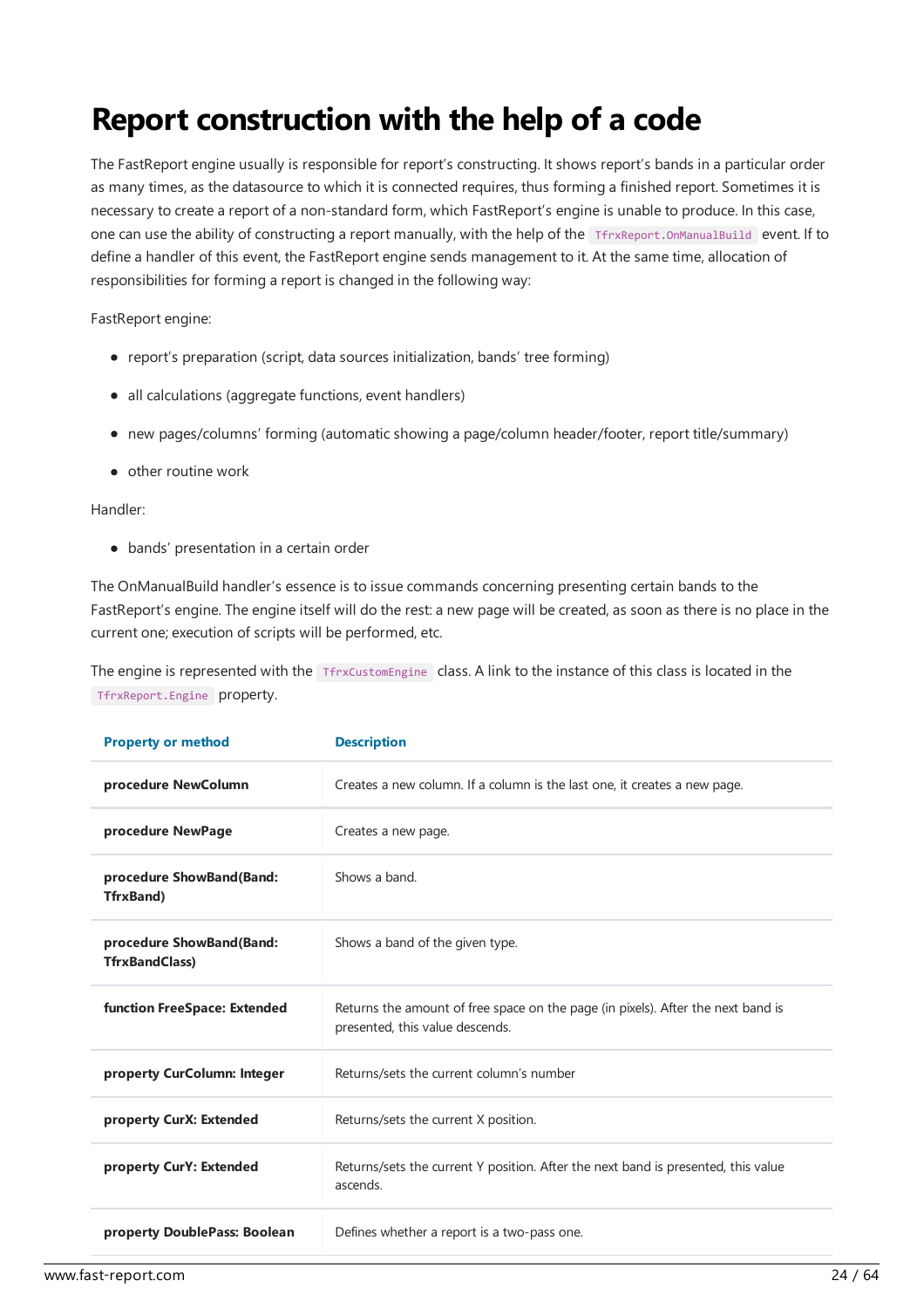# Report construction with the help of a code

The FastReport engine usually is responsible for report's constructing. It shows report's bands in a particular order as many times, as the datasource to which it is connected requires, thus forming a finished report. Sometimes it is necessary to create a report of a non-standard form, which FastReport's engine is unable to produce. In this case, one can use the ability of constructing a report manually, with the help of the `TfrxReport.OnManualBuild` event. If to define a handler of this event, the FastReport engine sends management to it. At the same time, allocation of responsibilities for forming a report is changed in the following way:

FastReport engine:

- report's preparation (script, data sources initialization, bands' tree forming)
- all calculations (aggregate functions, event handlers)
- new pages/columns' forming (automatic showing a page/column header/footer, report title/summary)
- other routine work

Handler:

- bands' presentation in a certain order

The OnManualBuild handler's essence is to issue commands concerning presenting certain bands to the FastReport's engine. The engine itself will do the rest: a new page will be created, as soon as there is no place in the current one; execution of scripts will be performed, etc.

The engine is represented with the `TfrxCustomEngine` class. A link to the instance of this class is located in the `TfrxReport.Engine` property.

| Property or method | Description |
| --- | --- |
| **procedure NewColumn** | Creates a new column. If a column is the last one, it creates a new page. |
| **procedure NewPage** | Creates a new page. |
| **procedure ShowBand(Band: TfrxBand)** | Shows a band. |
| **procedure ShowBand(Band: TfrxBandClass)** | Shows a band of the given type. |
| **function FreeSpace: Extended** | Returns the amount of free space on the page (in pixels). After the next band is presented, this value descends. |
| **property CurColumn: Integer** | Returns/sets the current column's number |
| **property CurX: Extended** | Returns/sets the current X position. |
| **property CurY: Extended** | Returns/sets the current Y position. After the next band is presented, this value ascends. |
| **property DoublePass: Boolean** | Defines whether a report is a two-pass one. |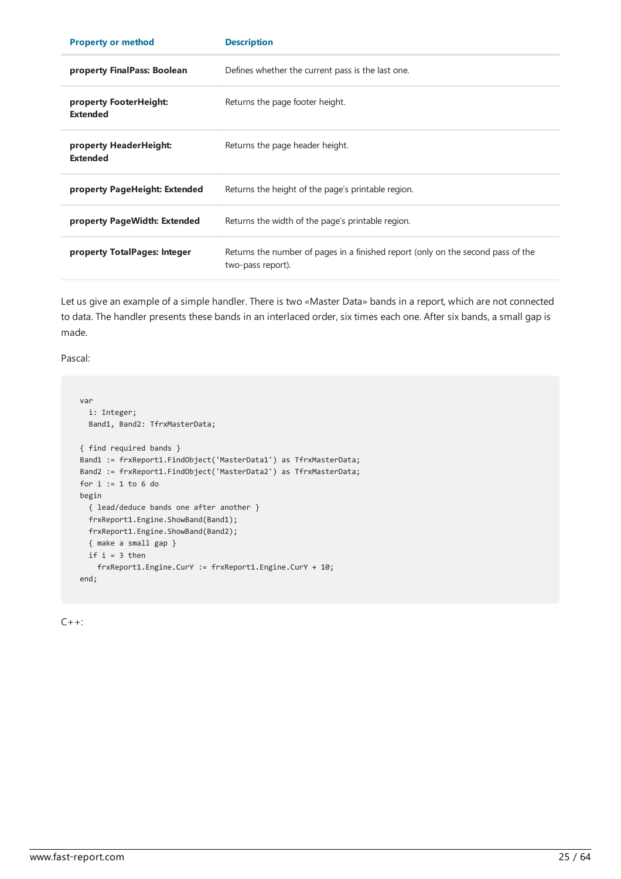| Property or method | Description |
| --- | --- |
| **property FinalPass: Boolean** | Defines whether the current pass is the last one. |
| **property FooterHeight: Extended** | Returns the page footer height. |
| **property HeaderHeight: Extended** | Returns the page header height. |
| **property PageHeight: Extended** | Returns the height of the page's printable region. |
| **property PageWidth: Extended** | Returns the width of the page's printable region. |
| **property TotalPages: Integer** | Returns the number of pages in a finished report (only on the second pass of the two-pass report). |

Let us give an example of a simple handler. There is two «Master Data» bands in a report, which are not connected to data. The handler presents these bands in an interlaced order, six times each one. After six bands, a small gap is made.

Pascal:

```
var
  i: Integer;
  Band1, Band2: TfrxMasterData;

{ find required bands }
Band1 := frxReport1.FindObject('MasterData1') as TfrxMasterData;
Band2 := frxReport1.FindObject('MasterData2') as TfrxMasterData;
for i := 1 to 6 do
begin
  { lead/deduce bands one after another }
  frxReport1.Engine.ShowBand(Band1);
  frxReport1.Engine.ShowBand(Band2);
  { make a small gap }
  if i = 3 then
    frxReport1.Engine.CurY := frxReport1.Engine.CurY + 10;
end;
```

C++: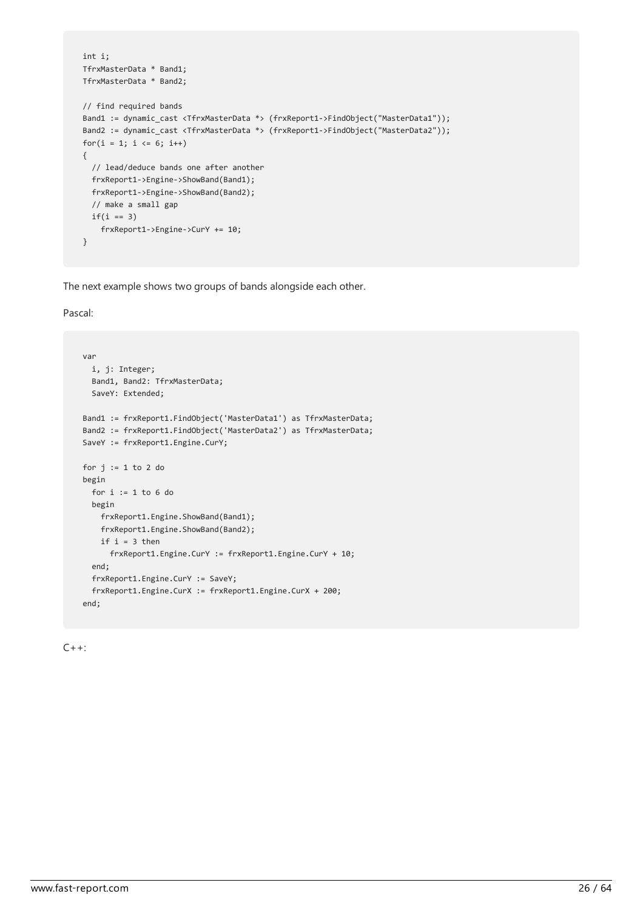```
int i;
TfrxMasterData * Band1;
TfrxMasterData * Band2;

// find required bands
Band1 := dynamic_cast <TfrxMasterData *> (frxReport1->FindObject("MasterData1"));
Band2 := dynamic_cast <TfrxMasterData *> (frxReport1->FindObject("MasterData2"));
for(i = 1; i <= 6; i++)
{
  // lead/deduce bands one after another
  frxReport1->Engine->ShowBand(Band1);
  frxReport1->Engine->ShowBand(Band2);
  // make a small gap
  if(i == 3)
    frxReport1->Engine->CurY += 10;
}
```

The next example shows two groups of bands alongside each other.

Pascal:

```
var
  i, j: Integer;
  Band1, Band2: TfrxMasterData;
  SaveY: Extended;

Band1 := frxReport1.FindObject('MasterData1') as TfrxMasterData;
Band2 := frxReport1.FindObject('MasterData2') as TfrxMasterData;
SaveY := frxReport1.Engine.CurY;

for j := 1 to 2 do
begin
  for i := 1 to 6 do
  begin
    frxReport1.Engine.ShowBand(Band1);
    frxReport1.Engine.ShowBand(Band2);
    if i = 3 then
      frxReport1.Engine.CurY := frxReport1.Engine.CurY + 10;
  end;
  frxReport1.Engine.CurY := SaveY;
  frxReport1.Engine.CurX := frxReport1.Engine.CurX + 200;
end;
```

C++: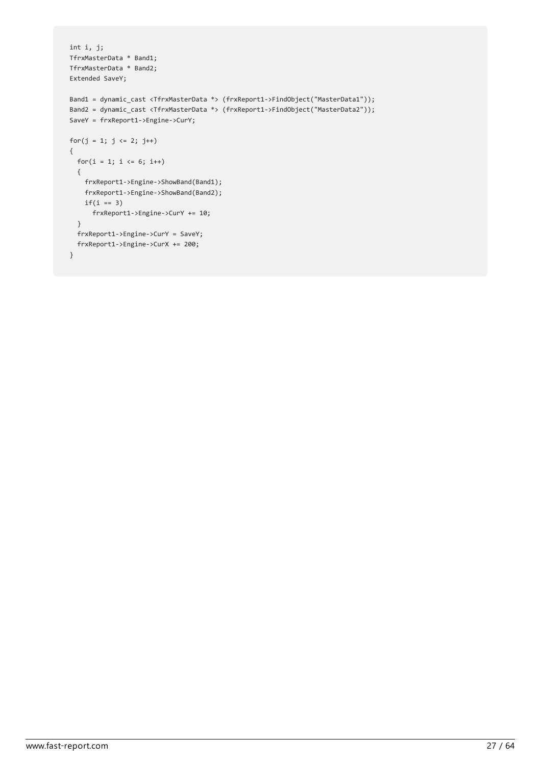```
int i, j;
TfrxMasterData * Band1;
TfrxMasterData * Band2;
Extended SaveY;

Band1 = dynamic_cast <TfrxMasterData *> (frxReport1->FindObject("MasterData1"));
Band2 = dynamic_cast <TfrxMasterData *> (frxReport1->FindObject("MasterData2"));
SaveY = frxReport1->Engine->CurY;

for(j = 1; j <= 2; j++)
{
  for(i = 1; i <= 6; i++)
  {
    frxReport1->Engine->ShowBand(Band1);
    frxReport1->Engine->ShowBand(Band2);
    if(i == 3)
      frxReport1->Engine->CurY += 10;
  }
  frxReport1->Engine->CurY = SaveY;
  frxReport1->Engine->CurX += 200;
}
```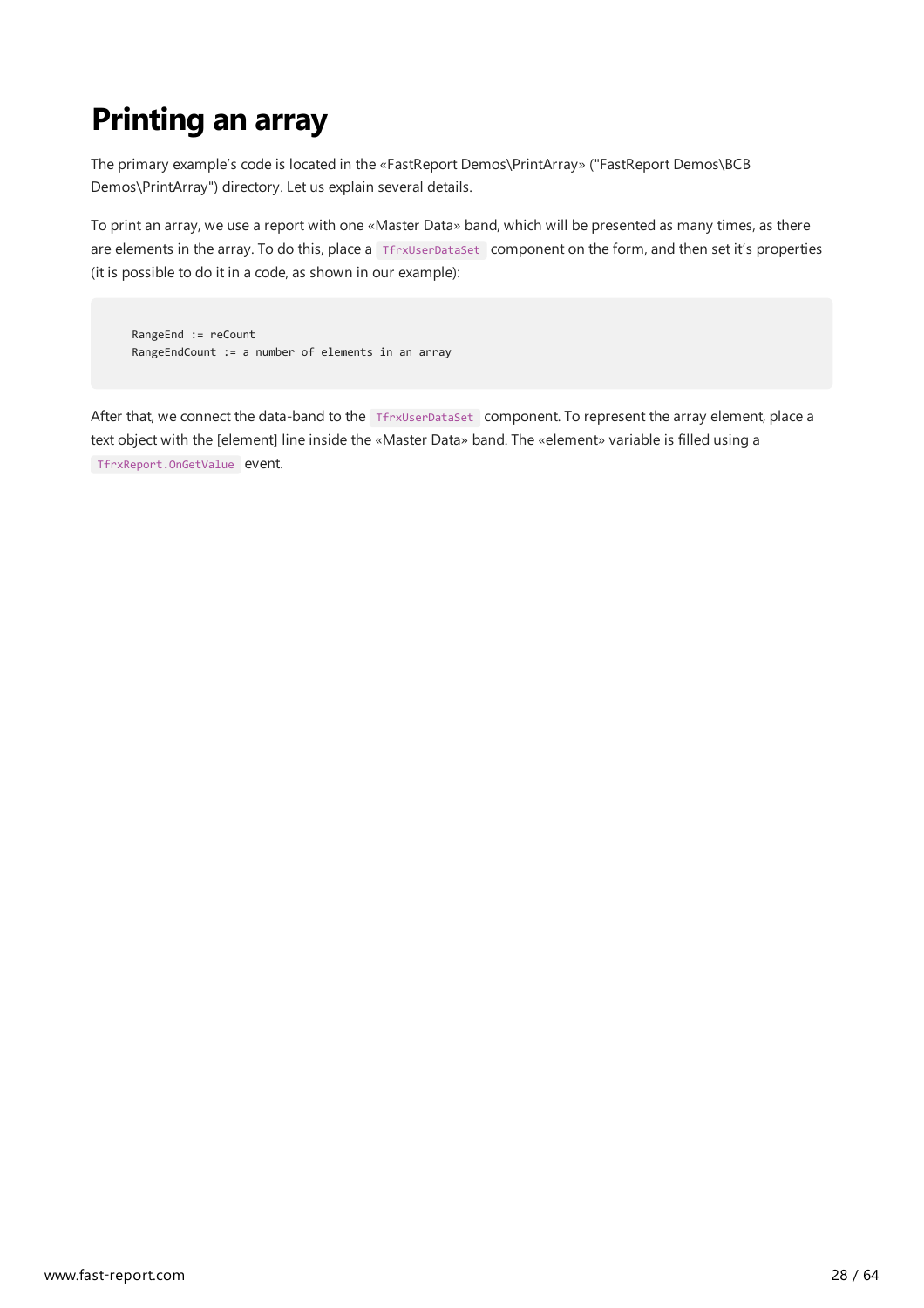# Printing an array

The primary example's code is located in the «FastReport Demos\PrintArray» ("FastReport Demos\BCB Demos\PrintArray") directory. Let us explain several details.

To print an array, we use a report with one «Master Data» band, which will be presented as many times, as there are elements in the array. To do this, place a `TfrxUserDataSet` component on the form, and then set it's properties (it is possible to do it in a code, as shown in our example):

```
RangeEnd := reCount
RangeEndCount := a number of elements in an array
```

After that, we connect the data-band to the `TfrxUserDataSet` component. To represent the array element, place a text object with the [element] line inside the «Master Data» band. The «element» variable is filled using a `TfrxReport.OnGetValue` event.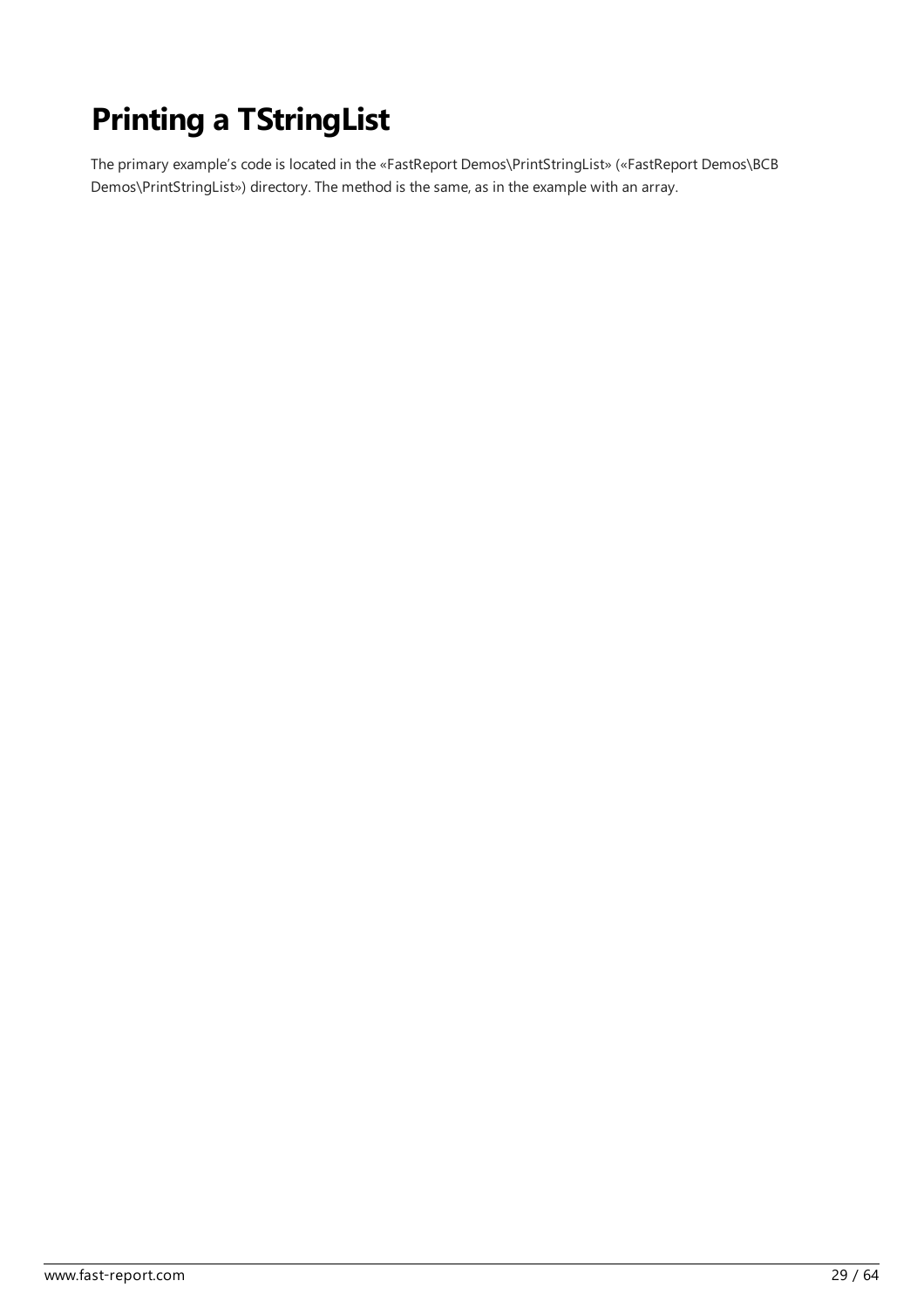# Printing a TStringList

The primary example's code is located in the «FastReport Demos\PrintStringList» («FastReport Demos\BCB Demos\PrintStringList») directory. The method is the same, as in the example with an array.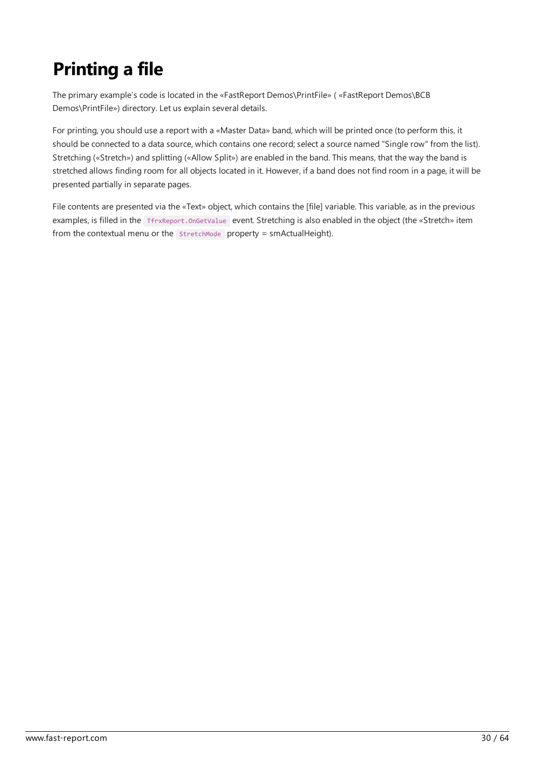# Printing a file

The primary example's code is located in the «FastReport Demos\PrintFile» ( «FastReport Demos\BCB Demos\PrintFile») directory. Let us explain several details.

For printing, you should use a report with a «Master Data» band, which will be printed once (to perform this, it should be connected to a data source, which contains one record; select a source named "Single row" from the list). Stretching («Stretch») and splitting («Allow Split») are enabled in the band. This means, that the way the band is stretched allows finding room for all objects located in it. However, if a band does not find room in a page, it will be presented partially in separate pages.

File contents are presented via the «Text» object, which contains the [file] variable. This variable, as in the previous examples, is filled in the `TfrxReport.OnGetValue` event. Stretching is also enabled in the object (the «Stretch» item from the contextual menu or the `StretchMode` property = smActualHeight).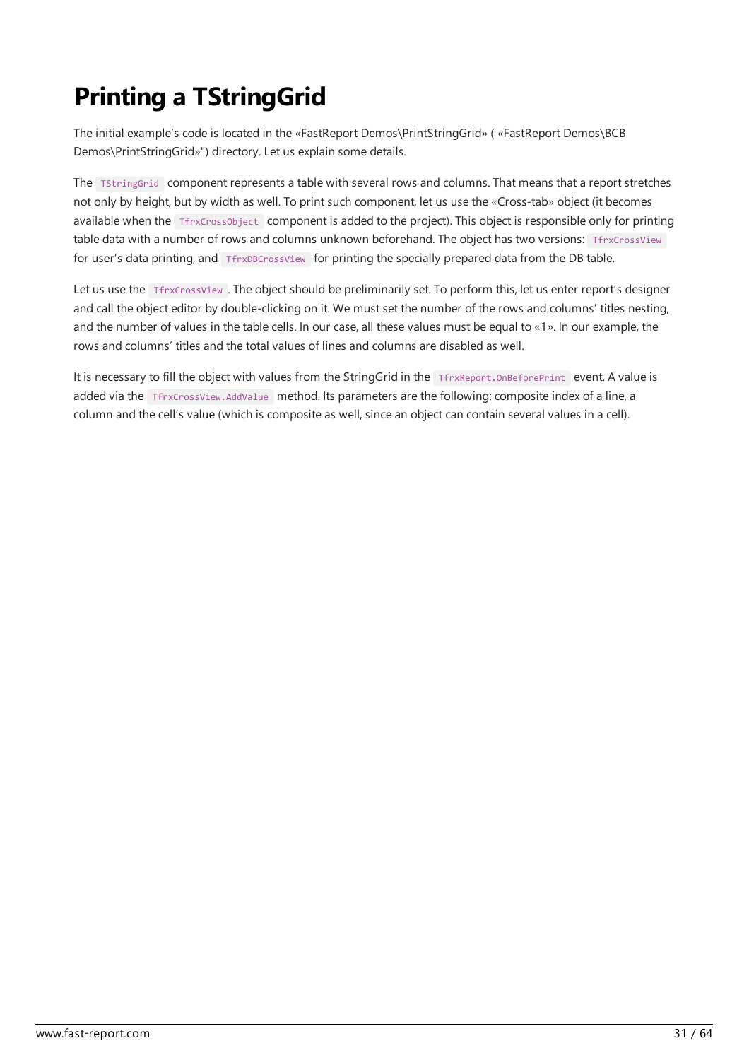# Printing a TStringGrid

The initial example's code is located in the «FastReport Demos\PrintStringGrid» ( «FastReport Demos\BCB Demos\PrintStringGrid»") directory. Let us explain some details.

The `TStringGrid` component represents a table with several rows and columns. That means that a report stretches not only by height, but by width as well. To print such component, let us use the «Cross-tab» object (it becomes available when the `TfrxCrossObject` component is added to the project). This object is responsible only for printing table data with a number of rows and columns unknown beforehand. The object has two versions: `TfrxCrossView` for user's data printing, and `TfrxDBCrossView` for printing the specially prepared data from the DB table.

Let us use the `TfrxCrossView`. The object should be preliminarily set. To perform this, let us enter report's designer and call the object editor by double-clicking on it. We must set the number of the rows and columns' titles nesting, and the number of values in the table cells. In our case, all these values must be equal to «1». In our example, the rows and columns' titles and the total values of lines and columns are disabled as well.

It is necessary to fill the object with values from the StringGrid in the `TfrxReport.OnBeforePrint` event. A value is added via the `TfrxCrossView.AddValue` method. Its parameters are the following: composite index of a line, a column and the cell's value (which is composite as well, since an object can contain several values in a cell).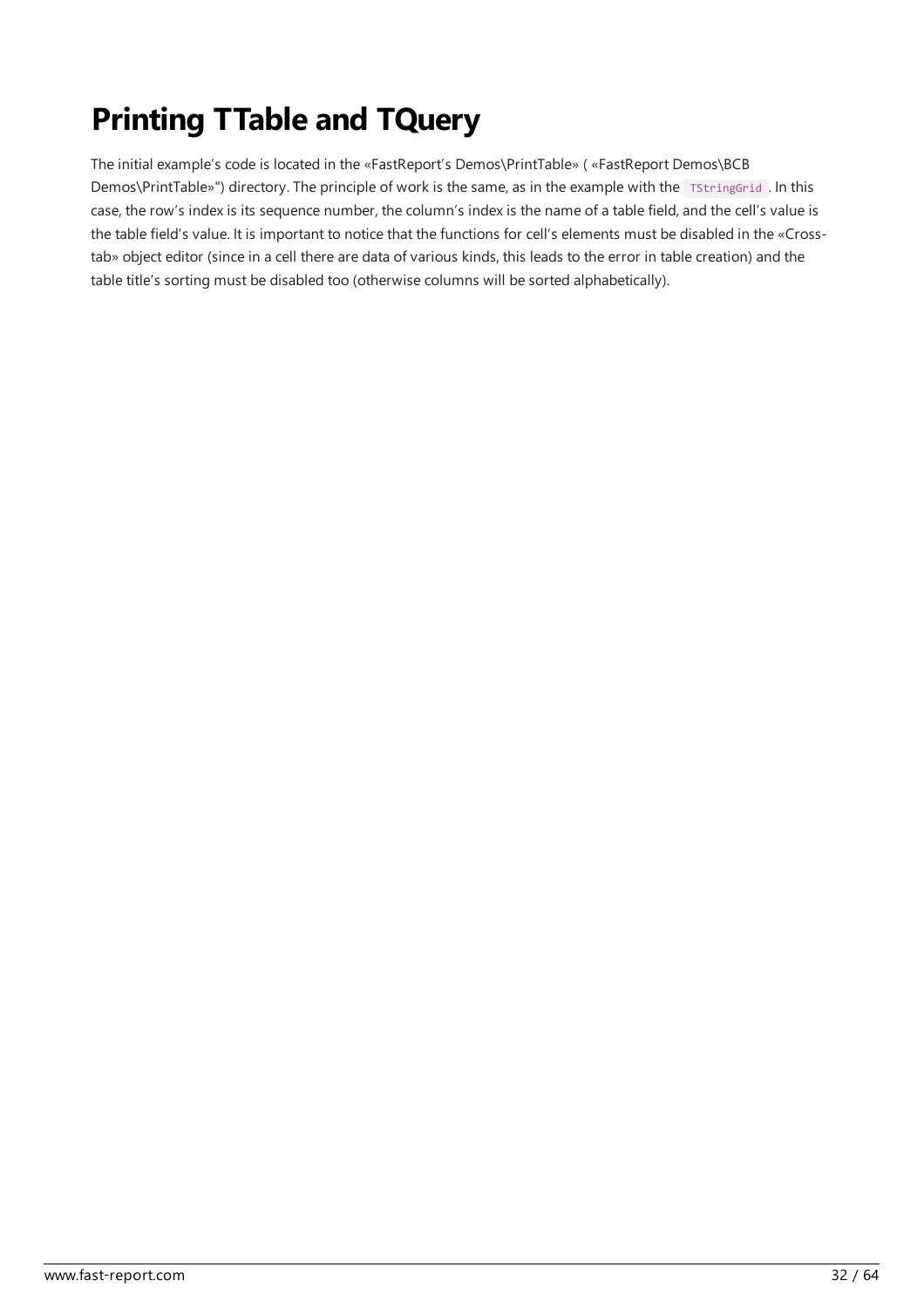# Printing TTable and TQuery

The initial example's code is located in the «FastReport's Demos\PrintTable» ( «FastReport Demos\BCB Demos\PrintTable»") directory. The principle of work is the same, as in the example with the `TStringGrid`. In this case, the row's index is its sequence number, the column's index is the name of a table field, and the cell's value is the table field's value. It is important to notice that the functions for cell's elements must be disabled in the «Cross-tab» object editor (since in a cell there are data of various kinds, this leads to the error in table creation) and the table title's sorting must be disabled too (otherwise columns will be sorted alphabetically).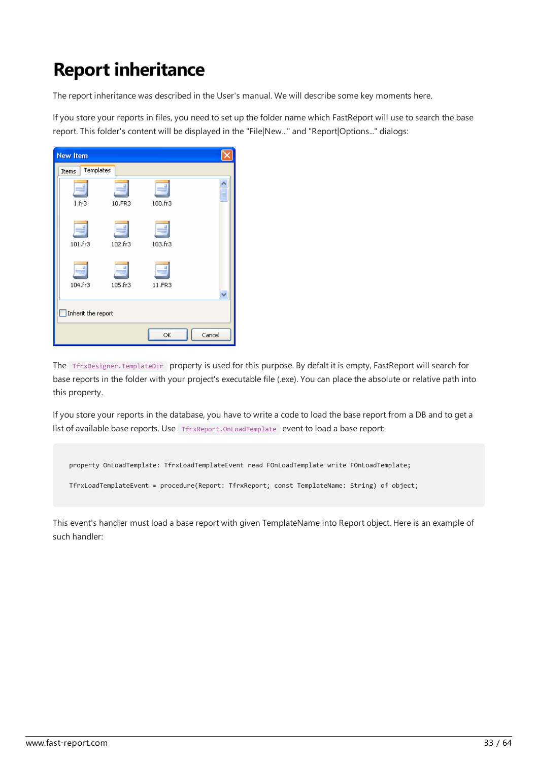# Report inheritance

The report inheritance was described in the User's manual. We will describe some key moments here.

If you store your reports in files, you need to set up the folder name which FastReport will use to search the base report. This folder's content will be displayed in the "File|New..." and "Report|Options..." dialogs:

The `TfrxDesigner.TemplateDir` property is used for this purpose. By defalt it is empty, FastReport will search for base reports in the folder with your project's executable file (.exe). You can place the absolute or relative path into this property.

If you store your reports in the database, you have to write a code to load the base report from a DB and to get a list of available base reports. Use `TfrxReport.OnLoadTemplate` event to load a base report:

```
property OnLoadTemplate: TfrxLoadTemplateEvent read FOnLoadTemplate write FOnLoadTemplate;

TfrxLoadTemplateEvent = procedure(Report: TfrxReport; const TemplateName: String) of object;
```

This event's handler must load a base report with given TemplateName into Report object. Here is an example of such handler: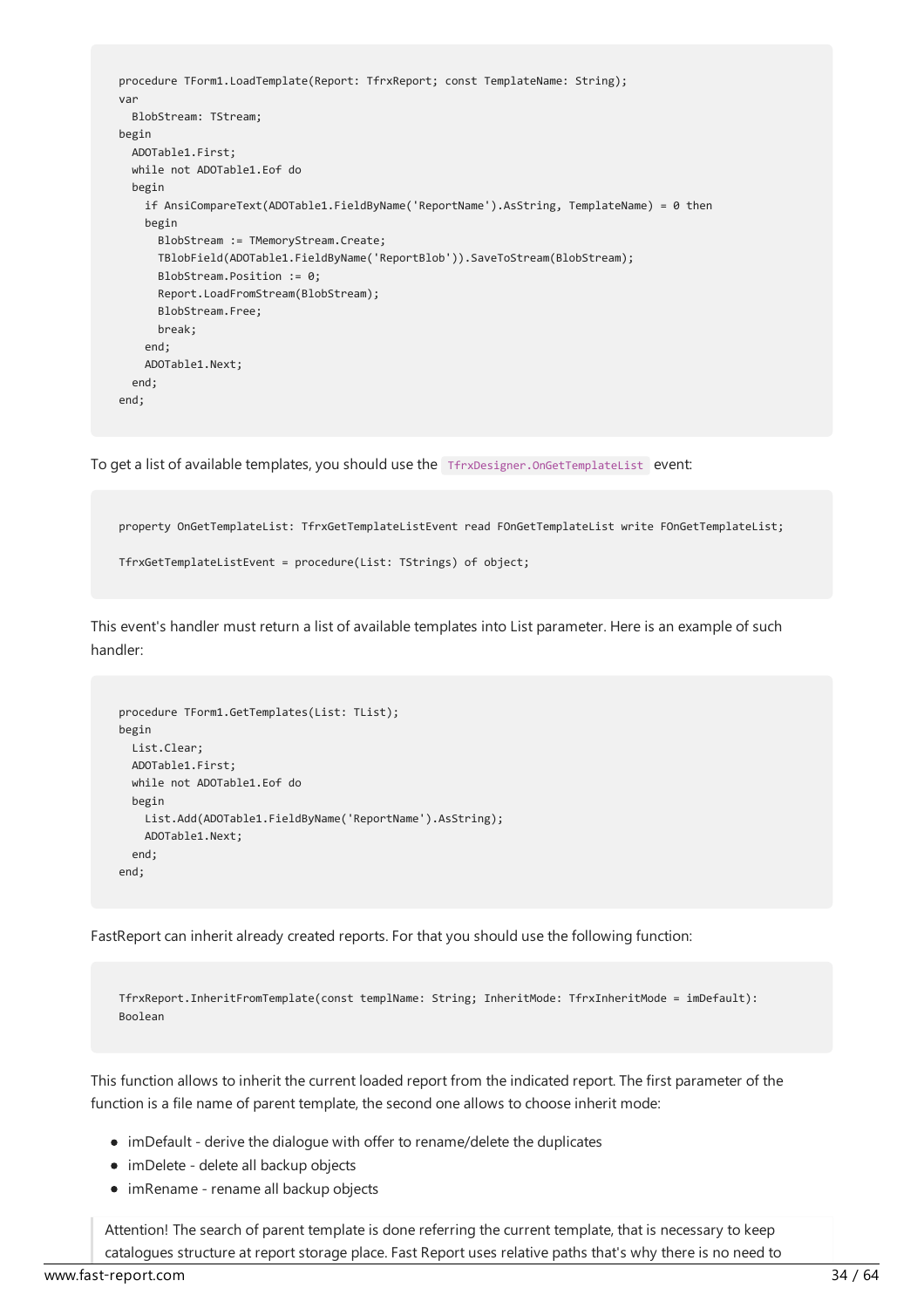```
procedure TForm1.LoadTemplate(Report: TfrxReport; const TemplateName: String);
var
  BlobStream: TStream;
begin
  ADOTable1.First;
  while not ADOTable1.Eof do
  begin
    if AnsiCompareText(ADOTable1.FieldByName('ReportName').AsString, TemplateName) = 0 then
    begin
      BlobStream := TMemoryStream.Create;
      TBlobField(ADOTable1.FieldByName('ReportBlob')).SaveToStream(BlobStream);
      BlobStream.Position := 0;
      Report.LoadFromStream(BlobStream);
      BlobStream.Free;
      break;
    end;
    ADOTable1.Next;
  end;
end;
```

To get a list of available templates, you should use the `TfrxDesigner.OnGetTemplateList` event:

```
property OnGetTemplateList: TfrxGetTemplateListEvent read FOnGetTemplateList write FOnGetTemplateList;

TfrxGetTemplateListEvent = procedure(List: TStrings) of object;
```

This event's handler must return a list of available templates into List parameter. Here is an example of such handler:

```
procedure TForm1.GetTemplates(List: TList);
begin
  List.Clear;
  ADOTable1.First;
  while not ADOTable1.Eof do
  begin
    List.Add(ADOTable1.FieldByName('ReportName').AsString);
    ADOTable1.Next;
  end;
end;
```

FastReport can inherit already created reports. For that you should use the following function:

```
TfrxReport.InheritFromTemplate(const templName: String; InheritMode: TfrxInheritMode = imDefault):
Boolean
```

This function allows to inherit the current loaded report from the indicated report. The first parameter of the function is a file name of parent template, the second one allows to choose inherit mode:

- imDefault - derive the dialogue with offer to rename/delete the duplicates
- imDelete - delete all backup objects
- imRename - rename all backup objects

> Attention! The search of parent template is done referring the current template, that is necessary to keep catalogues structure at report storage place. Fast Report uses relative paths that's why there is no need to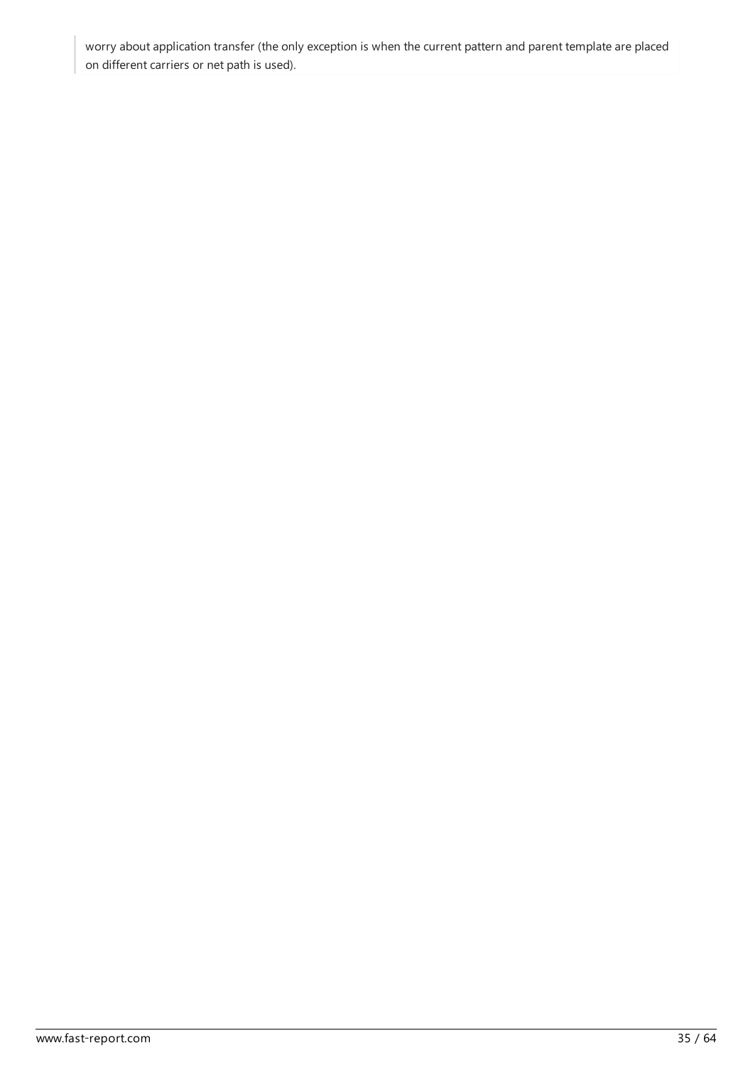> worry about application transfer (the only exception is when the current pattern and parent template are placed on different carriers or net path is used).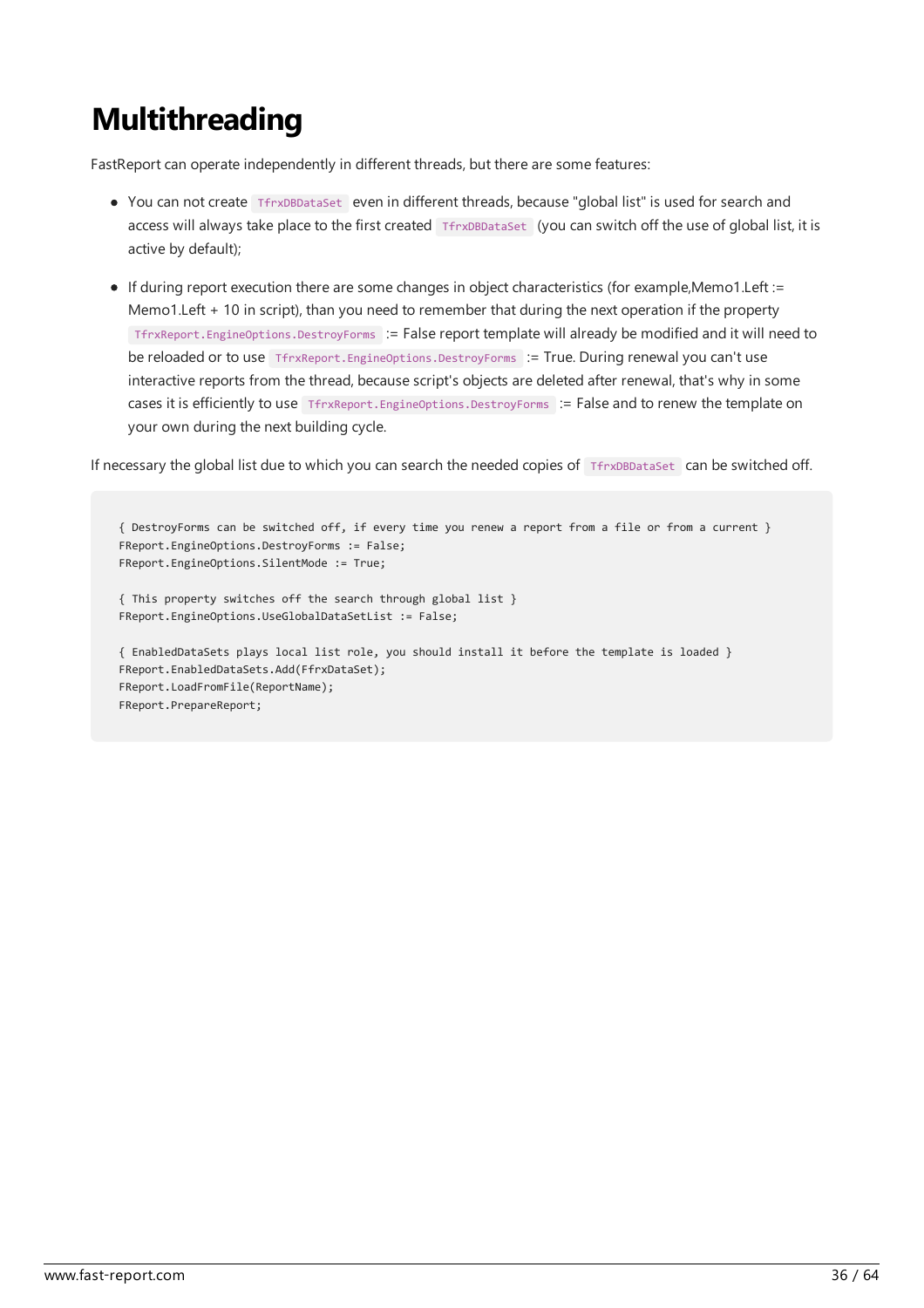# Multithreading

FastReport can operate independently in different threads, but there are some features:

- You can not create `TfrxDBDataSet` even in different threads, because "global list" is used for search and access will always take place to the first created `TfrxDBDataSet` (you can switch off the use of global list, it is active by default);
- If during report execution there are some changes in object characteristics (for example,Memo1.Left := Memo1.Left + 10 in script), than you need to remember that during the next operation if the property `TfrxReport.EngineOptions.DestroyForms` := False report template will already be modified and it will need to be reloaded or to use `TfrxReport.EngineOptions.DestroyForms` := True. During renewal you can't use interactive reports from the thread, because script's objects are deleted after renewal, that's why in some cases it is efficiently to use `TfrxReport.EngineOptions.DestroyForms` := False and to renew the template on your own during the next building cycle.

If necessary the global list due to which you can search the needed copies of `TfrxDBDataSet` can be switched off.

```
{ DestroyForms can be switched off, if every time you renew a report from a file or from a current }
FReport.EngineOptions.DestroyForms := False;
FReport.EngineOptions.SilentMode := True;

{ This property switches off the search through global list }
FReport.EngineOptions.UseGlobalDataSetList := False;

{ EnabledDataSets plays local list role, you should install it before the template is loaded }
FReport.EnabledDataSets.Add(FfrxDataSet);
FReport.LoadFromFile(ReportName);
FReport.PrepareReport;
```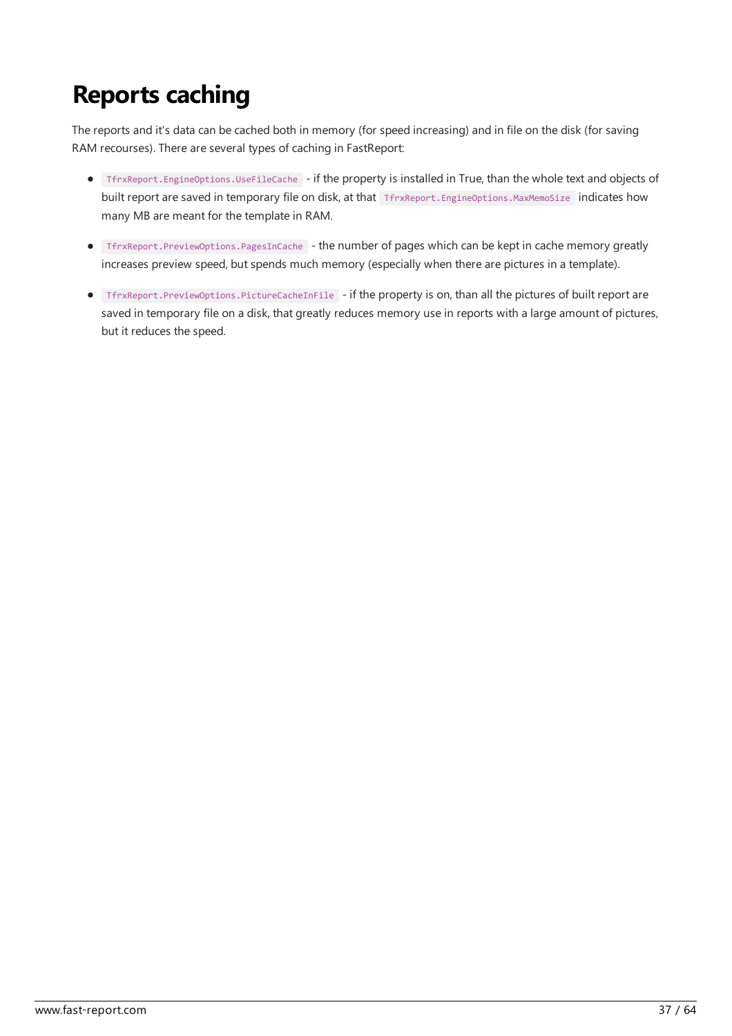# Reports caching

The reports and it's data can be cached both in memory (for speed increasing) and in file on the disk (for saving RAM recourses). There are several types of caching in FastReport:

- `TfrxReport.EngineOptions.UseFileCache` - if the property is installed in True, than the whole text and objects of built report are saved in temporary file on disk, at that `TfrxReport.EngineOptions.MaxMemoSize` indicates how many MB are meant for the template in RAM.

- `TfrxReport.PreviewOptions.PagesInCache` - the number of pages which can be kept in cache memory greatly increases preview speed, but spends much memory (especially when there are pictures in a template).

- `TfrxReport.PreviewOptions.PictureCacheInFile` - if the property is on, than all the pictures of built report are saved in temporary file on a disk, that greatly reduces memory use in reports with a large amount of pictures, but it reduces the speed.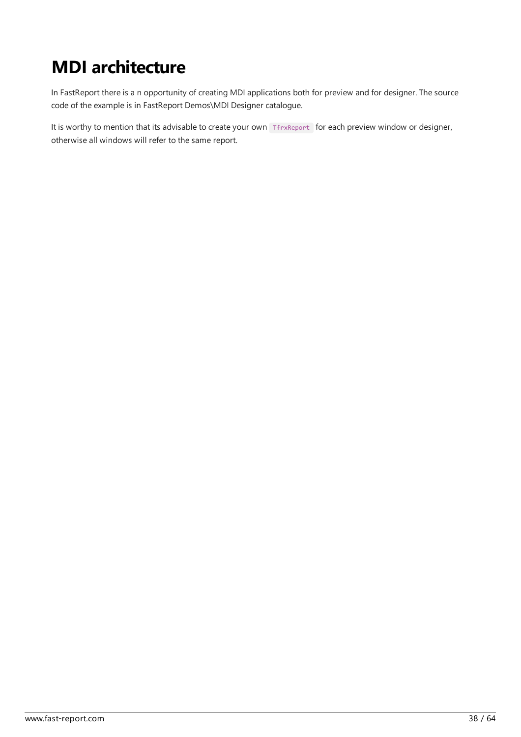# MDI architecture

In FastReport there is a n opportunity of creating MDI applications both for preview and for designer. The source code of the example is in FastReport Demos\MDI Designer catalogue.

It is worthy to mention that its advisable to create your own `TfrxReport` for each preview window or designer, otherwise all windows will refer to the same report.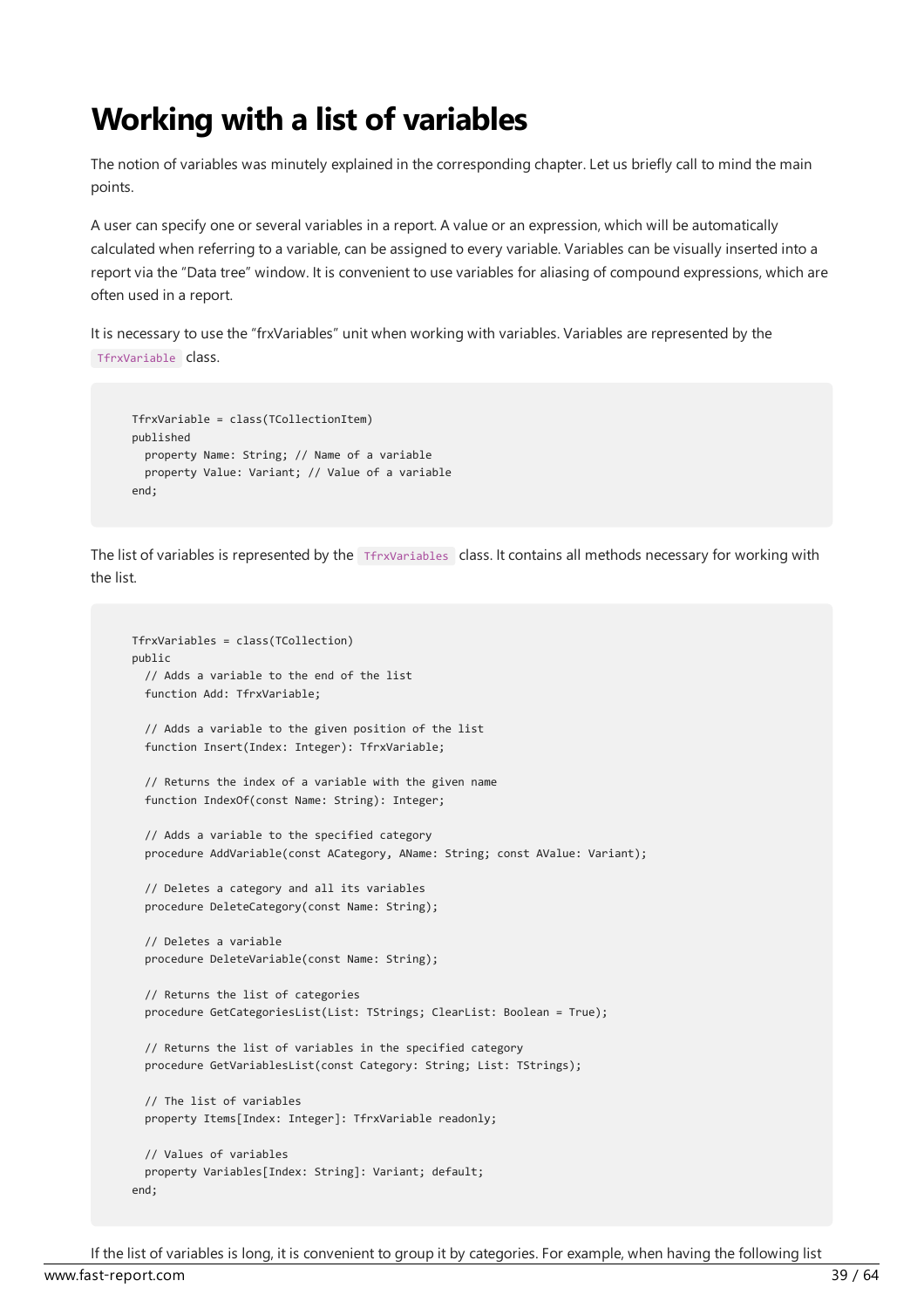# Working with a list of variables

The notion of variables was minutely explained in the corresponding chapter. Let us briefly call to mind the main points.

A user can specify one or several variables in a report. A value or an expression, which will be automatically calculated when referring to a variable, can be assigned to every variable. Variables can be visually inserted into a report via the "Data tree" window. It is convenient to use variables for aliasing of compound expressions, which are often used in a report.

It is necessary to use the "frxVariables" unit when working with variables. Variables are represented by the `TfrxVariable` class.

```
TfrxVariable = class(TCollectionItem)
published
  property Name: String; // Name of a variable
  property Value: Variant; // Value of a variable
end;
```

The list of variables is represented by the `TfrxVariables` class. It contains all methods necessary for working with the list.

```
TfrxVariables = class(TCollection)
public
  // Adds a variable to the end of the list
  function Add: TfrxVariable;

  // Adds a variable to the given position of the list
  function Insert(Index: Integer): TfrxVariable;

  // Returns the index of a variable with the given name
  function IndexOf(const Name: String): Integer;

  // Adds a variable to the specified category
  procedure AddVariable(const ACategory, AName: String; const AValue: Variant);

  // Deletes a category and all its variables
  procedure DeleteCategory(const Name: String);

  // Deletes a variable
  procedure DeleteVariable(const Name: String);

  // Returns the list of categories
  procedure GetCategoriesList(List: TStrings; ClearList: Boolean = True);

  // Returns the list of variables in the specified category
  procedure GetVariablesList(const Category: String; List: TStrings);

  // The list of variables
  property Items[Index: Integer]: TfrxVariable readonly;

  // Values of variables
  property Variables[Index: String]: Variant; default;
end;
```

If the list of variables is long, it is convenient to group it by categories. For example, when having the following list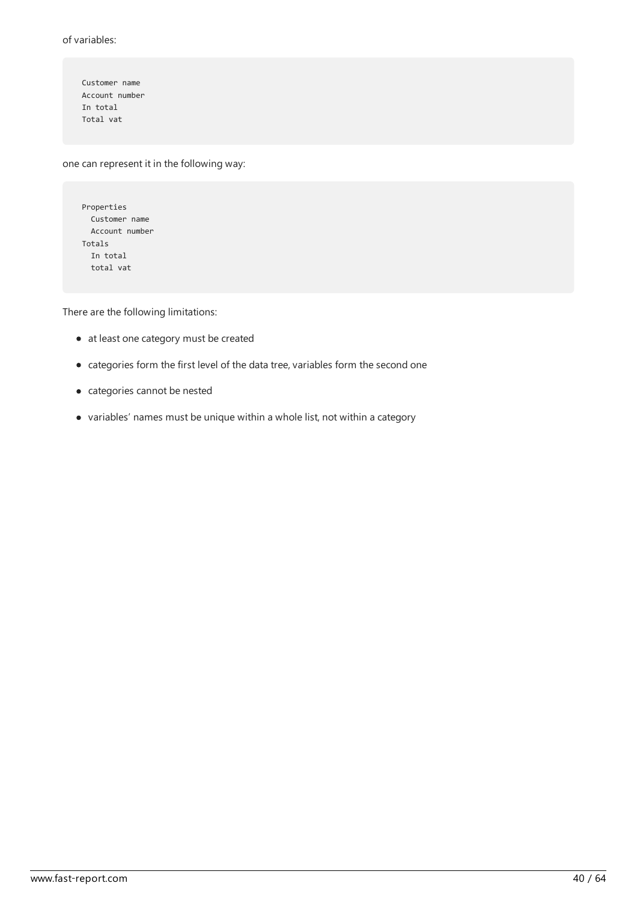of variables:

```
Customer name
Account number
In total
Total vat
```

one can represent it in the following way:

```
Properties
  Customer name
  Account number
Totals
  In total
  total vat
```

There are the following limitations:

- at least one category must be created
- categories form the first level of the data tree, variables form the second one
- categories cannot be nested
- variables' names must be unique within a whole list, not within a category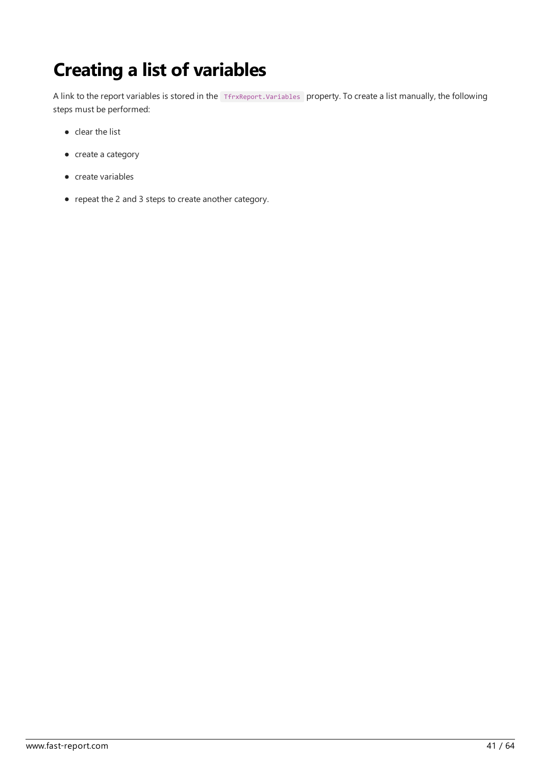# Creating a list of variables

A link to the report variables is stored in the `TfrxReport.Variables` property. To create a list manually, the following steps must be performed:

- clear the list
- create a category
- create variables
- repeat the 2 and 3 steps to create another category.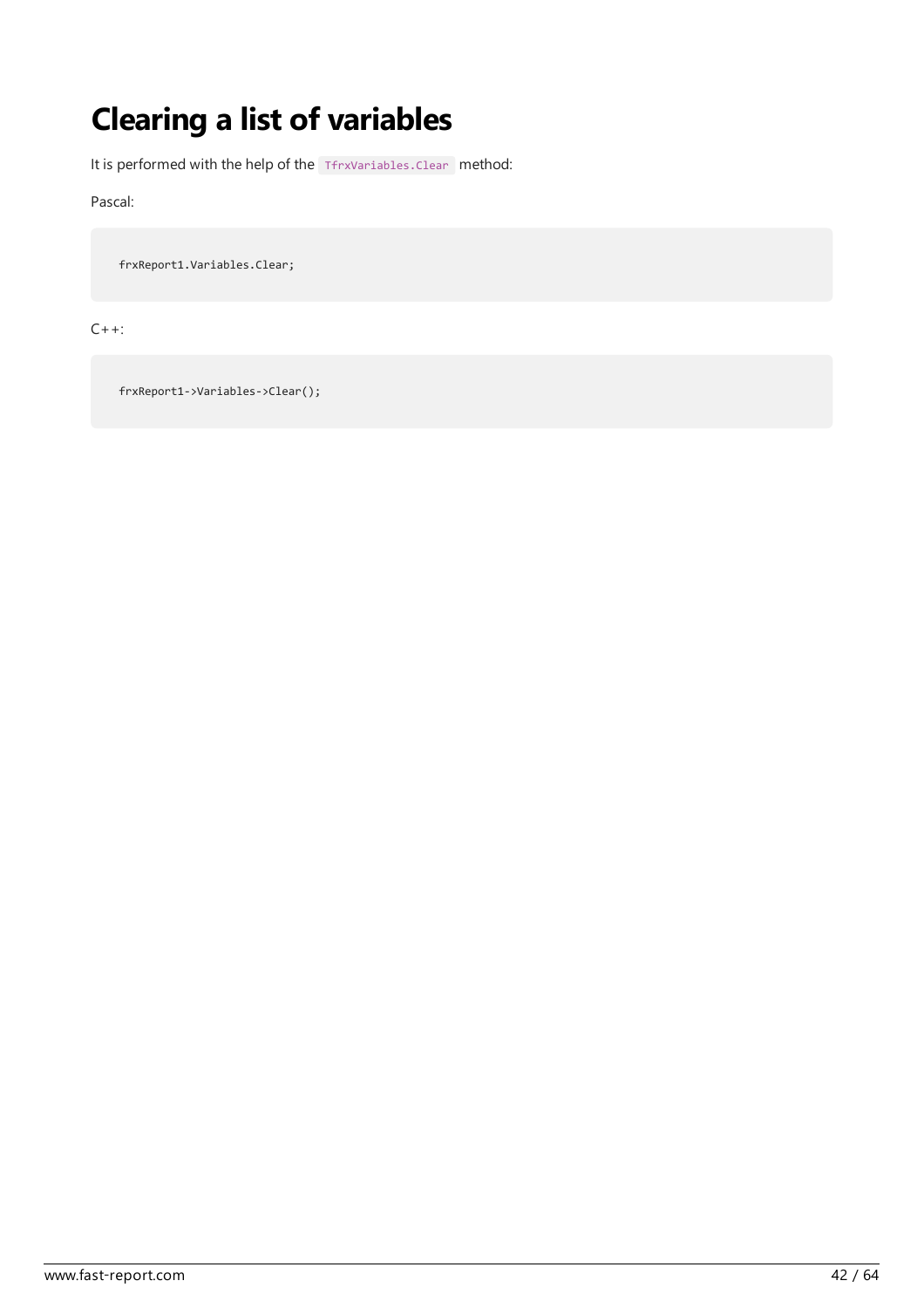# Clearing a list of variables

It is performed with the help of the `TfrxVariables.Clear` method:

Pascal:

```
frxReport1.Variables.Clear;
```

C++:

```
frxReport1->Variables->Clear();
```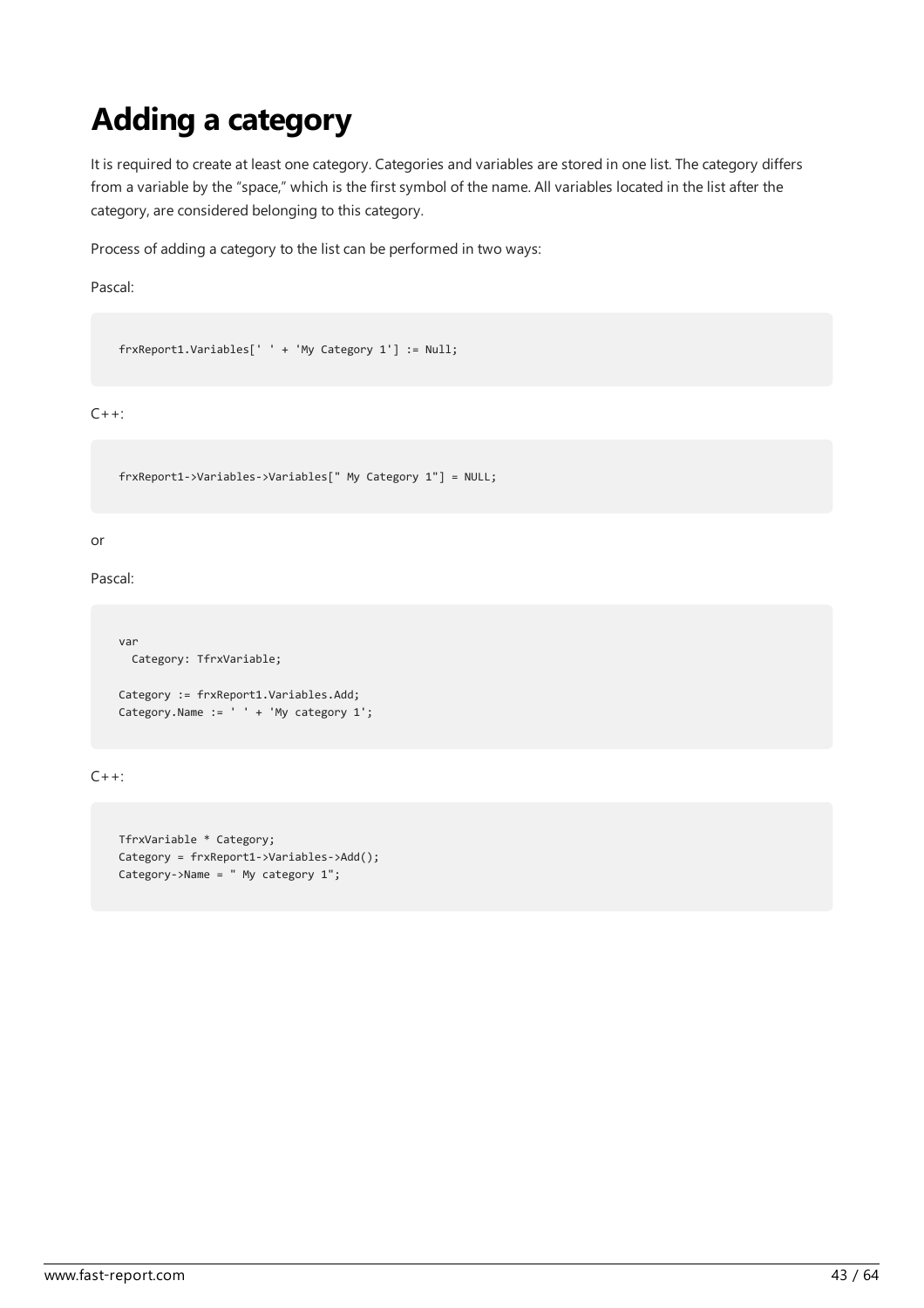# Adding a category

It is required to create at least one category. Categories and variables are stored in one list. The category differs from a variable by the "space," which is the first symbol of the name. All variables located in the list after the category, are considered belonging to this category.

Process of adding a category to the list can be performed in two ways:

Pascal:

```
frxReport1.Variables[' ' + 'My Category 1'] := Null;
```

C++:

```
frxReport1->Variables->Variables[" My Category 1"] = NULL;
```

or

Pascal:

```
var
  Category: TfrxVariable;

Category := frxReport1.Variables.Add;
Category.Name := ' ' + 'My category 1';
```

C++:

```
TfrxVariable * Category;
Category = frxReport1->Variables->Add();
Category->Name = " My category 1";
```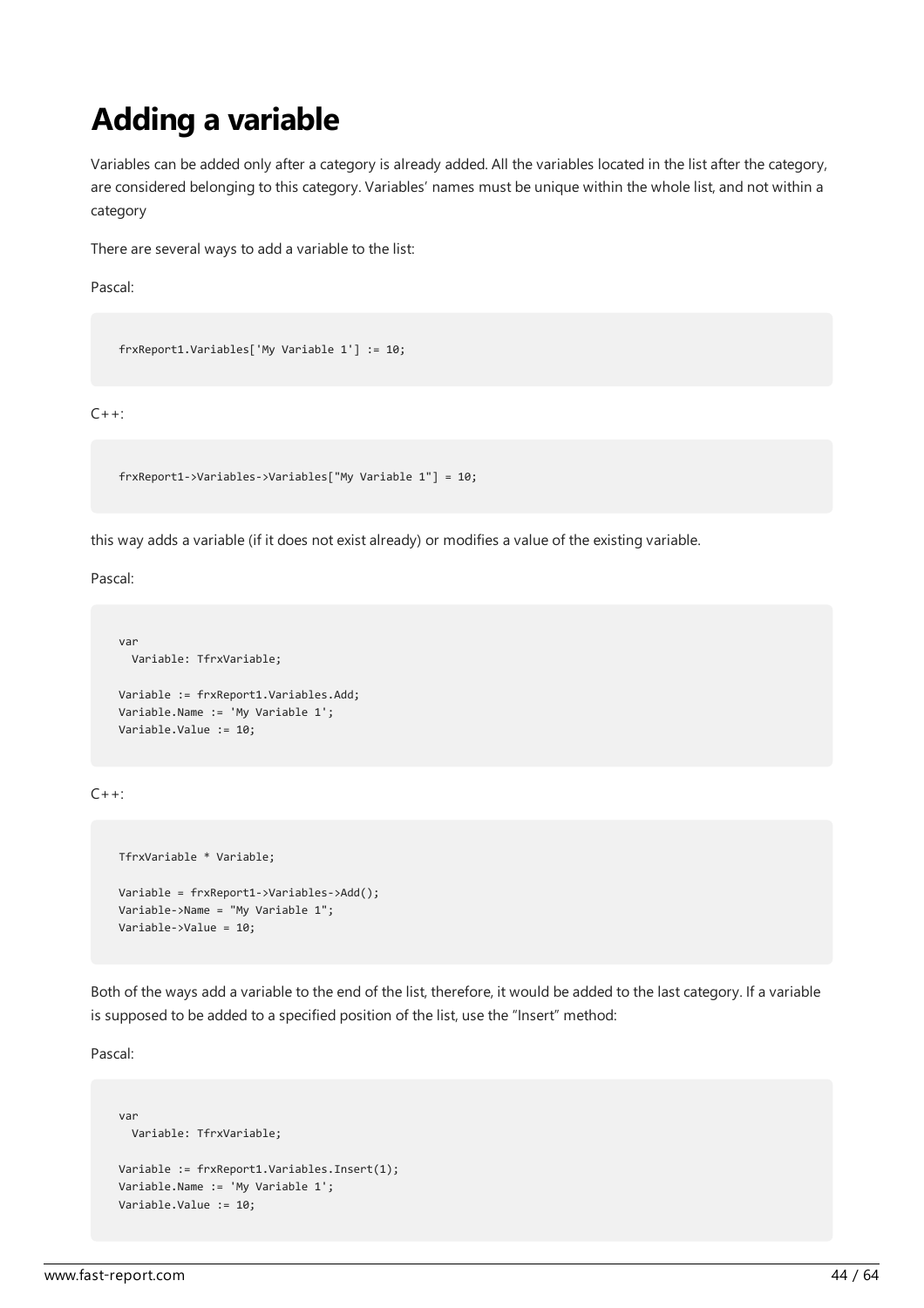# Adding a variable

Variables can be added only after a category is already added. All the variables located in the list after the category, are considered belonging to this category. Variables' names must be unique within the whole list, and not within a category

There are several ways to add a variable to the list:

Pascal:

```
frxReport1.Variables['My Variable 1'] := 10;
```

C++:

```
frxReport1->Variables->Variables["My Variable 1"] = 10;
```

this way adds a variable (if it does not exist already) or modifies a value of the existing variable.

Pascal:

```
var
  Variable: TfrxVariable;

Variable := frxReport1.Variables.Add;
Variable.Name := 'My Variable 1';
Variable.Value := 10;
```

C++:

```
TfrxVariable * Variable;

Variable = frxReport1->Variables->Add();
Variable->Name = "My Variable 1";
Variable->Value = 10;
```

Both of the ways add a variable to the end of the list, therefore, it would be added to the last category. If a variable is supposed to be added to a specified position of the list, use the "Insert" method:

Pascal:

```
var
  Variable: TfrxVariable;

Variable := frxReport1.Variables.Insert(1);
Variable.Name := 'My Variable 1';
Variable.Value := 10;
```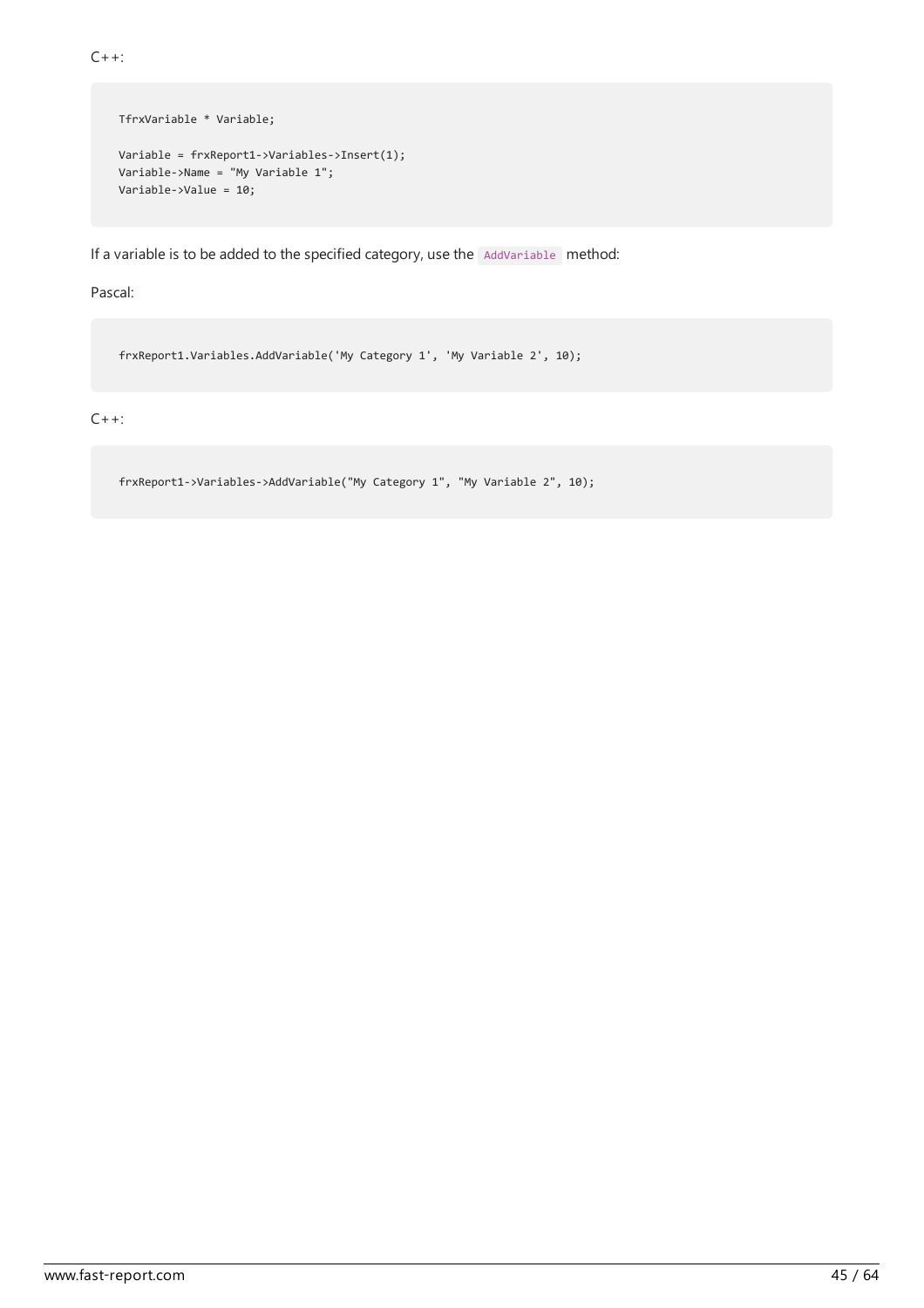C++:

```
TfrxVariable * Variable;

Variable = frxReport1->Variables->Insert(1);
Variable->Name = "My Variable 1";
Variable->Value = 10;
```

If a variable is to be added to the specified category, use the `AddVariable` method:

Pascal:

```
frxReport1.Variables.AddVariable('My Category 1', 'My Variable 2', 10);
```

C++:

```
frxReport1->Variables->AddVariable("My Category 1", "My Variable 2", 10);
```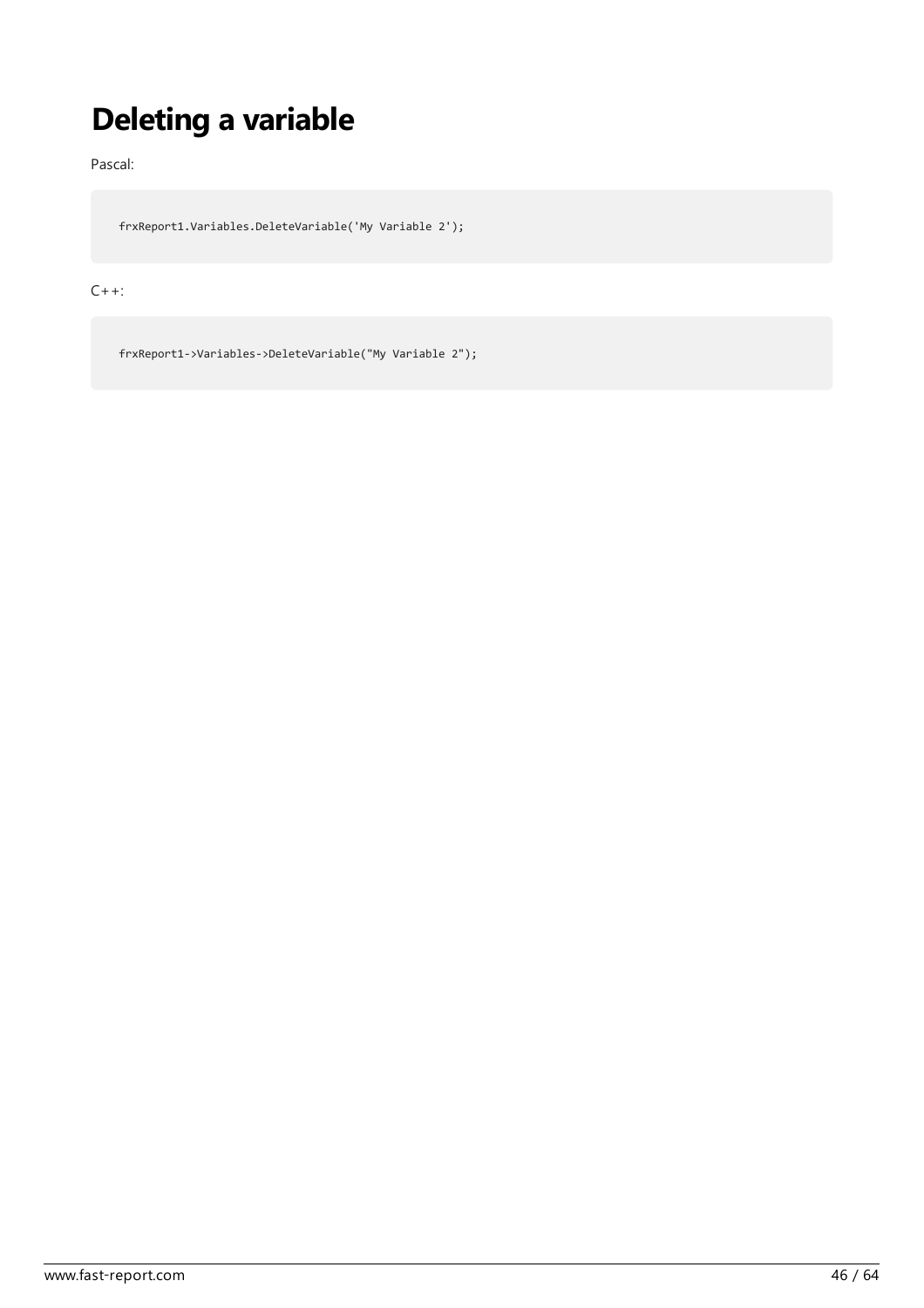# Deleting a variable

Pascal:

```
frxReport1.Variables.DeleteVariable('My Variable 2');
```

C++:

```
frxReport1->Variables->DeleteVariable("My Variable 2");
```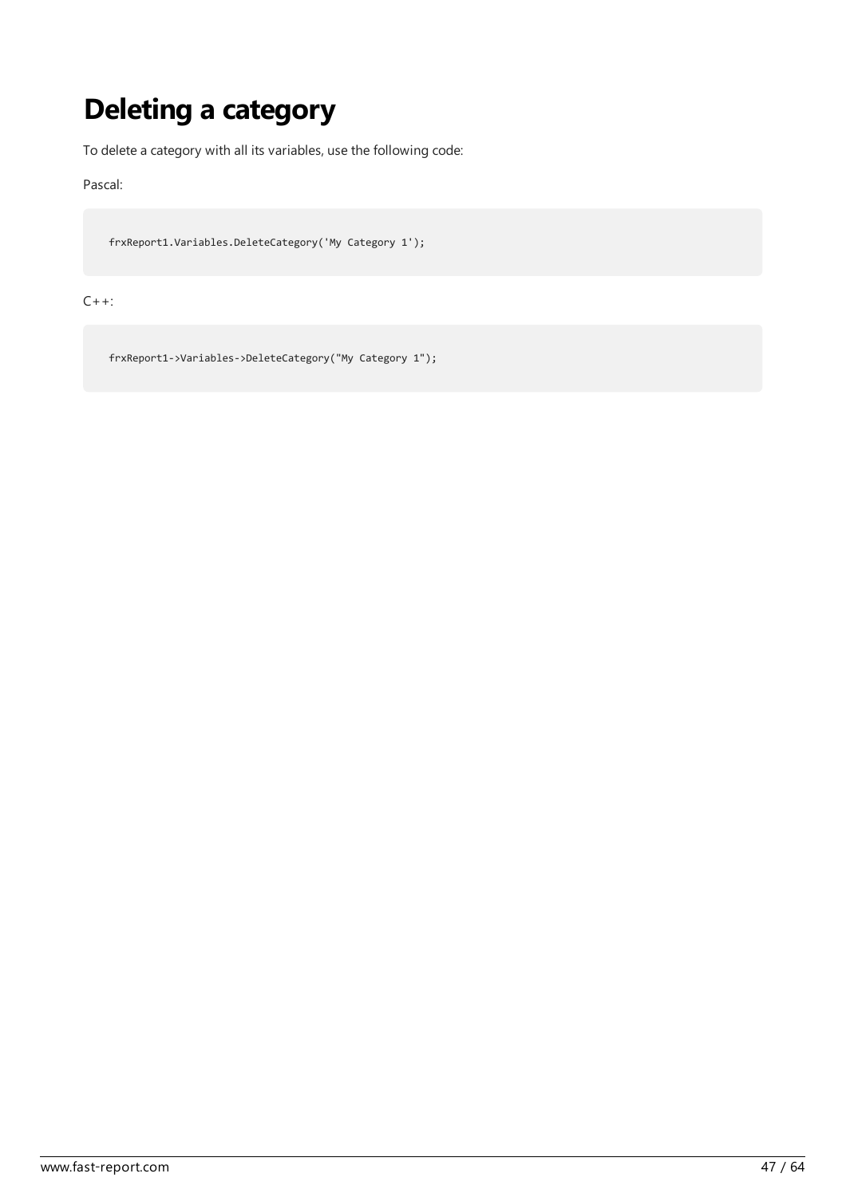# Deleting a category

To delete a category with all its variables, use the following code:

Pascal:

```
frxReport1.Variables.DeleteCategory('My Category 1');
```

C++:

```
frxReport1->Variables->DeleteCategory("My Category 1");
```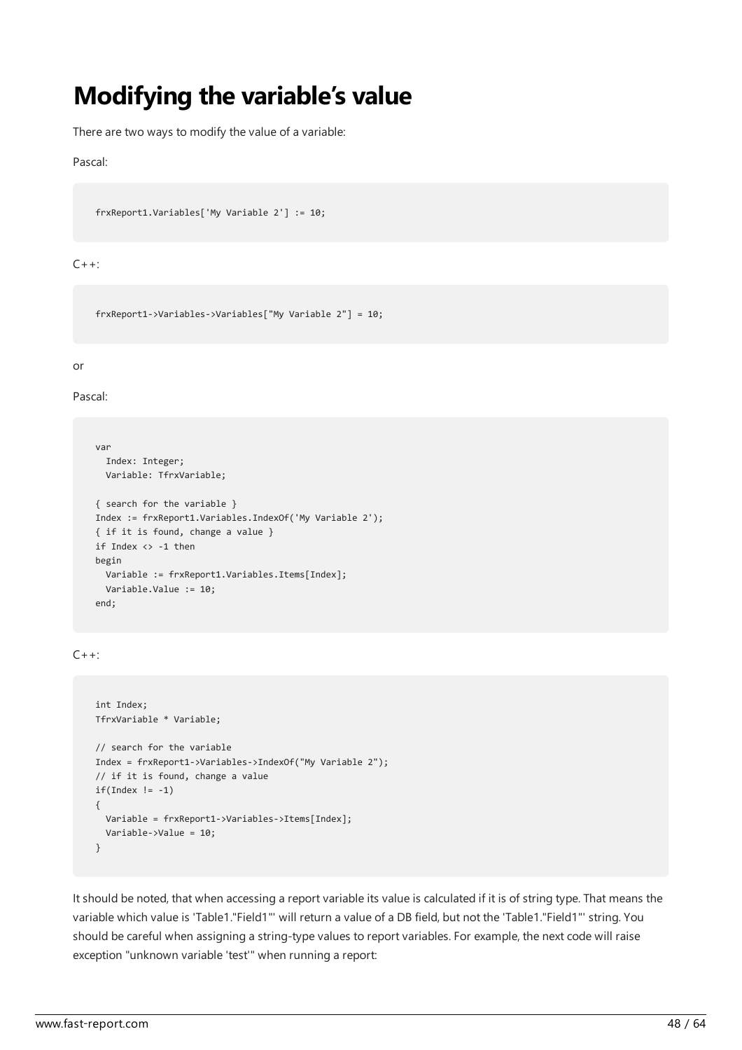# Modifying the variable’s value

There are two ways to modify the value of a variable:

Pascal:

```
frxReport1.Variables['My Variable 2'] := 10;
```

C++:

```
frxReport1->Variables->Variables["My Variable 2"] = 10;
```

or

Pascal:

```
var
  Index: Integer;
  Variable: TfrxVariable;

{ search for the variable }
Index := frxReport1.Variables.IndexOf('My Variable 2');
{ if it is found, change a value }
if Index <> -1 then
begin
  Variable := frxReport1.Variables.Items[Index];
  Variable.Value := 10;
end;
```

C++:

```
int Index;
TfrxVariable * Variable;

// search for the variable
Index = frxReport1->Variables->IndexOf("My Variable 2");
// if it is found, change a value
if(Index != -1)
{
  Variable = frxReport1->Variables->Items[Index];
  Variable->Value = 10;
}
```

It should be noted, that when accessing a report variable its value is calculated if it is of string type. That means the variable which value is 'Table1."Field1"' will return a value of a DB field, but not the 'Table1."Field1"' string. You should be careful when assigning a string-type values to report variables. For example, the next code will raise exception "unknown variable 'test'" when running a report: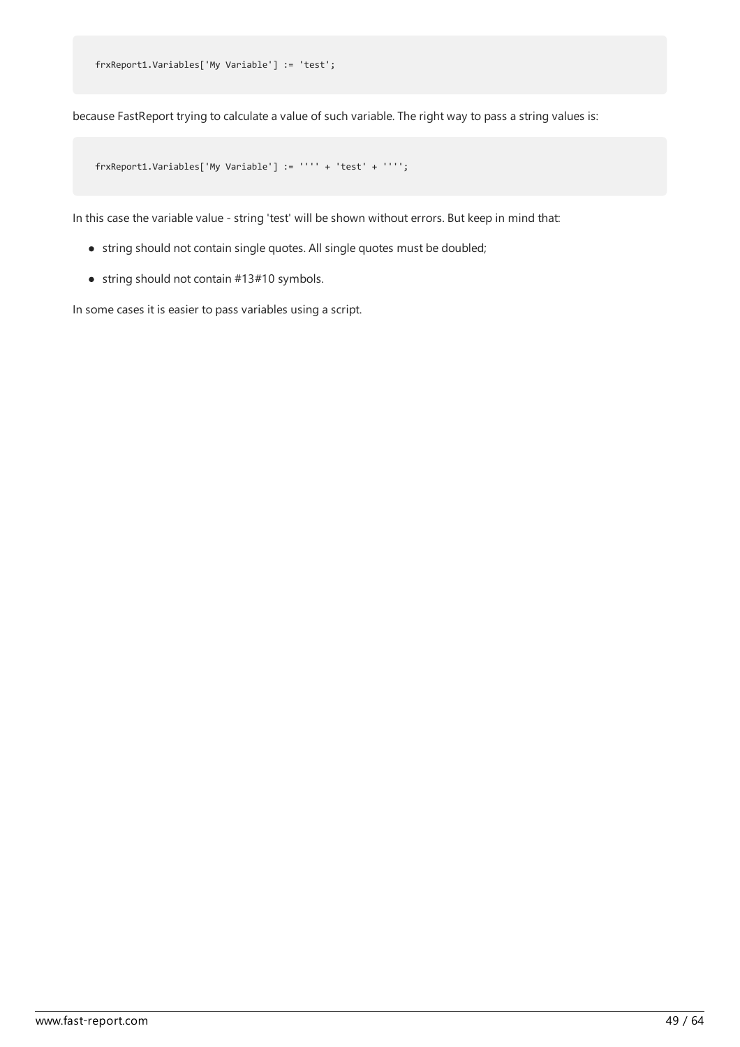```
frxReport1.Variables['My Variable'] := 'test';
```

because FastReport trying to calculate a value of such variable. The right way to pass a string values is:

```
frxReport1.Variables['My Variable'] := '''' + 'test' + '''';
```

In this case the variable value - string 'test' will be shown without errors. But keep in mind that:

- string should not contain single quotes. All single quotes must be doubled;
- string should not contain #13#10 symbols.

In some cases it is easier to pass variables using a script.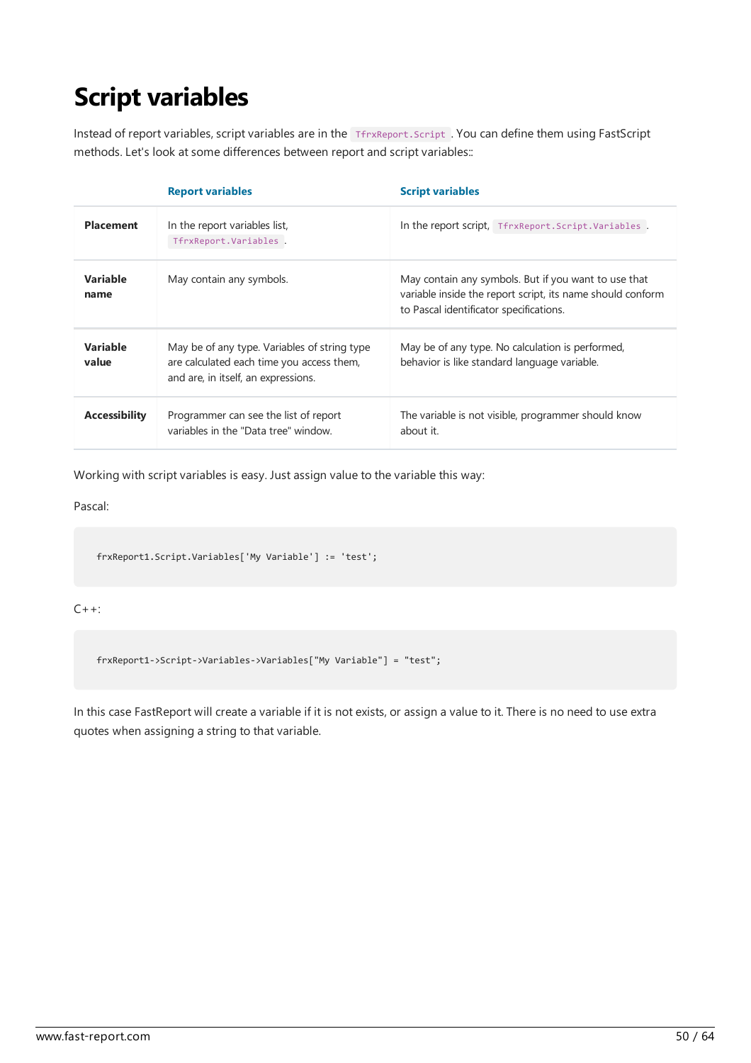# Script variables

Instead of report variables, script variables are in the `TfrxReport.Script`. You can define them using FastScript methods. Let's look at some differences between report and script variables::

| | Report variables | Script variables |
|---|---|---|
| **Placement** | In the report variables list, `TfrxReport.Variables`. | In the report script, `TfrxReport.Script.Variables`. |
| **Variable name** | May contain any symbols. | May contain any symbols. But if you want to use that variable inside the report script, its name should conform to Pascal identificator specifications. |
| **Variable value** | May be of any type. Variables of string type are calculated each time you access them, and are, in itself, an expressions. | May be of any type. No calculation is performed, behavior is like standard language variable. |
| **Accessibility** | Programmer can see the list of report variables in the "Data tree" window. | The variable is not visible, programmer should know about it. |

Working with script variables is easy. Just assign value to the variable this way:

Pascal:

```
frxReport1.Script.Variables['My Variable'] := 'test';
```

C++:

```
frxReport1->Script->Variables->Variables["My Variable"] = "test";
```

In this case FastReport will create a variable if it is not exists, or assign a value to it. There is no need to use extra quotes when assigning a string to that variable.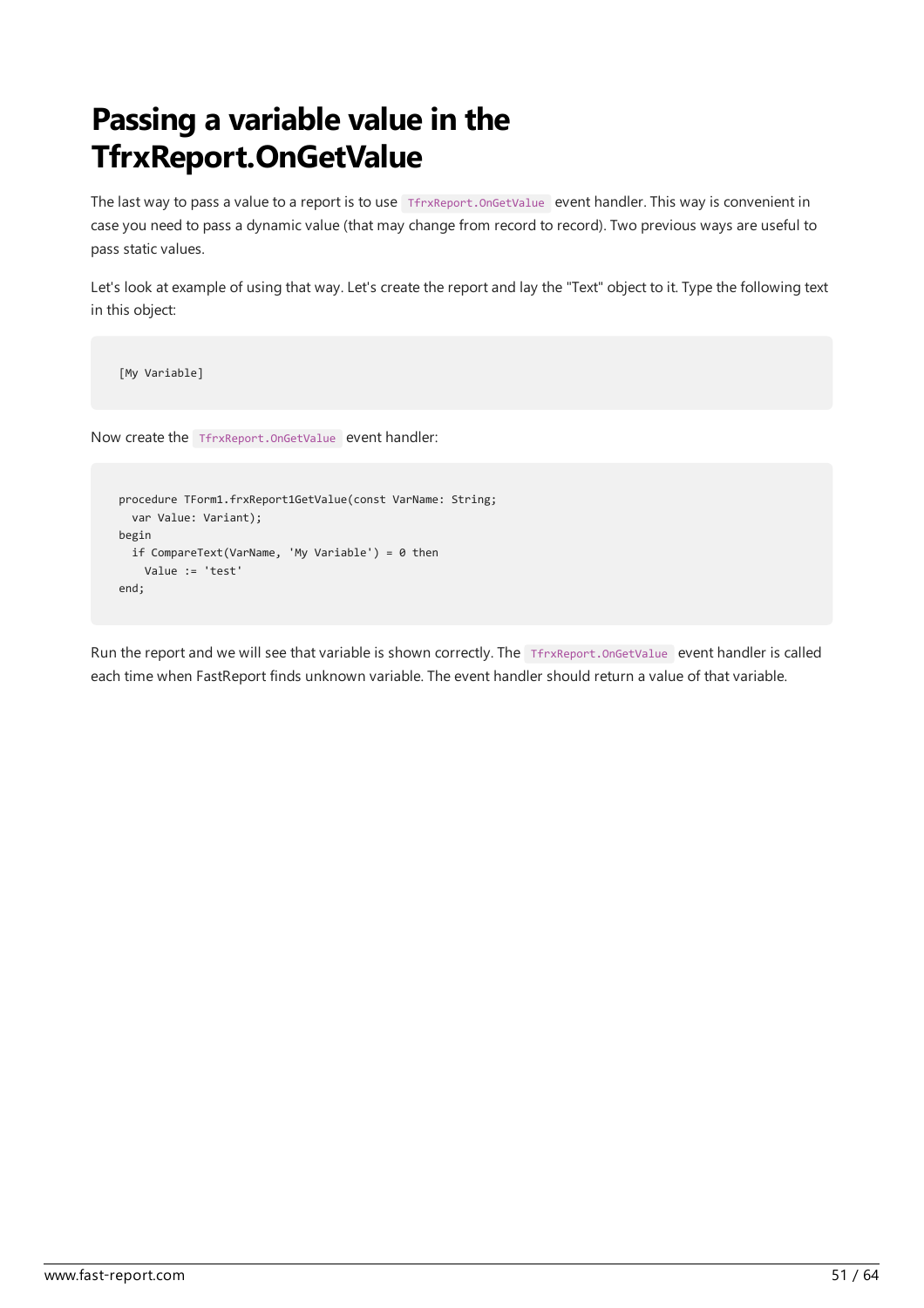# Passing a variable value in the TfrxReport.OnGetValue

The last way to pass a value to a report is to use `TfrxReport.OnGetValue` event handler. This way is convenient in case you need to pass a dynamic value (that may change from record to record). Two previous ways are useful to pass static values.

Let's look at example of using that way. Let's create the report and lay the "Text" object to it. Type the following text in this object:

```
[My Variable]
```

Now create the `TfrxReport.OnGetValue` event handler:

```
procedure TForm1.frxReport1GetValue(const VarName: String;
  var Value: Variant);
begin
  if CompareText(VarName, 'My Variable') = 0 then
    Value := 'test'
end;
```

Run the report and we will see that variable is shown correctly. The `TfrxReport.OnGetValue` event handler is called each time when FastReport finds unknown variable. The event handler should return a value of that variable.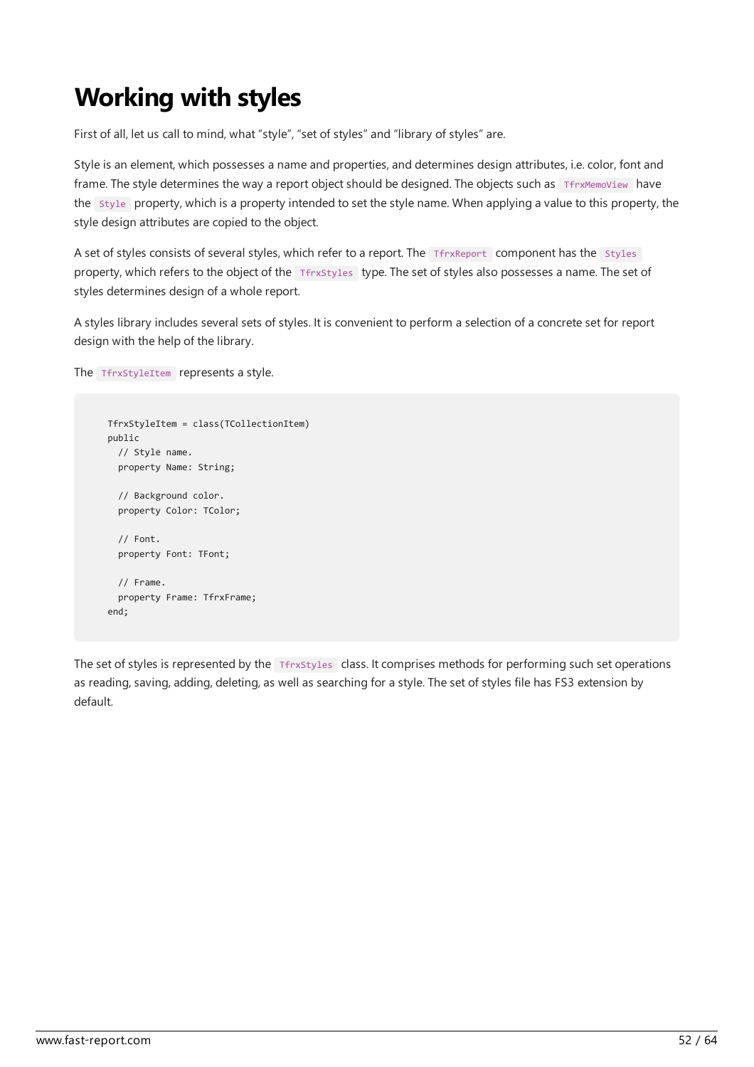# Working with styles

First of all, let us call to mind, what "style", "set of styles" and "library of styles" are.

Style is an element, which possesses a name and properties, and determines design attributes, i.e. color, font and frame. The style determines the way a report object should be designed. The objects such as `TfrxMemoView` have the `Style` property, which is a property intended to set the style name. When applying a value to this property, the style design attributes are copied to the object.

A set of styles consists of several styles, which refer to a report. The `TfrxReport` component has the `Styles` property, which refers to the object of the `TfrxStyles` type. The set of styles also possesses a name. The set of styles determines design of a whole report.

A styles library includes several sets of styles. It is convenient to perform a selection of a concrete set for report design with the help of the library.

The `TfrxStyleItem` represents a style.

```
TfrxStyleItem = class(TCollectionItem)
public
  // Style name.
  property Name: String;

  // Background color.
  property Color: TColor;

  // Font.
  property Font: TFont;

  // Frame.
  property Frame: TfrxFrame;
end;
```

The set of styles is represented by the `TfrxStyles` class. It comprises methods for performing such set operations as reading, saving, adding, deleting, as well as searching for a style. The set of styles file has FS3 extension by default.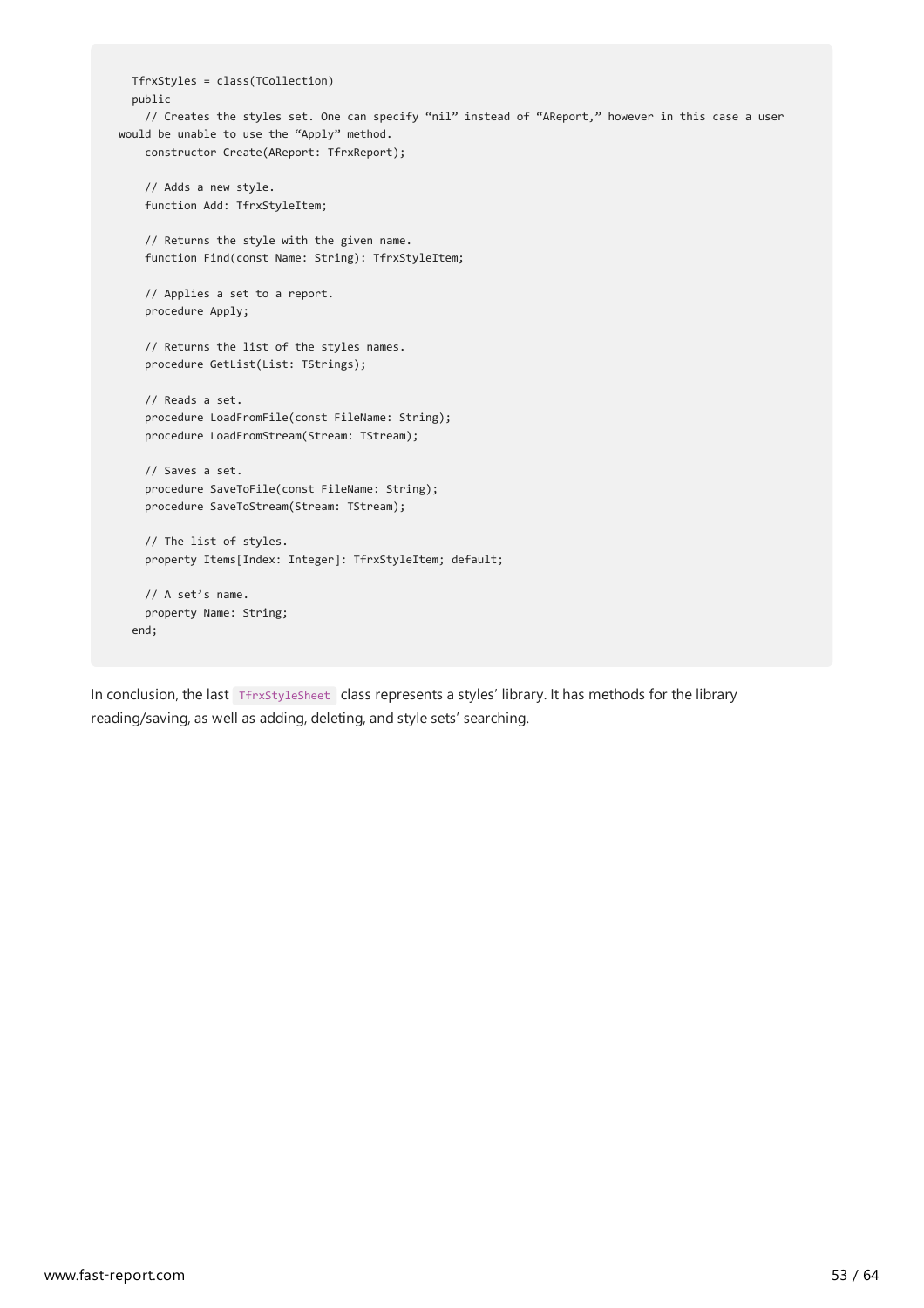```
  TfrxStyles = class(TCollection)
  public
    // Creates the styles set. One can specify “nil” instead of “AReport,” however in this case a user
would be unable to use the “Apply” method.
    constructor Create(AReport: TfrxReport);

    // Adds a new style.
    function Add: TfrxStyleItem;

    // Returns the style with the given name.
    function Find(const Name: String): TfrxStyleItem;

    // Applies a set to a report.
    procedure Apply;

    // Returns the list of the styles names.
    procedure GetList(List: TStrings);

    // Reads a set.
    procedure LoadFromFile(const FileName: String);
    procedure LoadFromStream(Stream: TStream);

    // Saves a set.
    procedure SaveToFile(const FileName: String);
    procedure SaveToStream(Stream: TStream);

    // The list of styles.
    property Items[Index: Integer]: TfrxStyleItem; default;

    // A set’s name.
    property Name: String;
  end;
```

In conclusion, the last `TfrxStyleSheet` class represents a styles’ library. It has methods for the library reading/saving, as well as adding, deleting, and style sets’ searching.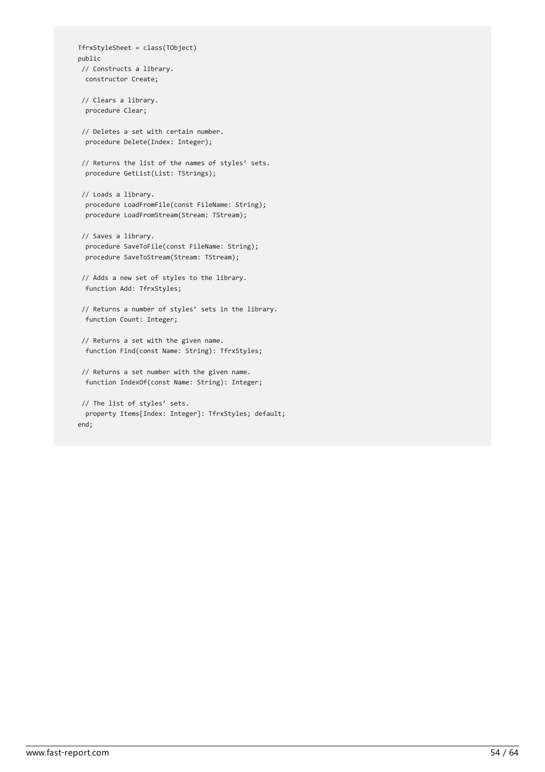```
TfrxStyleSheet = class(TObject)
public
 // Constructs a library.
  constructor Create;

 // Clears a library.
  procedure Clear;

 // Deletes a set with certain number.
  procedure Delete(Index: Integer);

 // Returns the list of the names of styles’ sets.
  procedure GetList(List: TStrings);

 // Loads a library.
  procedure LoadFromFile(const FileName: String);
  procedure LoadFromStream(Stream: TStream);

 // Saves a library.
  procedure SaveToFile(const FileName: String);
  procedure SaveToStream(Stream: TStream);

 // Adds a new set of styles to the library.
  function Add: TfrxStyles;

 // Returns a number of styles’ sets in the library.
  function Count: Integer;

 // Returns a set with the given name.
  function Find(const Name: String): TfrxStyles;

 // Returns a set number with the given name.
  function IndexOf(const Name: String): Integer;

 // The list of styles’ sets.
  property Items[Index: Integer]: TfrxStyles; default;
end;
```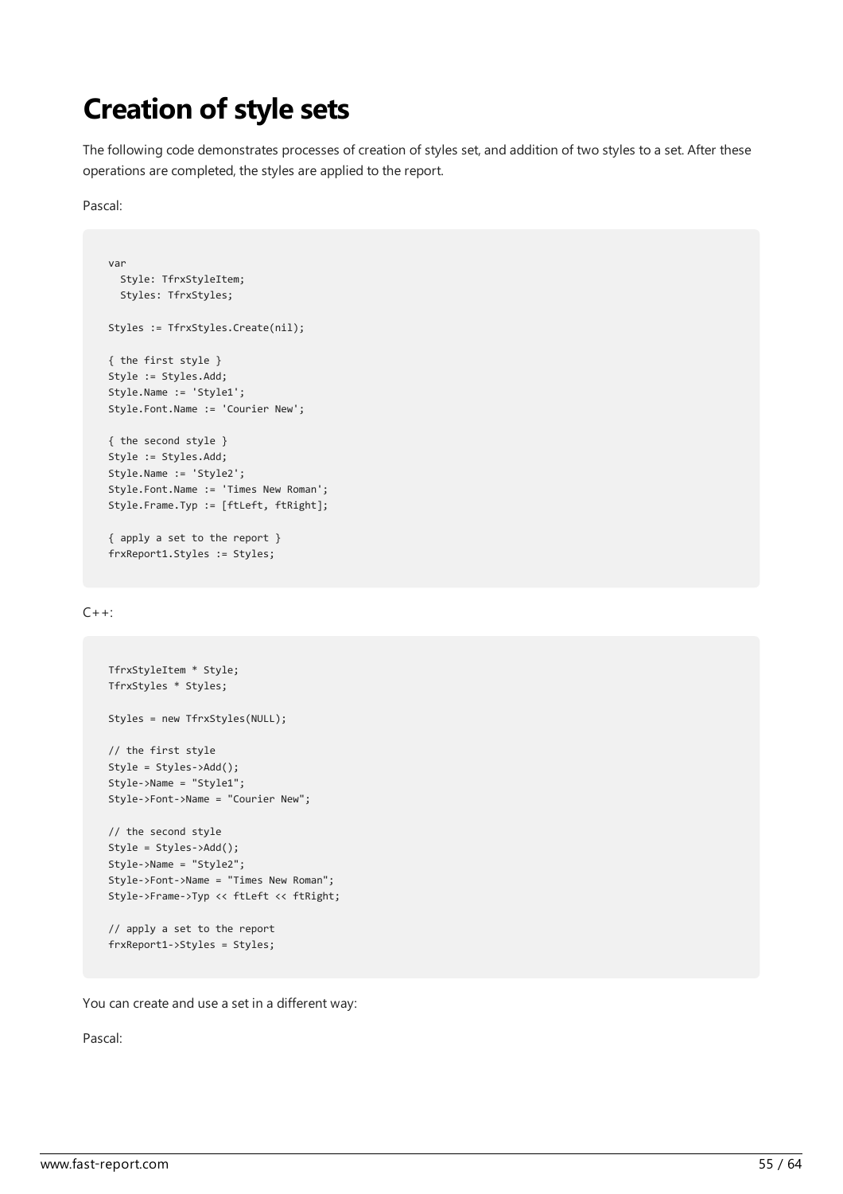# Creation of style sets

The following code demonstrates processes of creation of styles set, and addition of two styles to a set. After these operations are completed, the styles are applied to the report.

Pascal:

```
var
  Style: TfrxStyleItem;
  Styles: TfrxStyles;

Styles := TfrxStyles.Create(nil);

{ the first style }
Style := Styles.Add;
Style.Name := 'Style1';
Style.Font.Name := 'Courier New';

{ the second style }
Style := Styles.Add;
Style.Name := 'Style2';
Style.Font.Name := 'Times New Roman';
Style.Frame.Typ := [ftLeft, ftRight];

{ apply a set to the report }
frxReport1.Styles := Styles;
```

C++:

```
TfrxStyleItem * Style;
TfrxStyles * Styles;

Styles = new TfrxStyles(NULL);

// the first style
Style = Styles->Add();
Style->Name = "Style1";
Style->Font->Name = "Courier New";

// the second style
Style = Styles->Add();
Style->Name = "Style2";
Style->Font->Name = "Times New Roman";
Style->Frame->Typ << ftLeft << ftRight;

// apply a set to the report
frxReport1->Styles = Styles;
```

You can create and use a set in a different way:

Pascal: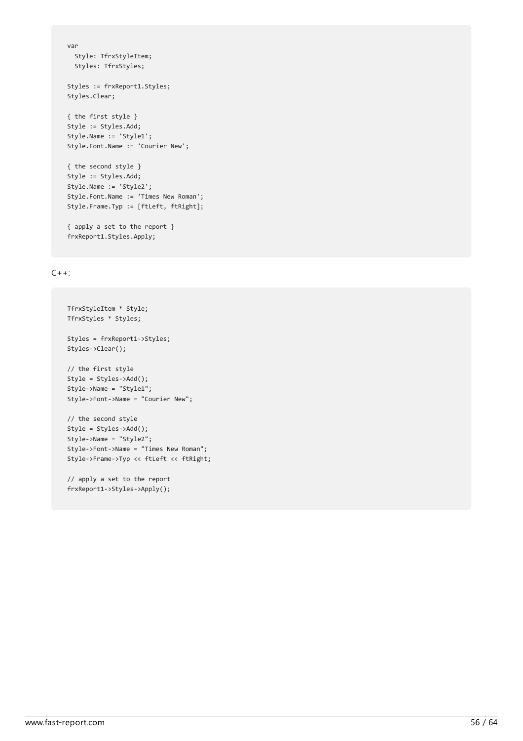```
var
  Style: TfrxStyleItem;
  Styles: TfrxStyles;

Styles := frxReport1.Styles;
Styles.Clear;

{ the first style }
Style := Styles.Add;
Style.Name := 'Style1';
Style.Font.Name := 'Courier New';

{ the second style }
Style := Styles.Add;
Style.Name := 'Style2';
Style.Font.Name := 'Times New Roman';
Style.Frame.Typ := [ftLeft, ftRight];

{ apply a set to the report }
frxReport1.Styles.Apply;
```

C++:

```
TfrxStyleItem * Style;
TfrxStyles * Styles;

Styles = frxReport1->Styles;
Styles->Clear();

// the first style
Style = Styles->Add();
Style->Name = "Style1";
Style->Font->Name = "Courier New";

// the second style
Style = Styles->Add();
Style->Name = "Style2";
Style->Font->Name = "Times New Roman";
Style->Frame->Typ << ftLeft << ftRight;

// apply a set to the report
frxReport1->Styles->Apply();
```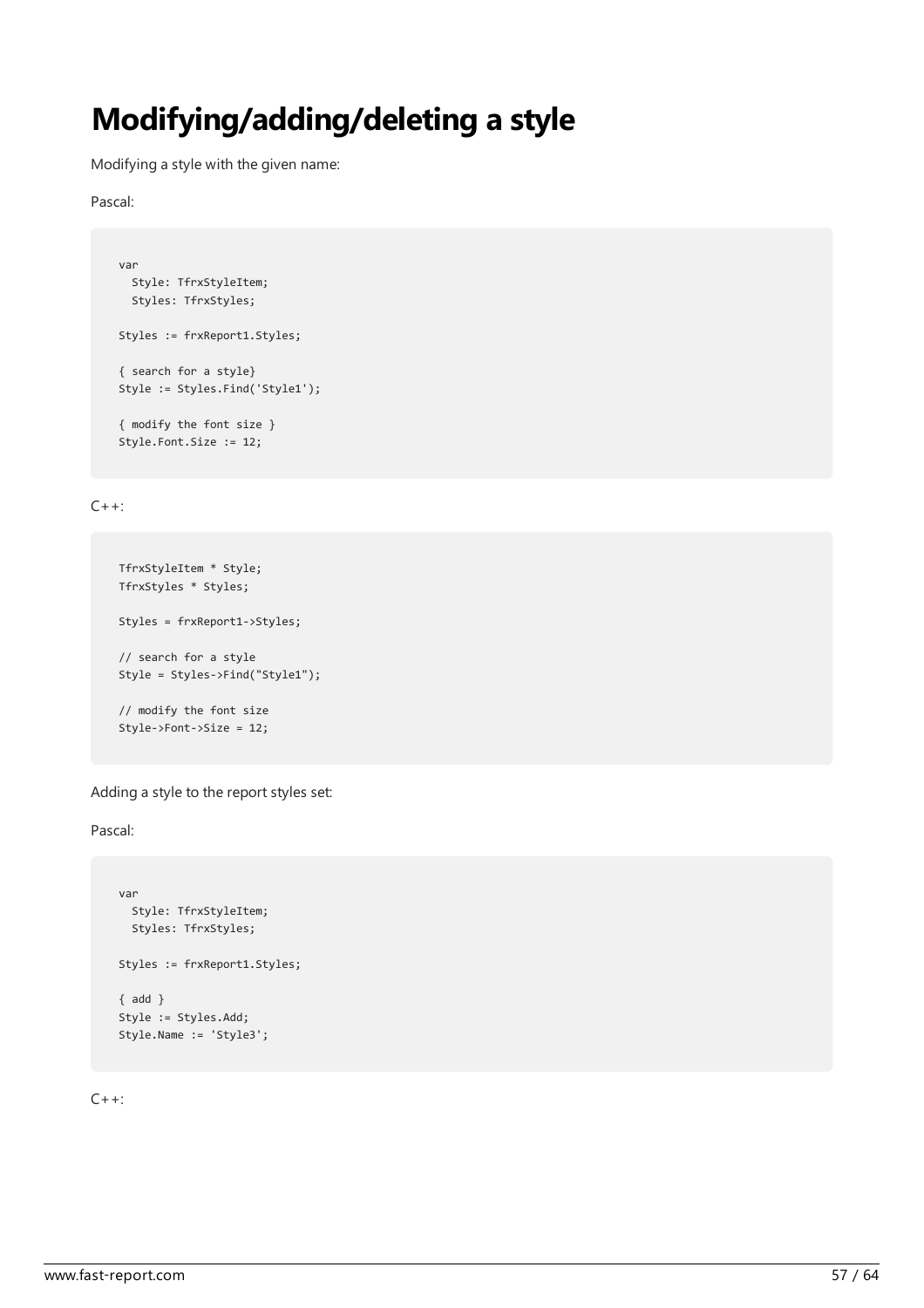# Modifying/adding/deleting a style

Modifying a style with the given name:

Pascal:

```
var
  Style: TfrxStyleItem;
  Styles: TfrxStyles;

Styles := frxReport1.Styles;

{ search for a style}
Style := Styles.Find('Style1');

{ modify the font size }
Style.Font.Size := 12;
```

C++:

```
TfrxStyleItem * Style;
TfrxStyles * Styles;

Styles = frxReport1->Styles;

// search for a style
Style = Styles->Find("Style1");

// modify the font size
Style->Font->Size = 12;
```

Adding a style to the report styles set:

Pascal:

```
var
  Style: TfrxStyleItem;
  Styles: TfrxStyles;

Styles := frxReport1.Styles;

{ add }
Style := Styles.Add;
Style.Name := 'Style3';
```

C++: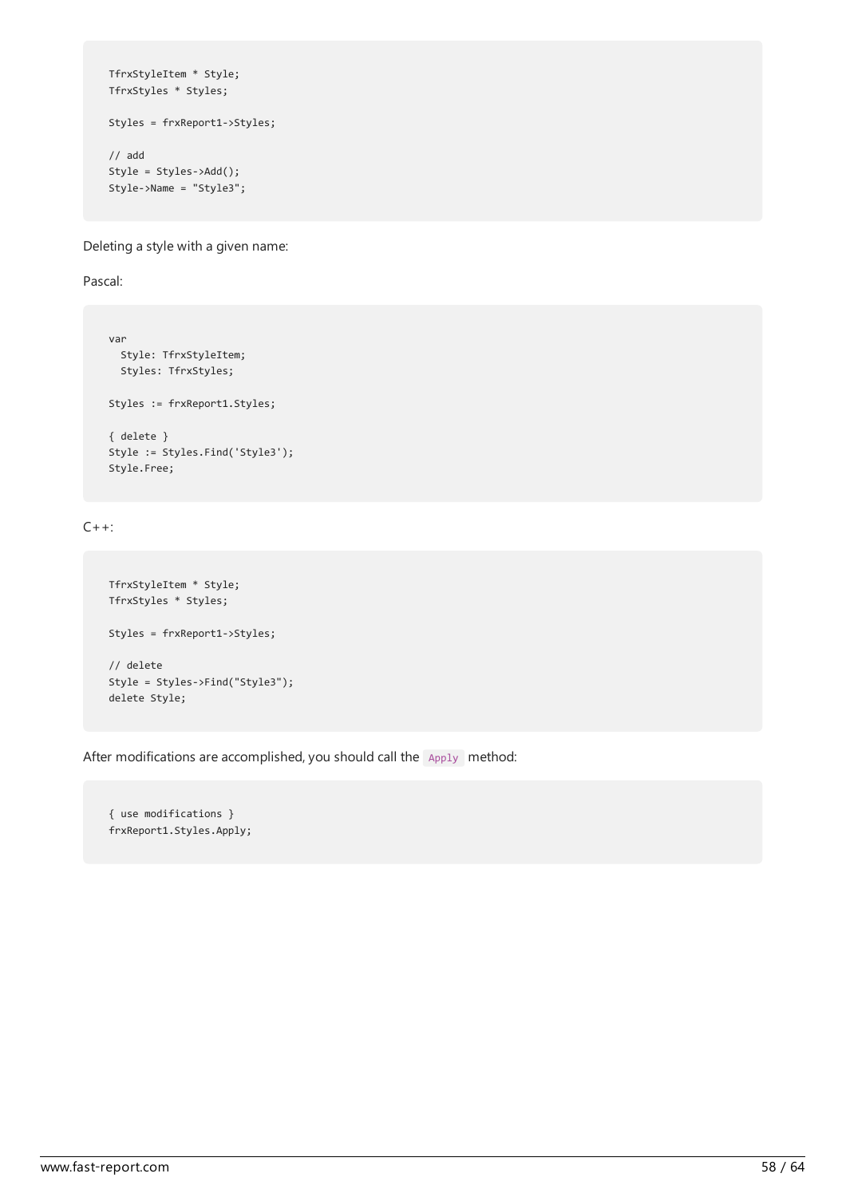```
TfrxStyleItem * Style;
TfrxStyles * Styles;

Styles = frxReport1->Styles;

// add
Style = Styles->Add();
Style->Name = "Style3";
```

Deleting a style with a given name:

Pascal:

```
var
  Style: TfrxStyleItem;
  Styles: TfrxStyles;

Styles := frxReport1.Styles;

{ delete }
Style := Styles.Find('Style3');
Style.Free;
```

C++:

```
TfrxStyleItem * Style;
TfrxStyles * Styles;

Styles = frxReport1->Styles;

// delete
Style = Styles->Find("Style3");
delete Style;
```

After modifications are accomplished, you should call the `Apply` method:

```
{ use modifications }
frxReport1.Styles.Apply;
```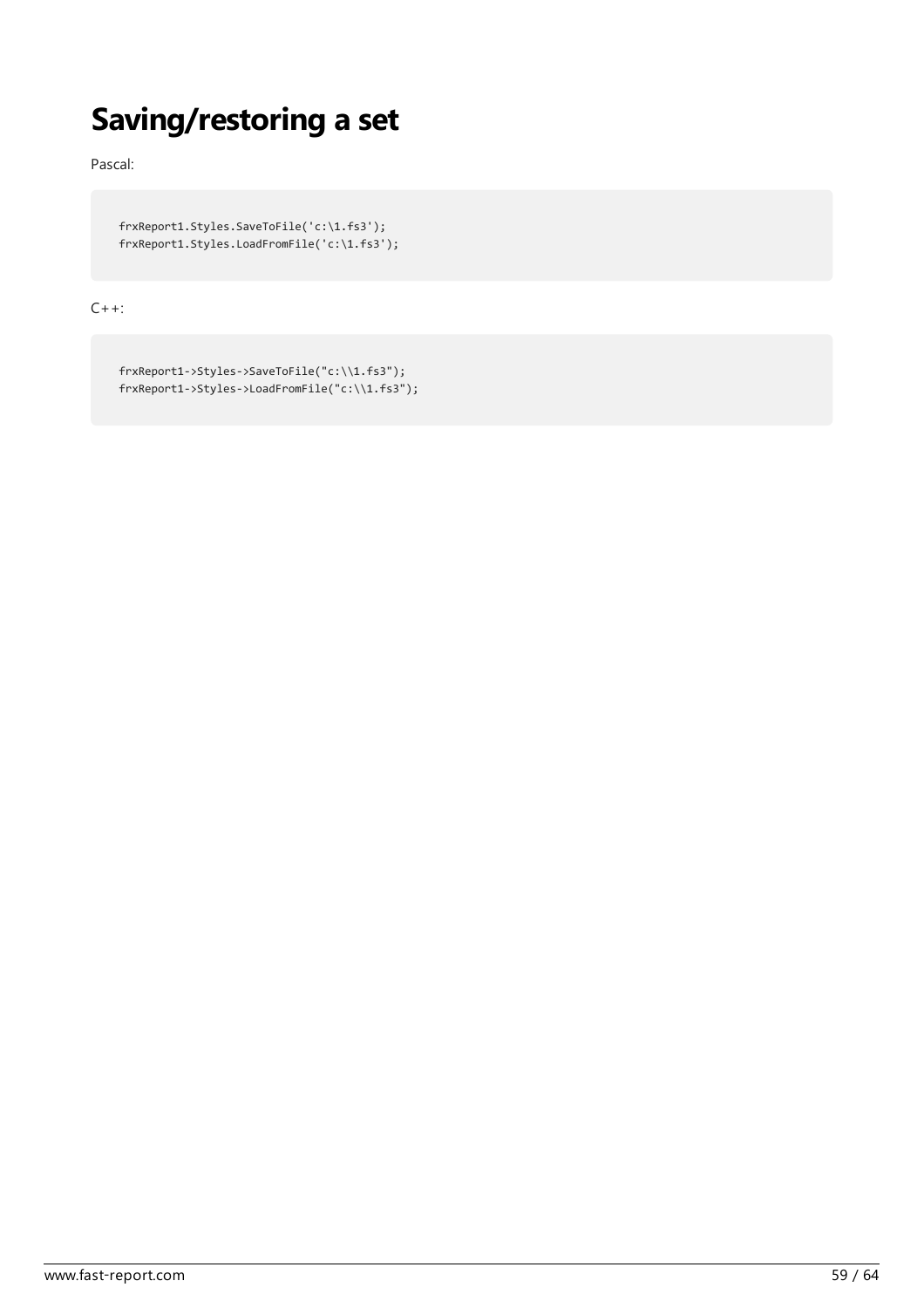# Saving/restoring a set

Pascal:

```
frxReport1.Styles.SaveToFile('c:\1.fs3');
frxReport1.Styles.LoadFromFile('c:\1.fs3');
```

C++:

```
frxReport1->Styles->SaveToFile("c:\\1.fs3");
frxReport1->Styles->LoadFromFile("c:\\1.fs3");
```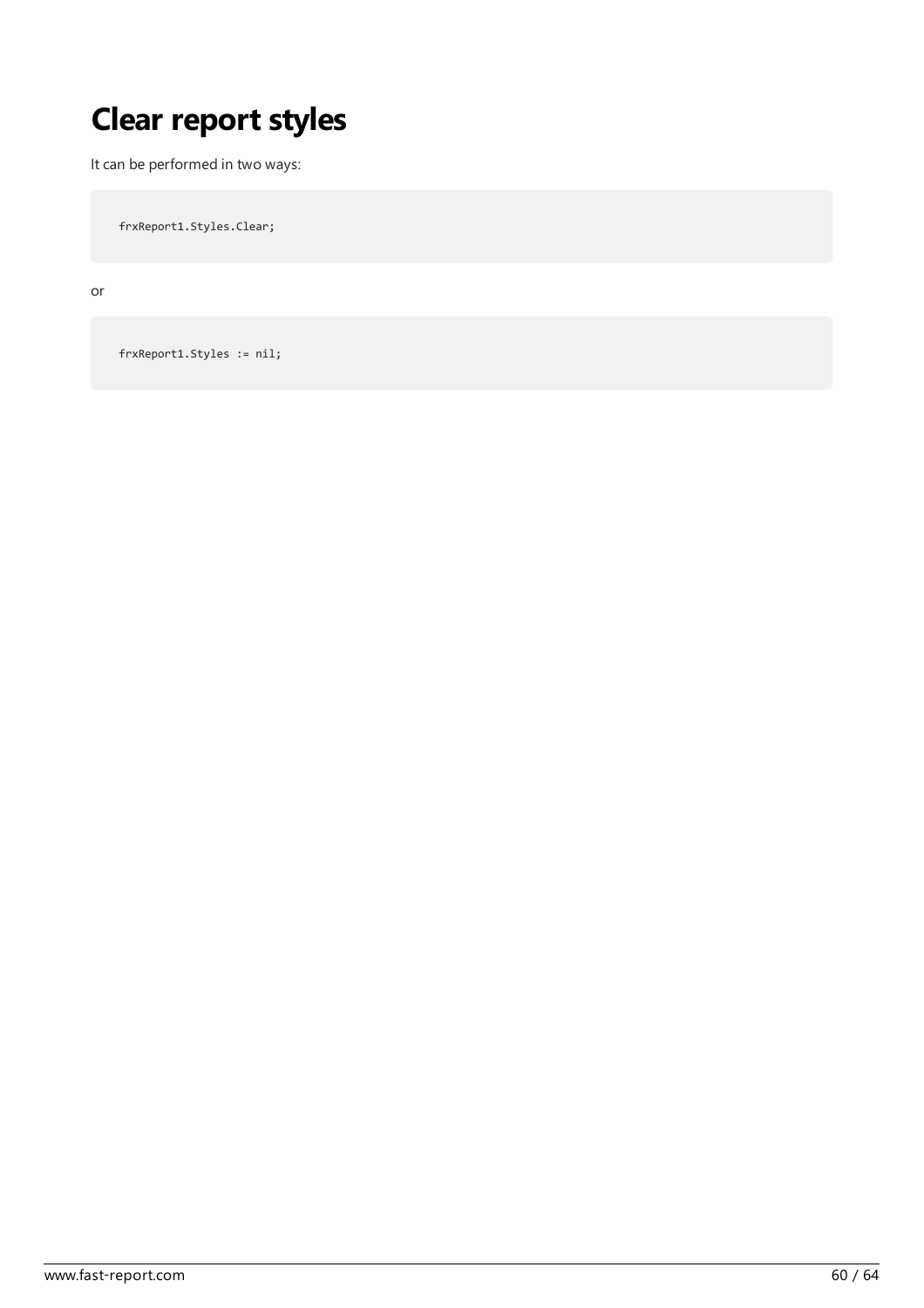# Clear report styles

It can be performed in two ways:

```
frxReport1.Styles.Clear;
```

or

```
frxReport1.Styles := nil;
```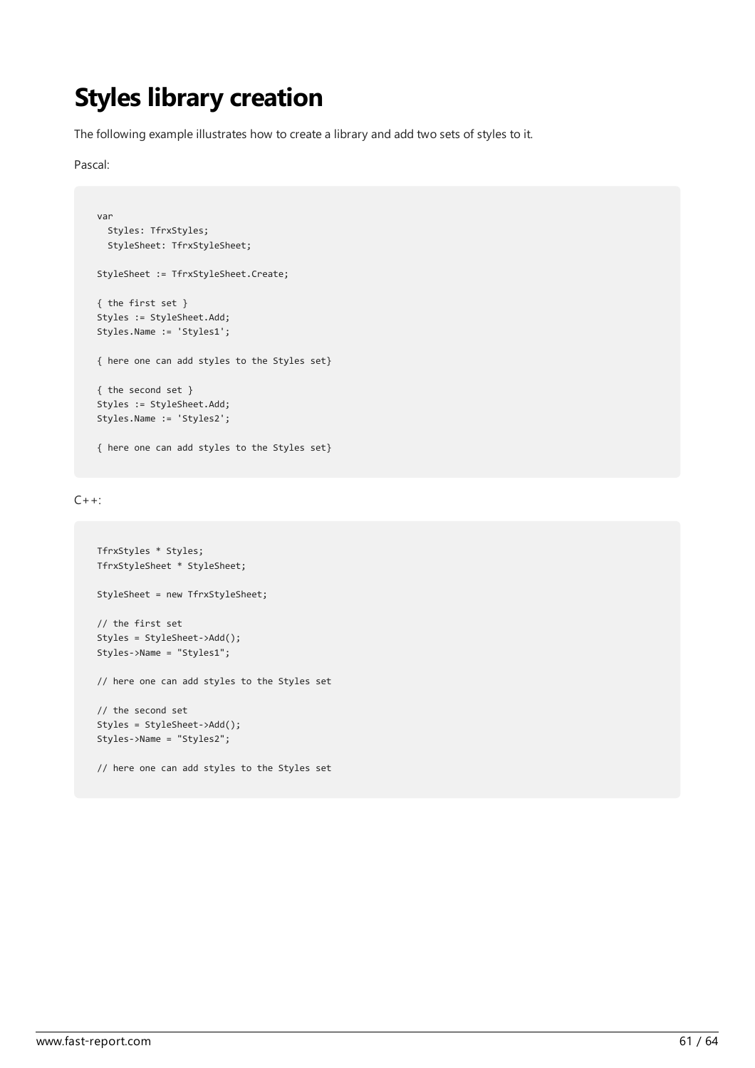# Styles library creation

The following example illustrates how to create a library and add two sets of styles to it.

Pascal:

```
var
  Styles: TfrxStyles;
  StyleSheet: TfrxStyleSheet;

StyleSheet := TfrxStyleSheet.Create;

{ the first set }
Styles := StyleSheet.Add;
Styles.Name := 'Styles1';

{ here one can add styles to the Styles set}

{ the second set }
Styles := StyleSheet.Add;
Styles.Name := 'Styles2';

{ here one can add styles to the Styles set}
```

C++:

```
TfrxStyles * Styles;
TfrxStyleSheet * StyleSheet;

StyleSheet = new TfrxStyleSheet;

// the first set
Styles = StyleSheet->Add();
Styles->Name = "Styles1";

// here one can add styles to the Styles set

// the second set
Styles = StyleSheet->Add();
Styles->Name = "Styles2";

// here one can add styles to the Styles set
```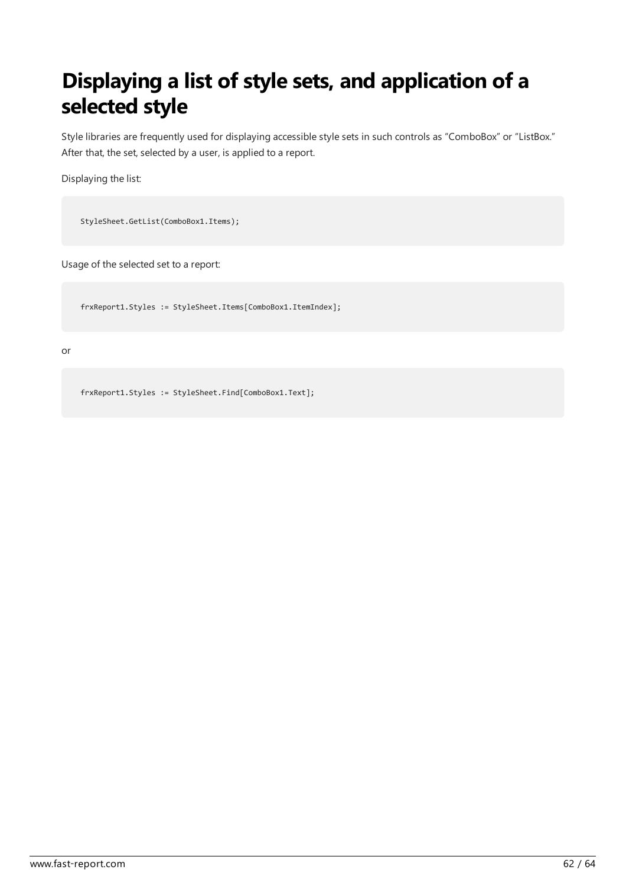# Displaying a list of style sets, and application of a selected style

Style libraries are frequently used for displaying accessible style sets in such controls as “ComboBox” or “ListBox.” After that, the set, selected by a user, is applied to a report.

Displaying the list:

```
StyleSheet.GetList(ComboBox1.Items);
```

Usage of the selected set to a report:

```
frxReport1.Styles := StyleSheet.Items[ComboBox1.ItemIndex];
```

or

```
frxReport1.Styles := StyleSheet.Find[ComboBox1.Text];
```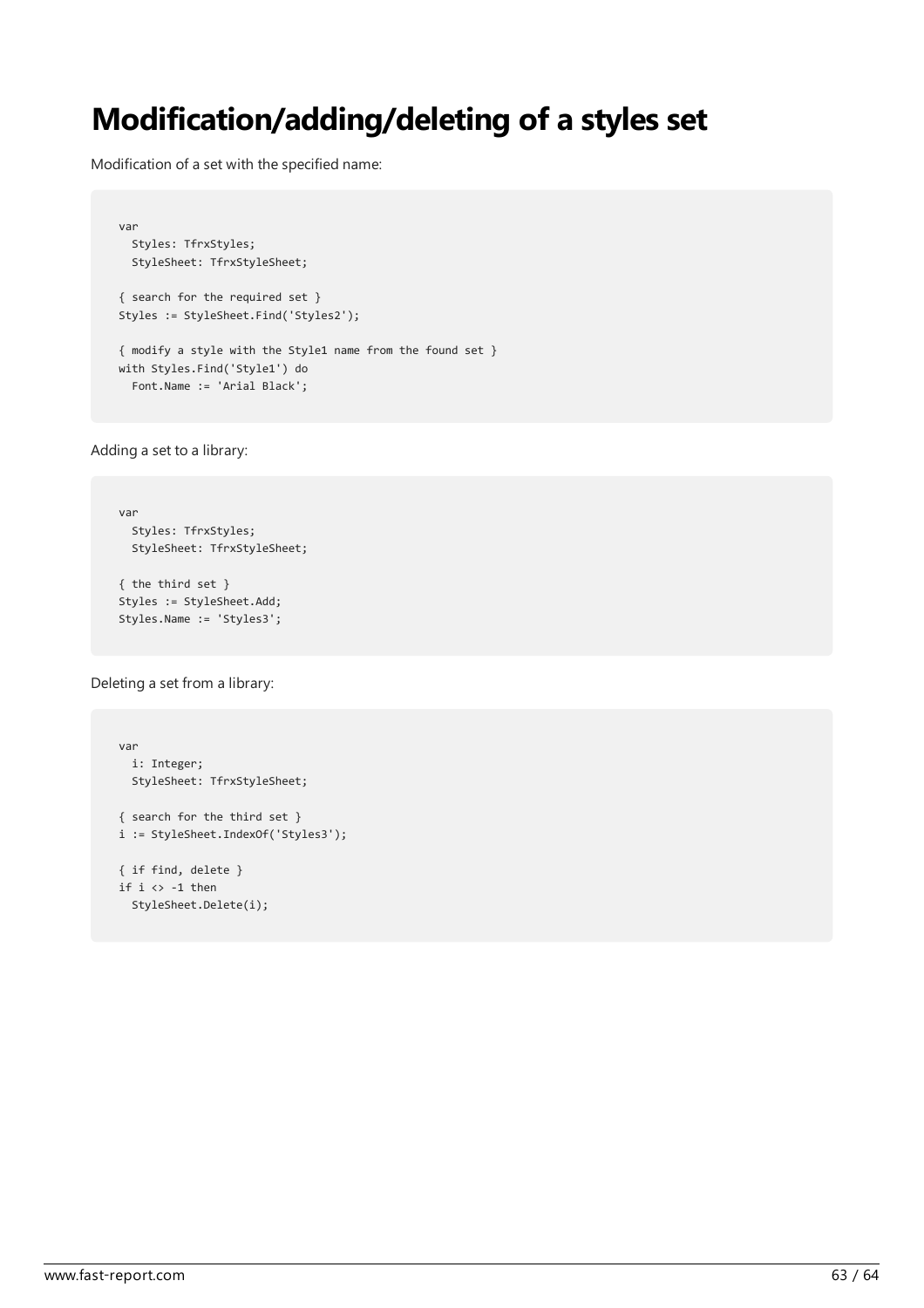# Modification/adding/deleting of a styles set

Modification of a set with the specified name:

```
var
  Styles: TfrxStyles;
  StyleSheet: TfrxStyleSheet;

{ search for the required set }
Styles := StyleSheet.Find('Styles2');

{ modify a style with the Style1 name from the found set }
with Styles.Find('Style1') do
  Font.Name := 'Arial Black';
```

Adding a set to a library:

```
var
  Styles: TfrxStyles;
  StyleSheet: TfrxStyleSheet;

{ the third set }
Styles := StyleSheet.Add;
Styles.Name := 'Styles3';
```

Deleting a set from a library:

```
var
  i: Integer;
  StyleSheet: TfrxStyleSheet;

{ search for the third set }
i := StyleSheet.IndexOf('Styles3');

{ if find, delete }
if i <> -1 then
  StyleSheet.Delete(i);
```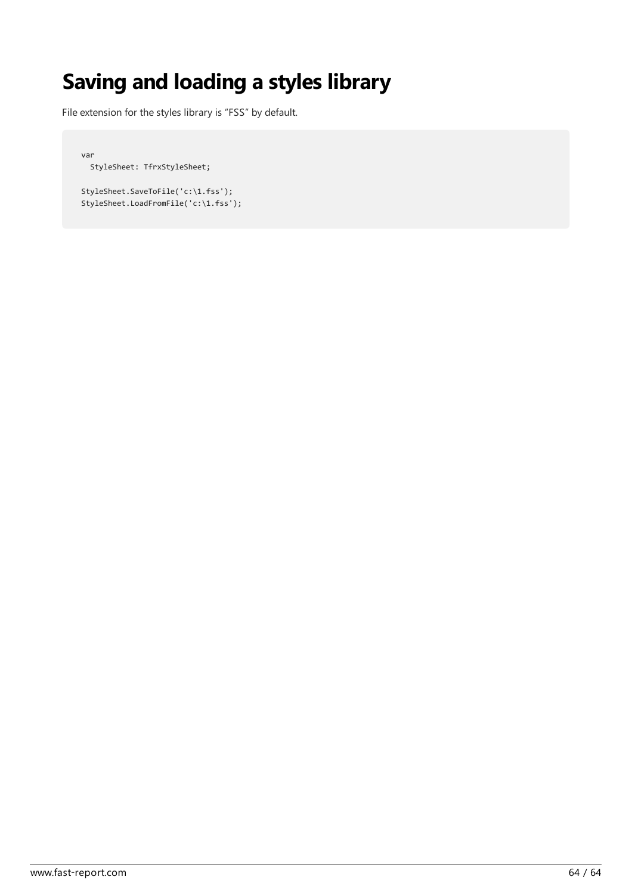# Saving and loading a styles library

File extension for the styles library is "FSS" by default.

```
var
  StyleSheet: TfrxStyleSheet;

StyleSheet.SaveToFile('c:\1.fss');
StyleSheet.LoadFromFile('c:\1.fss');
```